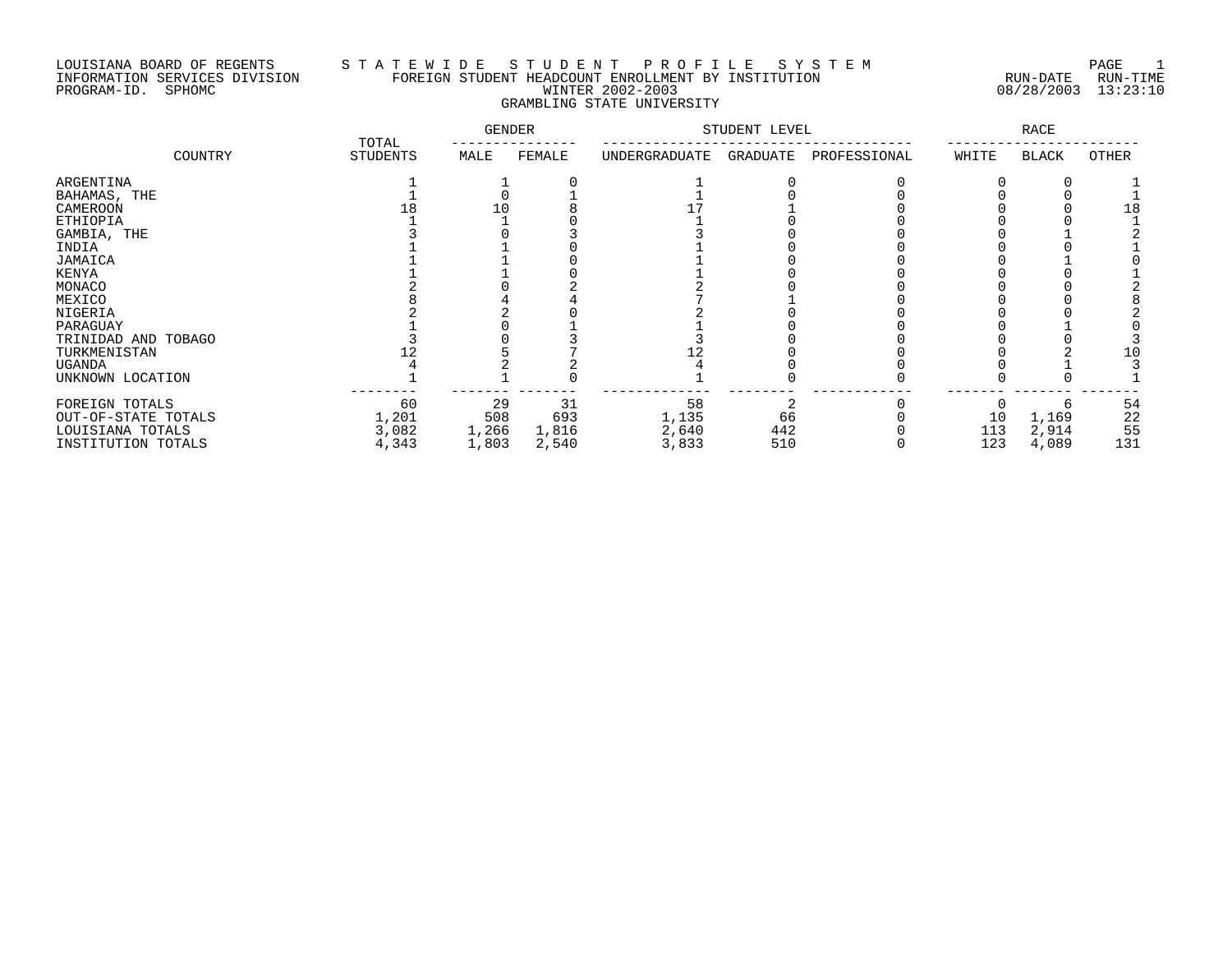LOUISIANA BOARD OF REGENTS
INFORMATION SERVICES DIVISION
PROGRAM-ID. SPHOMC

# S T A T E W I D E   S T U D E N T   P R O F I L E   S Y S T E M

## FOREIGN STUDENT HEADCOUNT ENROLLMENT BY INSTITUTION
## WINTER 2002-2003
## GRAMBLING STATE UNIVERSITY

RUN-DATE 08/28/2003 RUN-TIME 13:23:10

| COUNTRY | TOTAL STUDENTS | GENDER | | STUDENT LEVEL | | | RACE | | |
|---|---|---|---|---|---|---|---|---|---|
| | | MALE | FEMALE | UNDERGRADUATE | GRADUATE | PROFESSIONAL | WHITE | BLACK | OTHER |
| ARGENTINA | 1 | 1 | 0 | 1 | 0 | 0 | 0 | 0 | 1 |
| BAHAMAS, THE | 1 | 0 | 1 | 1 | 0 | 0 | 0 | 0 | 1 |
| CAMEROON | 18 | 10 | 8 | 17 | 1 | 0 | 0 | 0 | 18 |
| ETHIOPIA | 1 | 1 | 0 | 1 | 0 | 0 | 0 | 0 | 1 |
| GAMBIA, THE | 3 | 0 | 3 | 3 | 0 | 0 | 0 | 1 | 2 |
| INDIA | 1 | 1 | 0 | 1 | 0 | 0 | 0 | 0 | 1 |
| JAMAICA | 1 | 1 | 0 | 1 | 0 | 0 | 0 | 1 | 0 |
| KENYA | 1 | 1 | 0 | 1 | 0 | 0 | 0 | 0 | 1 |
| MONACO | 2 | 0 | 2 | 2 | 0 | 0 | 0 | 0 | 2 |
| MEXICO | 8 | 4 | 4 | 7 | 1 | 0 | 0 | 0 | 8 |
| NIGERIA | 2 | 2 | 0 | 2 | 0 | 0 | 0 | 0 | 2 |
| PARAGUAY | 1 | 0 | 1 | 1 | 0 | 0 | 0 | 1 | 0 |
| TRINIDAD AND TOBAGO | 3 | 0 | 3 | 3 | 0 | 0 | 0 | 0 | 3 |
| TURKMENISTAN | 12 | 5 | 7 | 12 | 0 | 0 | 0 | 2 | 10 |
| UGANDA | 4 | 2 | 2 | 4 | 0 | 0 | 0 | 1 | 3 |
| UNKNOWN LOCATION | 1 | 1 | 0 | 1 | 0 | 0 | 0 | 0 | 1 |
| FOREIGN TOTALS | 60 | 29 | 31 | 58 | 2 | 0 | 0 | 6 | 54 |
| OUT-OF-STATE TOTALS | 1,201 | 508 | 693 | 1,135 | 66 | 0 | 10 | 1,169 | 22 |
| LOUISIANA TOTALS | 3,082 | 1,266 | 1,816 | 2,640 | 442 | 0 | 113 | 2,914 | 55 |
| INSTITUTION TOTALS | 4,343 | 1,803 | 2,540 | 3,833 | 510 | 0 | 123 | 4,089 | 131 |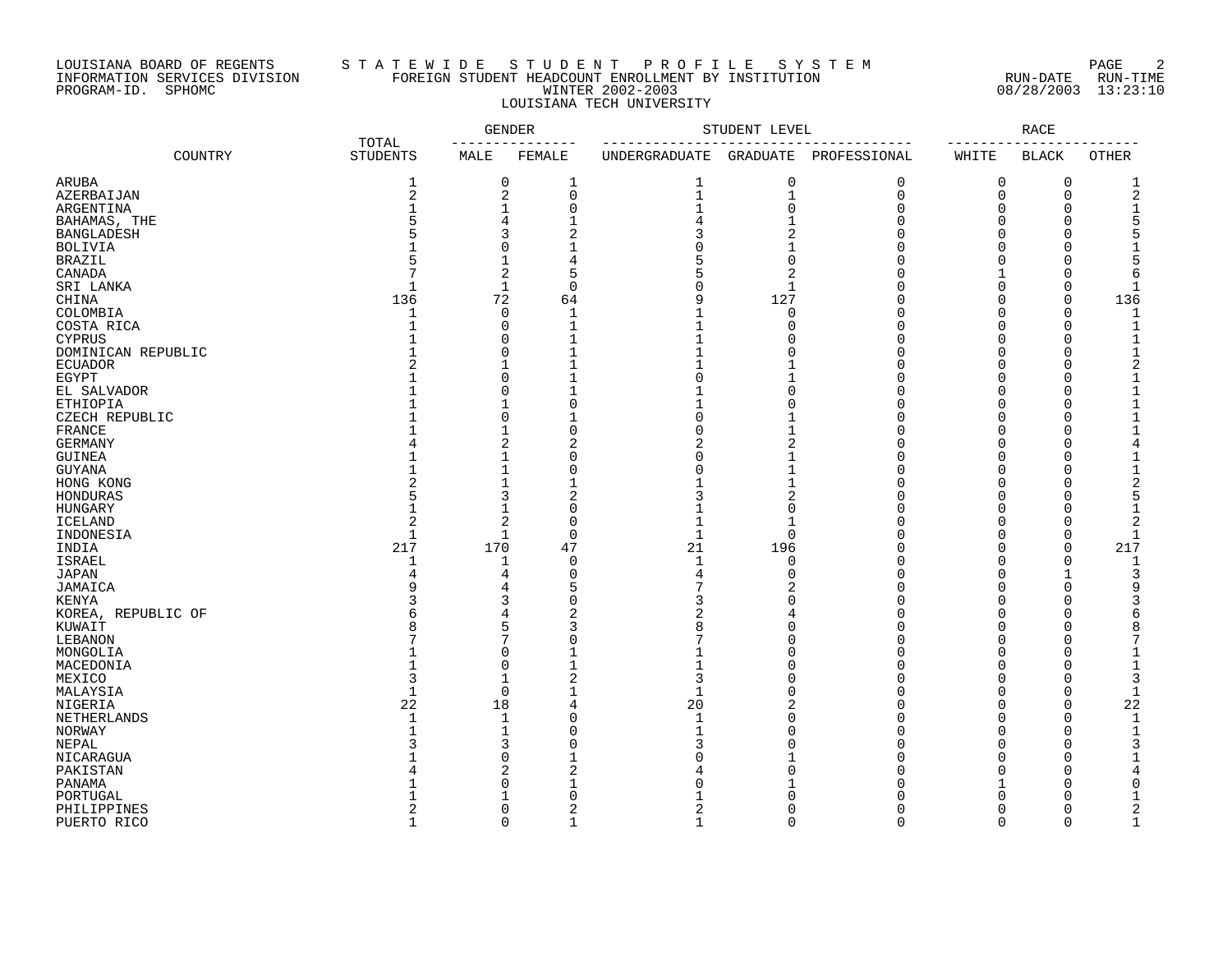LOUISIANA BOARD OF REGENTS — STATEWIDE STUDENT PROFILE SYSTEM
INFORMATION SERVICES DIVISION — FOREIGN STUDENT HEADCOUNT ENROLLMENT BY INSTITUTION — RUN-DATE 08/28/2003 RUN-TIME 13:23:10
PROGRAM-ID. SPHOMC — WINTER 2002-2003

## LOUISIANA TECH UNIVERSITY

| COUNTRY | TOTAL STUDENTS | GENDER | | STUDENT LEVEL | | | RACE | | |
|---|---|---|---|---|---|---|---|---|---|
| | | MALE | FEMALE | UNDERGRADUATE | GRADUATE | PROFESSIONAL | WHITE | BLACK | OTHER |
| ARUBA | 1 | 0 | 1 | 1 | 0 | 0 | 0 | 0 | 1 |
| AZERBAIJAN | 2 | 2 | 0 | 1 | 1 | 0 | 0 | 0 | 2 |
| ARGENTINA | 1 | 1 | 0 | 1 | 0 | 0 | 0 | 0 | 1 |
| BAHAMAS, THE | 5 | 4 | 1 | 4 | 1 | 0 | 0 | 0 | 5 |
| BANGLADESH | 5 | 3 | 2 | 3 | 2 | 0 | 0 | 0 | 5 |
| BOLIVIA | 1 | 0 | 1 | 0 | 1 | 0 | 0 | 0 | 1 |
| BRAZIL | 5 | 1 | 4 | 5 | 0 | 0 | 0 | 0 | 5 |
| CANADA | 7 | 2 | 5 | 5 | 2 | 0 | 1 | 0 | 6 |
| SRI LANKA | 1 | 1 | 0 | 0 | 1 | 0 | 0 | 0 | 1 |
| CHINA | 136 | 72 | 64 | 9 | 127 | 0 | 0 | 0 | 136 |
| COLOMBIA | 1 | 0 | 1 | 1 | 0 | 0 | 0 | 0 | 1 |
| COSTA RICA | 1 | 0 | 1 | 1 | 0 | 0 | 0 | 0 | 1 |
| CYPRUS | 1 | 0 | 1 | 1 | 0 | 0 | 0 | 0 | 1 |
| DOMINICAN REPUBLIC | 1 | 0 | 1 | 1 | 0 | 0 | 0 | 0 | 1 |
| ECUADOR | 2 | 1 | 1 | 1 | 1 | 0 | 0 | 0 | 2 |
| EGYPT | 1 | 0 | 1 | 0 | 1 | 0 | 0 | 0 | 1 |
| EL SALVADOR | 1 | 0 | 1 | 1 | 0 | 0 | 0 | 0 | 1 |
| ETHIOPIA | 1 | 1 | 0 | 1 | 0 | 0 | 0 | 0 | 1 |
| CZECH REPUBLIC | 1 | 0 | 1 | 0 | 1 | 0 | 0 | 0 | 1 |
| FRANCE | 1 | 1 | 0 | 0 | 1 | 0 | 0 | 0 | 1 |
| GERMANY | 4 | 2 | 2 | 2 | 2 | 0 | 0 | 0 | 4 |
| GUINEA | 1 | 1 | 0 | 0 | 1 | 0 | 0 | 0 | 1 |
| GUYANA | 1 | 1 | 0 | 0 | 1 | 0 | 0 | 0 | 1 |
| HONG KONG | 2 | 1 | 1 | 1 | 1 | 0 | 0 | 0 | 2 |
| HONDURAS | 5 | 3 | 2 | 3 | 2 | 0 | 0 | 0 | 5 |
| HUNGARY | 1 | 1 | 0 | 1 | 0 | 0 | 0 | 0 | 1 |
| ICELAND | 2 | 2 | 0 | 1 | 1 | 0 | 0 | 0 | 2 |
| INDONESIA | 1 | 1 | 0 | 1 | 0 | 0 | 0 | 0 | 1 |
| INDIA | 217 | 170 | 47 | 21 | 196 | 0 | 0 | 0 | 217 |
| ISRAEL | 1 | 1 | 0 | 1 | 0 | 0 | 0 | 0 | 1 |
| JAPAN | 4 | 4 | 0 | 4 | 0 | 0 | 0 | 1 | 3 |
| JAMAICA | 9 | 4 | 5 | 7 | 2 | 0 | 0 | 0 | 9 |
| KENYA | 3 | 3 | 0 | 3 | 0 | 0 | 0 | 0 | 3 |
| KOREA, REPUBLIC OF | 6 | 4 | 2 | 2 | 4 | 0 | 0 | 0 | 6 |
| KUWAIT | 8 | 5 | 3 | 8 | 0 | 0 | 0 | 0 | 8 |
| LEBANON | 7 | 7 | 0 | 7 | 0 | 0 | 0 | 0 | 7 |
| MONGOLIA | 1 | 0 | 1 | 1 | 0 | 0 | 0 | 0 | 1 |
| MACEDONIA | 1 | 0 | 1 | 1 | 0 | 0 | 0 | 0 | 1 |
| MEXICO | 3 | 1 | 2 | 3 | 0 | 0 | 0 | 0 | 3 |
| MALAYSIA | 1 | 0 | 1 | 1 | 0 | 0 | 0 | 0 | 1 |
| NIGERIA | 22 | 18 | 4 | 20 | 2 | 0 | 0 | 0 | 22 |
| NETHERLANDS | 1 | 1 | 0 | 1 | 0 | 0 | 0 | 0 | 1 |
| NORWAY | 1 | 1 | 0 | 1 | 0 | 0 | 0 | 0 | 1 |
| NEPAL | 3 | 3 | 0 | 3 | 0 | 0 | 0 | 0 | 3 |
| NICARAGUA | 1 | 0 | 1 | 0 | 1 | 0 | 0 | 0 | 1 |
| PAKISTAN | 4 | 2 | 2 | 4 | 0 | 0 | 0 | 0 | 4 |
| PANAMA | 1 | 0 | 1 | 0 | 1 | 0 | 1 | 0 | 0 |
| PORTUGAL | 1 | 1 | 0 | 1 | 0 | 0 | 0 | 0 | 1 |
| PHILIPPINES | 2 | 0 | 2 | 2 | 0 | 0 | 0 | 0 | 2 |
| PUERTO RICO | 1 | 0 | 1 | 1 | 0 | 0 | 0 | 0 | 1 |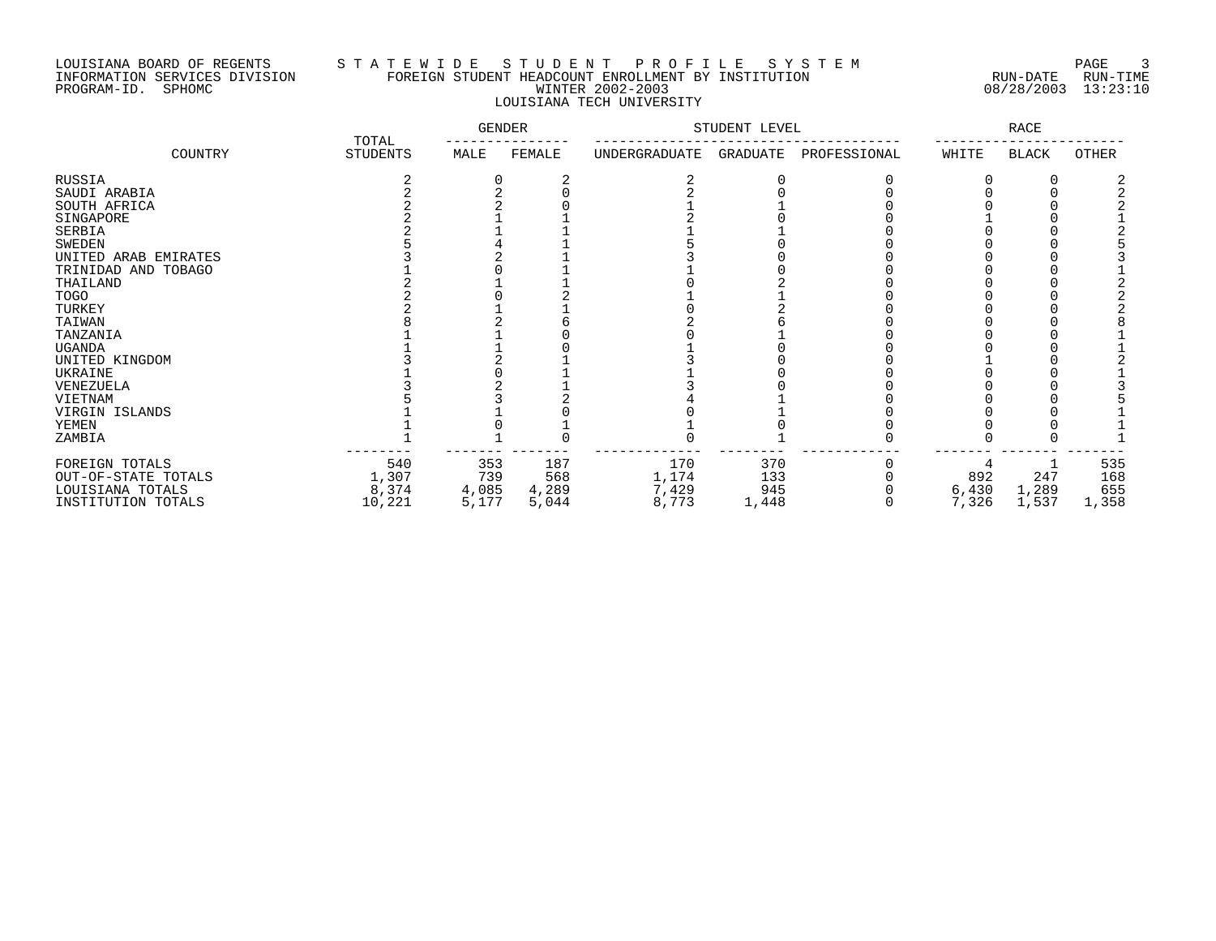LOUISIANA BOARD OF REGENTS
INFORMATION SERVICES DIVISION
PROGRAM-ID. SPHOMC

# STATEWIDE STUDENT PROFILE SYSTEM

## FOREIGN STUDENT HEADCOUNT ENROLLMENT BY INSTITUTION
## WINTER 2002-2003
## LOUISIANA TECH UNIVERSITY

RUN-DATE 08/28/2003 RUN-TIME 13:23:10

| COUNTRY | TOTAL STUDENTS | GENDER | | STUDENT LEVEL | | | RACE | | |
|---|---|---|---|---|---|---|---|---|---|
| | | MALE | FEMALE | UNDERGRADUATE | GRADUATE | PROFESSIONAL | WHITE | BLACK | OTHER |
| RUSSIA | 2 | 0 | 2 | 2 | 0 | 0 | 0 | 0 | 2 |
| SAUDI ARABIA | 2 | 2 | 0 | 2 | 0 | 0 | 0 | 0 | 2 |
| SOUTH AFRICA | 2 | 2 | 0 | 1 | 1 | 0 | 0 | 0 | 2 |
| SINGAPORE | 2 | 1 | 1 | 2 | 0 | 0 | 1 | 0 | 1 |
| SERBIA | 2 | 1 | 1 | 1 | 1 | 0 | 0 | 0 | 2 |
| SWEDEN | 5 | 4 | 1 | 5 | 0 | 0 | 0 | 0 | 5 |
| UNITED ARAB EMIRATES | 3 | 2 | 1 | 3 | 0 | 0 | 0 | 0 | 3 |
| TRINIDAD AND TOBAGO | 1 | 0 | 1 | 1 | 0 | 0 | 0 | 0 | 1 |
| THAILAND | 2 | 1 | 1 | 0 | 2 | 0 | 0 | 0 | 2 |
| TOGO | 2 | 0 | 2 | 1 | 1 | 0 | 0 | 0 | 2 |
| TURKEY | 2 | 1 | 1 | 0 | 2 | 0 | 0 | 0 | 2 |
| TAIWAN | 8 | 2 | 6 | 2 | 6 | 0 | 0 | 0 | 8 |
| TANZANIA | 1 | 1 | 0 | 0 | 1 | 0 | 0 | 0 | 1 |
| UGANDA | 1 | 1 | 0 | 1 | 0 | 0 | 0 | 0 | 1 |
| UNITED KINGDOM | 3 | 2 | 1 | 3 | 0 | 0 | 1 | 0 | 2 |
| UKRAINE | 1 | 0 | 1 | 1 | 0 | 0 | 0 | 0 | 1 |
| VENEZUELA | 3 | 2 | 1 | 3 | 0 | 0 | 0 | 0 | 3 |
| VIETNAM | 5 | 3 | 2 | 4 | 1 | 0 | 0 | 0 | 5 |
| VIRGIN ISLANDS | 1 | 1 | 0 | 0 | 1 | 0 | 0 | 0 | 1 |
| YEMEN | 1 | 0 | 1 | 1 | 0 | 0 | 0 | 0 | 1 |
| ZAMBIA | 1 | 1 | 0 | 0 | 1 | 0 | 0 | 0 | 1 |
| FOREIGN TOTALS | 540 | 353 | 187 | 170 | 370 | 0 | 4 | 1 | 535 |
| OUT-OF-STATE TOTALS | 1,307 | 739 | 568 | 1,174 | 133 | 0 | 892 | 247 | 168 |
| LOUISIANA TOTALS | 8,374 | 4,085 | 4,289 | 7,429 | 945 | 0 | 6,430 | 1,289 | 655 |
| INSTITUTION TOTALS | 10,221 | 5,177 | 5,044 | 8,773 | 1,448 | 0 | 7,326 | 1,537 | 1,358 |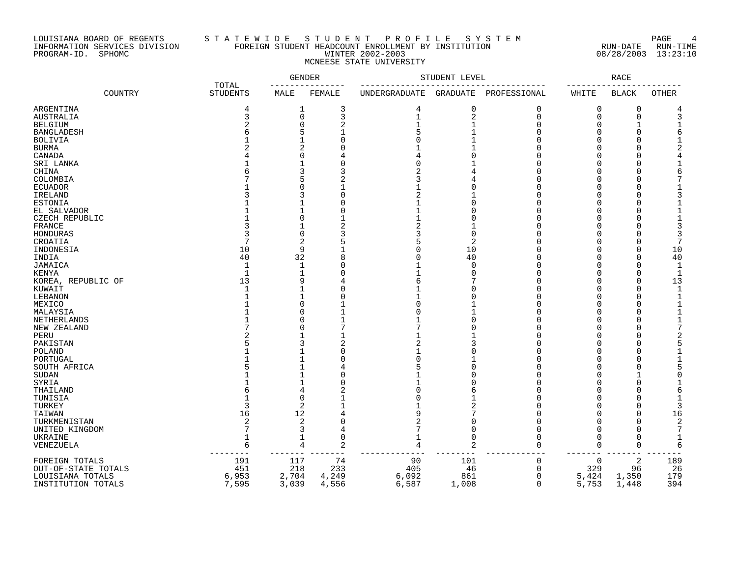LOUISIANA BOARD OF REGENTS
INFORMATION SERVICES DIVISION
PROGRAM-ID. SPHOMC

STATEWIDE STUDENT PROFILE SYSTEM
FOREIGN STUDENT HEADCOUNT ENROLLMENT BY INSTITUTION
WINTER 2002-2003
MCNEESE STATE UNIVERSITY

RUN-DATE 08/28/2003 RUN-TIME 13:23:10

| COUNTRY | TOTAL STUDENTS | GENDER | | STUDENT LEVEL | | | RACE | | |
|---|---|---|---|---|---|---|---|---|---|
| | | MALE | FEMALE | UNDERGRADUATE | GRADUATE | PROFESSIONAL | WHITE | BLACK | OTHER |
| ARGENTINA | 4 | 1 | 3 | 4 | 0 | 0 | 0 | 0 | 4 |
| AUSTRALIA | 3 | 0 | 3 | 1 | 2 | 0 | 0 | 0 | 3 |
| BELGIUM | 2 | 0 | 2 | 1 | 1 | 0 | 0 | 1 | 1 |
| BANGLADESH | 6 | 5 | 1 | 5 | 1 | 0 | 0 | 0 | 6 |
| BOLIVIA | 1 | 1 | 0 | 0 | 1 | 0 | 0 | 0 | 1 |
| BURMA | 2 | 2 | 0 | 1 | 1 | 0 | 0 | 0 | 2 |
| CANADA | 4 | 0 | 4 | 4 | 0 | 0 | 0 | 0 | 4 |
| SRI LANKA | 1 | 1 | 0 | 0 | 1 | 0 | 0 | 0 | 1 |
| CHINA | 6 | 3 | 3 | 2 | 4 | 0 | 0 | 0 | 6 |
| COLOMBIA | 7 | 5 | 2 | 3 | 4 | 0 | 0 | 0 | 7 |
| ECUADOR | 1 | 0 | 1 | 1 | 0 | 0 | 0 | 0 | 1 |
| IRELAND | 3 | 3 | 0 | 2 | 1 | 0 | 0 | 0 | 3 |
| ESTONIA | 1 | 1 | 0 | 1 | 0 | 0 | 0 | 0 | 1 |
| EL SALVADOR | 1 | 1 | 0 | 1 | 0 | 0 | 0 | 0 | 1 |
| CZECH REPUBLIC | 1 | 0 | 1 | 1 | 0 | 0 | 0 | 0 | 1 |
| FRANCE | 3 | 1 | 2 | 2 | 1 | 0 | 0 | 0 | 3 |
| HONDURAS | 3 | 0 | 3 | 3 | 0 | 0 | 0 | 0 | 3 |
| CROATIA | 7 | 2 | 5 | 5 | 2 | 0 | 0 | 0 | 7 |
| INDONESIA | 10 | 9 | 1 | 0 | 10 | 0 | 0 | 0 | 10 |
| INDIA | 40 | 32 | 8 | 0 | 40 | 0 | 0 | 0 | 40 |
| JAMAICA | 1 | 1 | 0 | 1 | 0 | 0 | 0 | 0 | 1 |
| KENYA | 1 | 1 | 0 | 1 | 0 | 0 | 0 | 0 | 1 |
| KOREA, REPUBLIC OF | 13 | 9 | 4 | 6 | 7 | 0 | 0 | 0 | 13 |
| KUWAIT | 1 | 1 | 0 | 1 | 0 | 0 | 0 | 0 | 1 |
| LEBANON | 1 | 1 | 0 | 1 | 0 | 0 | 0 | 0 | 1 |
| MEXICO | 1 | 0 | 1 | 0 | 1 | 0 | 0 | 0 | 1 |
| MALAYSIA | 1 | 0 | 1 | 0 | 1 | 0 | 0 | 0 | 1 |
| NETHERLANDS | 1 | 0 | 1 | 1 | 0 | 0 | 0 | 0 | 1 |
| NEW ZEALAND | 7 | 0 | 7 | 7 | 0 | 0 | 0 | 0 | 7 |
| PERU | 2 | 1 | 1 | 1 | 1 | 0 | 0 | 0 | 2 |
| PAKISTAN | 5 | 3 | 2 | 2 | 3 | 0 | 0 | 0 | 5 |
| POLAND | 1 | 1 | 0 | 1 | 0 | 0 | 0 | 0 | 1 |
| PORTUGAL | 1 | 1 | 0 | 0 | 1 | 0 | 0 | 0 | 1 |
| SOUTH AFRICA | 5 | 1 | 4 | 5 | 0 | 0 | 0 | 0 | 5 |
| SUDAN | 1 | 1 | 0 | 1 | 0 | 0 | 0 | 1 | 0 |
| SYRIA | 1 | 1 | 0 | 1 | 0 | 0 | 0 | 0 | 1 |
| THAILAND | 6 | 4 | 2 | 0 | 6 | 0 | 0 | 0 | 6 |
| TUNISIA | 1 | 0 | 1 | 0 | 1 | 0 | 0 | 0 | 1 |
| TURKEY | 3 | 2 | 1 | 1 | 2 | 0 | 0 | 0 | 3 |
| TAIWAN | 16 | 12 | 4 | 9 | 7 | 0 | 0 | 0 | 16 |
| TURKMENISTAN | 2 | 2 | 0 | 2 | 0 | 0 | 0 | 0 | 2 |
| UNITED KINGDOM | 7 | 3 | 4 | 7 | 0 | 0 | 0 | 0 | 7 |
| UKRAINE | 1 | 1 | 0 | 1 | 0 | 0 | 0 | 0 | 1 |
| VENEZUELA | 6 | 4 | 2 | 4 | 2 | 0 | 0 | 0 | 6 |
| FOREIGN TOTALS | 191 | 117 | 74 | 90 | 101 | 0 | 0 | 2 | 189 |
| OUT-OF-STATE TOTALS | 451 | 218 | 233 | 405 | 46 | 0 | 329 | 96 | 26 |
| LOUISIANA TOTALS | 6,953 | 2,704 | 4,249 | 6,092 | 861 | 0 | 5,424 | 1,350 | 179 |
| INSTITUTION TOTALS | 7,595 | 3,039 | 4,556 | 6,587 | 1,008 | 0 | 5,753 | 1,448 | 394 |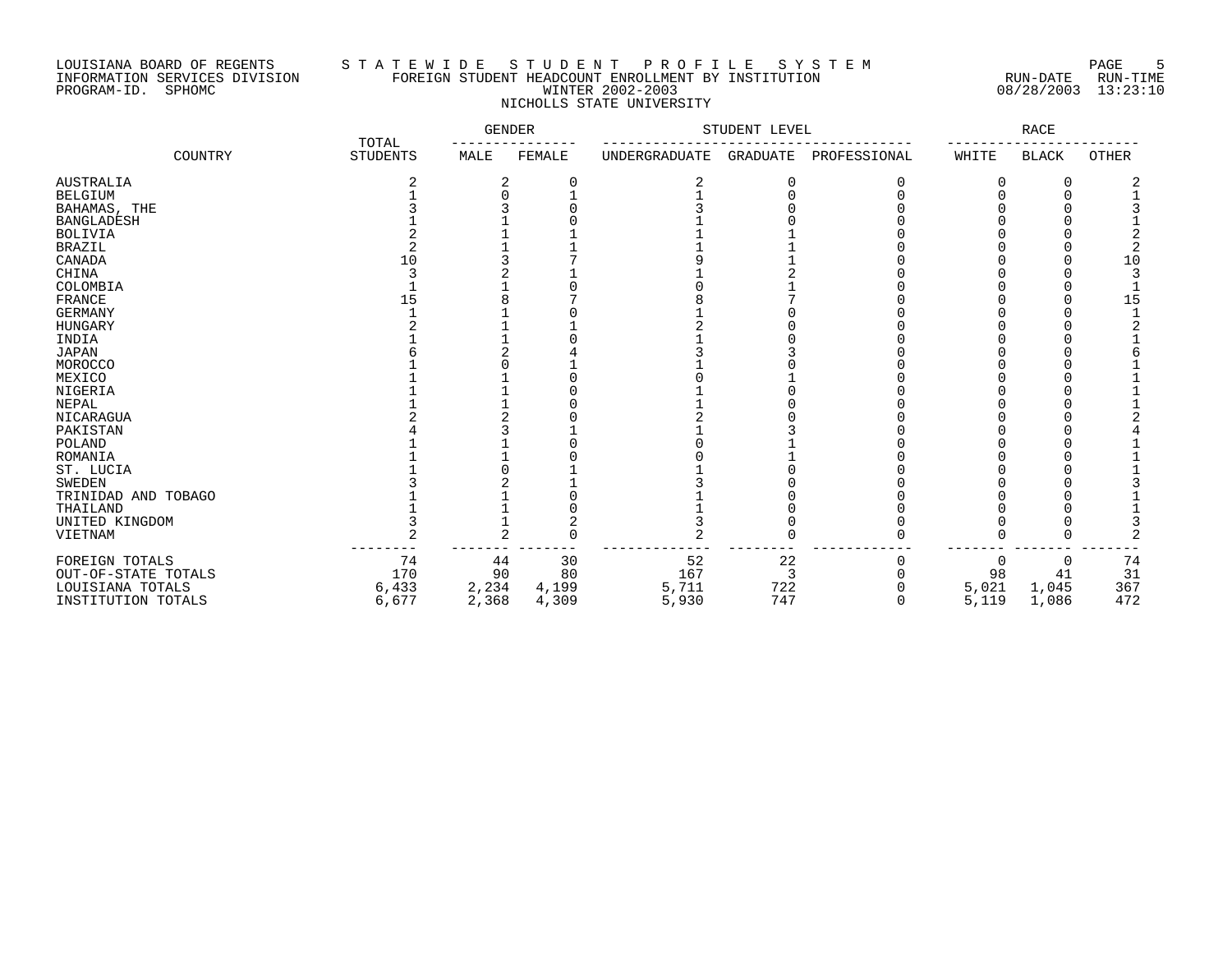LOUISIANA BOARD OF REGENTS
INFORMATION SERVICES DIVISION
PROGRAM-ID. SPHOMC

STATEWIDE STUDENT PROFILE SYSTEM
FOREIGN STUDENT HEADCOUNT ENROLLMENT BY INSTITUTION
WINTER 2002-2003
NICHOLLS STATE UNIVERSITY

RUN-DATE 08/28/2003 RUN-TIME 13:23:10

| COUNTRY | TOTAL STUDENTS | GENDER | | STUDENT LEVEL | | | RACE | | |
|---|---|---|---|---|---|---|---|---|---|
| | | MALE | FEMALE | UNDERGRADUATE | GRADUATE | PROFESSIONAL | WHITE | BLACK | OTHER |
| AUSTRALIA | 2 | 2 | 0 | 2 | 0 | 0 | 0 | 0 | 2 |
| BELGIUM | 1 | 0 | 1 | 1 | 0 | 0 | 0 | 0 | 1 |
| BAHAMAS, THE | 3 | 3 | 0 | 3 | 0 | 0 | 0 | 0 | 3 |
| BANGLADESH | 1 | 1 | 0 | 1 | 0 | 0 | 0 | 0 | 1 |
| BOLIVIA | 2 | 1 | 1 | 1 | 1 | 0 | 0 | 0 | 2 |
| BRAZIL | 2 | 1 | 1 | 1 | 1 | 0 | 0 | 0 | 2 |
| CANADA | 10 | 3 | 7 | 9 | 1 | 0 | 0 | 0 | 10 |
| CHINA | 3 | 2 | 1 | 1 | 2 | 0 | 0 | 0 | 3 |
| COLOMBIA | 1 | 1 | 0 | 0 | 1 | 0 | 0 | 0 | 1 |
| FRANCE | 15 | 8 | 7 | 8 | 7 | 0 | 0 | 0 | 15 |
| GERMANY | 1 | 1 | 0 | 1 | 0 | 0 | 0 | 0 | 1 |
| HUNGARY | 2 | 1 | 1 | 2 | 0 | 0 | 0 | 0 | 2 |
| INDIA | 1 | 1 | 0 | 1 | 0 | 0 | 0 | 0 | 1 |
| JAPAN | 6 | 2 | 4 | 3 | 3 | 0 | 0 | 0 | 6 |
| MOROCCO | 1 | 0 | 1 | 1 | 0 | 0 | 0 | 0 | 1 |
| MEXICO | 1 | 1 | 0 | 0 | 1 | 0 | 0 | 0 | 1 |
| NIGERIA | 1 | 1 | 0 | 1 | 0 | 0 | 0 | 0 | 1 |
| NEPAL | 1 | 1 | 0 | 1 | 0 | 0 | 0 | 0 | 1 |
| NICARAGUA | 2 | 2 | 0 | 2 | 0 | 0 | 0 | 0 | 2 |
| PAKISTAN | 4 | 3 | 1 | 1 | 3 | 0 | 0 | 0 | 4 |
| POLAND | 1 | 1 | 0 | 0 | 1 | 0 | 0 | 0 | 1 |
| ROMANIA | 1 | 1 | 0 | 0 | 1 | 0 | 0 | 0 | 1 |
| ST. LUCIA | 1 | 0 | 1 | 1 | 0 | 0 | 0 | 0 | 1 |
| SWEDEN | 3 | 2 | 1 | 3 | 0 | 0 | 0 | 0 | 3 |
| TRINIDAD AND TOBAGO | 1 | 1 | 0 | 1 | 0 | 0 | 0 | 0 | 1 |
| THAILAND | 1 | 1 | 0 | 1 | 0 | 0 | 0 | 0 | 1 |
| UNITED KINGDOM | 3 | 1 | 2 | 3 | 0 | 0 | 0 | 0 | 3 |
| VIETNAM | 2 | 2 | 0 | 2 | 0 | 0 | 0 | 0 | 2 |
| FOREIGN TOTALS | 74 | 44 | 30 | 52 | 22 | 0 | 0 | 0 | 74 |
| OUT-OF-STATE TOTALS | 170 | 90 | 80 | 167 | 3 | 0 | 98 | 41 | 31 |
| LOUISIANA TOTALS | 6,433 | 2,234 | 4,199 | 5,711 | 722 | 0 | 5,021 | 1,045 | 367 |
| INSTITUTION TOTALS | 6,677 | 2,368 | 4,309 | 5,930 | 747 | 0 | 5,119 | 1,086 | 472 |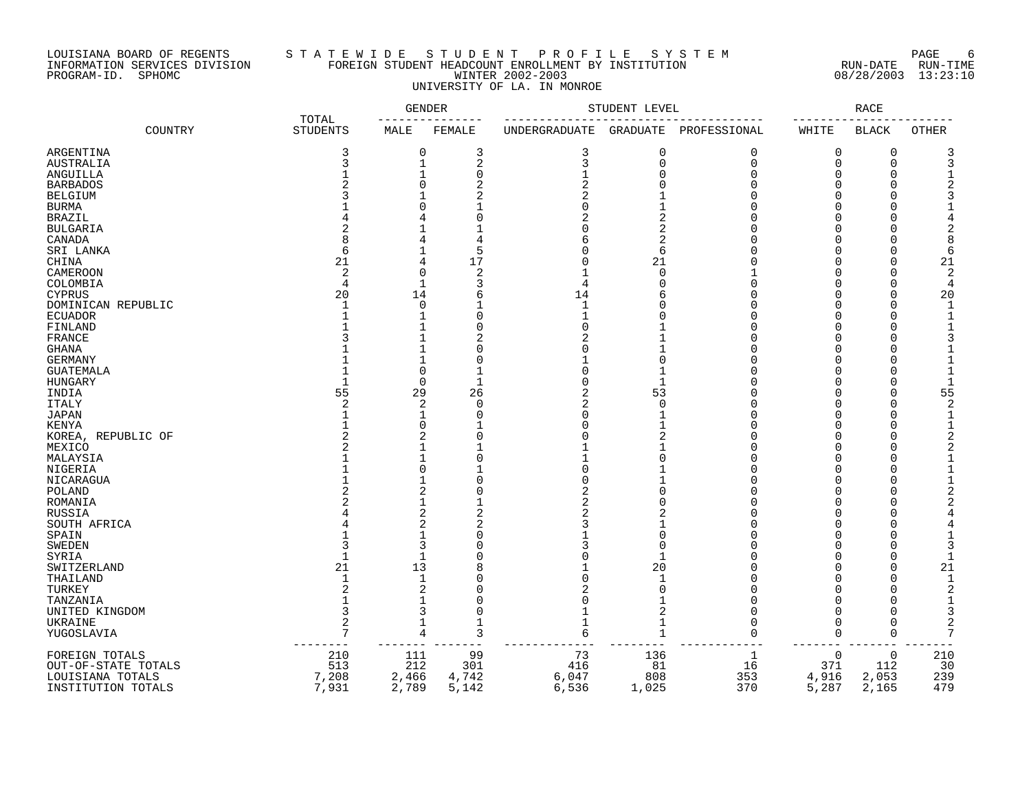LOUISIANA BOARD OF REGENTS — STATEWIDE STUDENT PROFILE SYSTEM
INFORMATION SERVICES DIVISION — FOREIGN STUDENT HEADCOUNT ENROLLMENT BY INSTITUTION — RUN-DATE 08/28/2003 RUN-TIME 13:23:10
PROGRAM-ID. SPHOMC — WINTER 2002-2003

UNIVERSITY OF LA. IN MONROE

| COUNTRY | TOTAL STUDENTS | GENDER | | STUDENT LEVEL | | | RACE | | |
|---|---|---|---|---|---|---|---|---|---|
| | | MALE | FEMALE | UNDERGRADUATE | GRADUATE | PROFESSIONAL | WHITE | BLACK | OTHER |
| ARGENTINA | 3 | 0 | 3 | 3 | 0 | 0 | 0 | 0 | 3 |
| AUSTRALIA | 3 | 1 | 2 | 3 | 0 | 0 | 0 | 0 | 3 |
| ANGUILLA | 1 | 1 | 0 | 1 | 0 | 0 | 0 | 0 | 1 |
| BARBADOS | 2 | 0 | 2 | 2 | 0 | 0 | 0 | 0 | 2 |
| BELGIUM | 3 | 1 | 2 | 2 | 1 | 0 | 0 | 0 | 3 |
| BURMA | 1 | 0 | 1 | 0 | 1 | 0 | 0 | 0 | 1 |
| BRAZIL | 4 | 4 | 0 | 2 | 2 | 0 | 0 | 0 | 4 |
| BULGARIA | 2 | 1 | 1 | 0 | 2 | 0 | 0 | 0 | 2 |
| CANADA | 8 | 4 | 4 | 6 | 2 | 0 | 0 | 0 | 8 |
| SRI LANKA | 6 | 1 | 5 | 0 | 6 | 0 | 0 | 0 | 6 |
| CHINA | 21 | 4 | 17 | 0 | 21 | 0 | 0 | 0 | 21 |
| CAMEROON | 2 | 0 | 2 | 1 | 0 | 1 | 0 | 0 | 2 |
| COLOMBIA | 4 | 1 | 3 | 4 | 0 | 0 | 0 | 0 | 4 |
| CYPRUS | 20 | 14 | 6 | 14 | 6 | 0 | 0 | 0 | 20 |
| DOMINICAN REPUBLIC | 1 | 0 | 1 | 1 | 0 | 0 | 0 | 0 | 1 |
| ECUADOR | 1 | 1 | 0 | 1 | 0 | 0 | 0 | 0 | 1 |
| FINLAND | 1 | 1 | 0 | 0 | 1 | 0 | 0 | 0 | 1 |
| FRANCE | 3 | 1 | 2 | 2 | 1 | 0 | 0 | 0 | 3 |
| GHANA | 1 | 1 | 0 | 0 | 1 | 0 | 0 | 0 | 1 |
| GERMANY | 1 | 1 | 0 | 1 | 0 | 0 | 0 | 0 | 1 |
| GUATEMALA | 1 | 0 | 1 | 0 | 1 | 0 | 0 | 0 | 1 |
| HUNGARY | 1 | 0 | 1 | 0 | 1 | 0 | 0 | 0 | 1 |
| INDIA | 55 | 29 | 26 | 2 | 53 | 0 | 0 | 0 | 55 |
| ITALY | 2 | 2 | 0 | 2 | 0 | 0 | 0 | 0 | 2 |
| JAPAN | 1 | 1 | 0 | 0 | 1 | 0 | 0 | 0 | 1 |
| KENYA | 1 | 0 | 1 | 0 | 1 | 0 | 0 | 0 | 1 |
| KOREA, REPUBLIC OF | 2 | 2 | 0 | 0 | 2 | 0 | 0 | 0 | 2 |
| MEXICO | 2 | 1 | 1 | 1 | 1 | 0 | 0 | 0 | 2 |
| MALAYSIA | 1 | 1 | 0 | 1 | 0 | 0 | 0 | 0 | 1 |
| NIGERIA | 1 | 0 | 1 | 0 | 1 | 0 | 0 | 0 | 1 |
| NICARAGUA | 1 | 1 | 0 | 0 | 1 | 0 | 0 | 0 | 1 |
| POLAND | 2 | 2 | 0 | 2 | 0 | 0 | 0 | 0 | 2 |
| ROMANIA | 2 | 1 | 1 | 2 | 0 | 0 | 0 | 0 | 2 |
| RUSSIA | 4 | 2 | 2 | 2 | 2 | 0 | 0 | 0 | 4 |
| SOUTH AFRICA | 4 | 2 | 2 | 3 | 1 | 0 | 0 | 0 | 4 |
| SPAIN | 1 | 1 | 0 | 1 | 0 | 0 | 0 | 0 | 1 |
| SWEDEN | 3 | 3 | 0 | 3 | 0 | 0 | 0 | 0 | 3 |
| SYRIA | 1 | 1 | 0 | 0 | 1 | 0 | 0 | 0 | 1 |
| SWITZERLAND | 21 | 13 | 8 | 1 | 20 | 0 | 0 | 0 | 21 |
| THAILAND | 1 | 1 | 0 | 0 | 1 | 0 | 0 | 0 | 1 |
| TURKEY | 2 | 2 | 0 | 2 | 0 | 0 | 0 | 0 | 2 |
| TANZANIA | 1 | 1 | 0 | 0 | 1 | 0 | 0 | 0 | 1 |
| UNITED KINGDOM | 3 | 3 | 0 | 1 | 2 | 0 | 0 | 0 | 3 |
| UKRAINE | 2 | 1 | 1 | 1 | 1 | 0 | 0 | 0 | 2 |
| YUGOSLAVIA | 7 | 4 | 3 | 6 | 1 | 0 | 0 | 0 | 7 |
| FOREIGN TOTALS | 210 | 111 | 99 | 73 | 136 | 1 | 0 | 0 | 210 |
| OUT-OF-STATE TOTALS | 513 | 212 | 301 | 416 | 81 | 16 | 371 | 112 | 30 |
| LOUISIANA TOTALS | 7,208 | 2,466 | 4,742 | 6,047 | 808 | 353 | 4,916 | 2,053 | 239 |
| INSTITUTION TOTALS | 7,931 | 2,789 | 5,142 | 6,536 | 1,025 | 370 | 5,287 | 2,165 | 479 |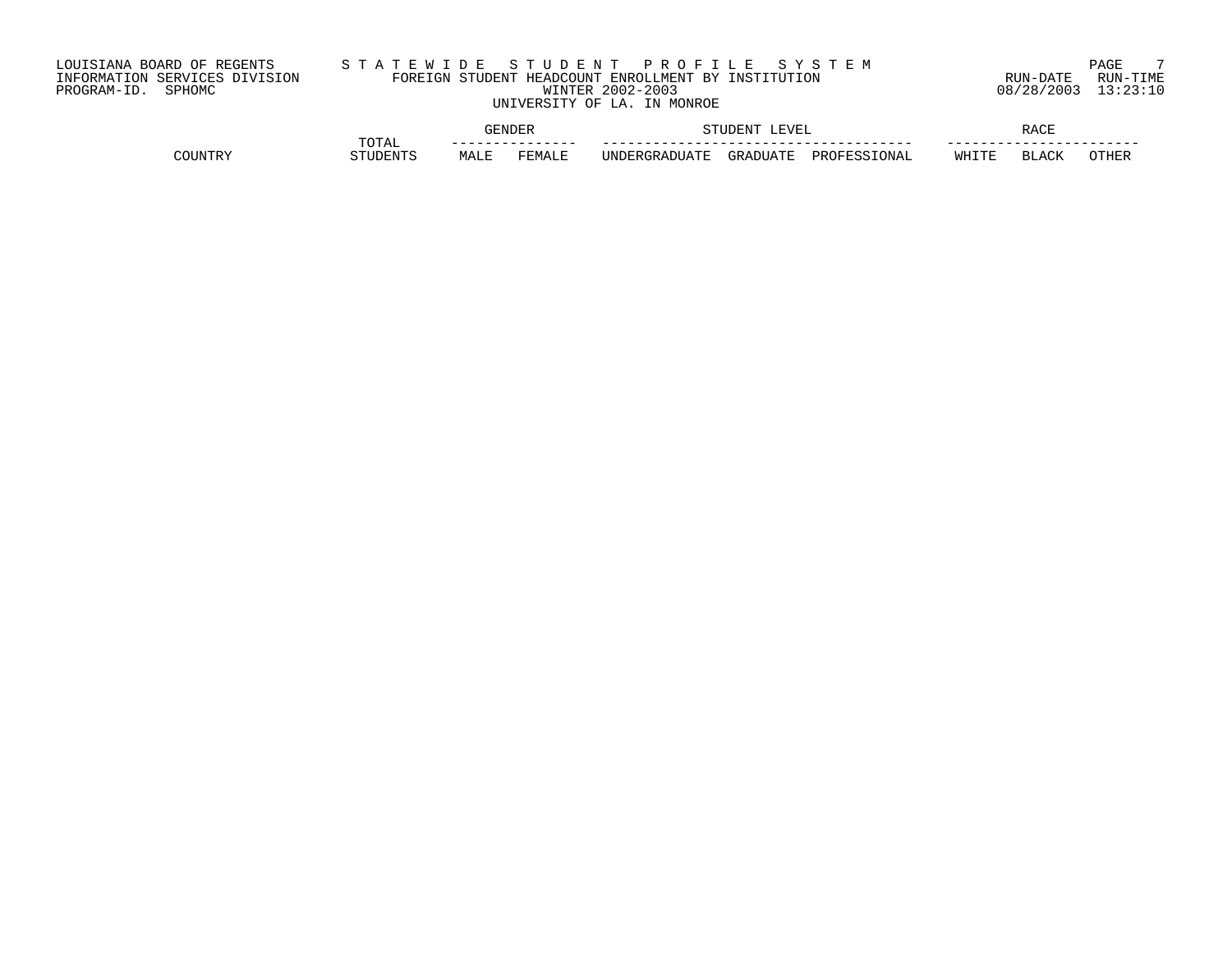LOUISIANA BOARD OF REGENTS
INFORMATION SERVICES DIVISION
PROGRAM-ID. SPHOMC

# S T A T E W I D E   S T U D E N T   P R O F I L E   S Y S T E M

## FOREIGN STUDENT HEADCOUNT ENROLLMENT BY INSTITUTION

WINTER 2002-2003

UNIVERSITY OF LA. IN MONROE

RUN-DATE 08/28/2003 RUN-TIME 13:23:10

| COUNTRY | TOTAL STUDENTS | GENDER | | STUDENT LEVEL | | | RACE | | |
|---|---|---|---|---|---|---|---|---|---|
| | | MALE | FEMALE | UNDERGRADUATE | GRADUATE | PROFESSIONAL | WHITE | BLACK | OTHER |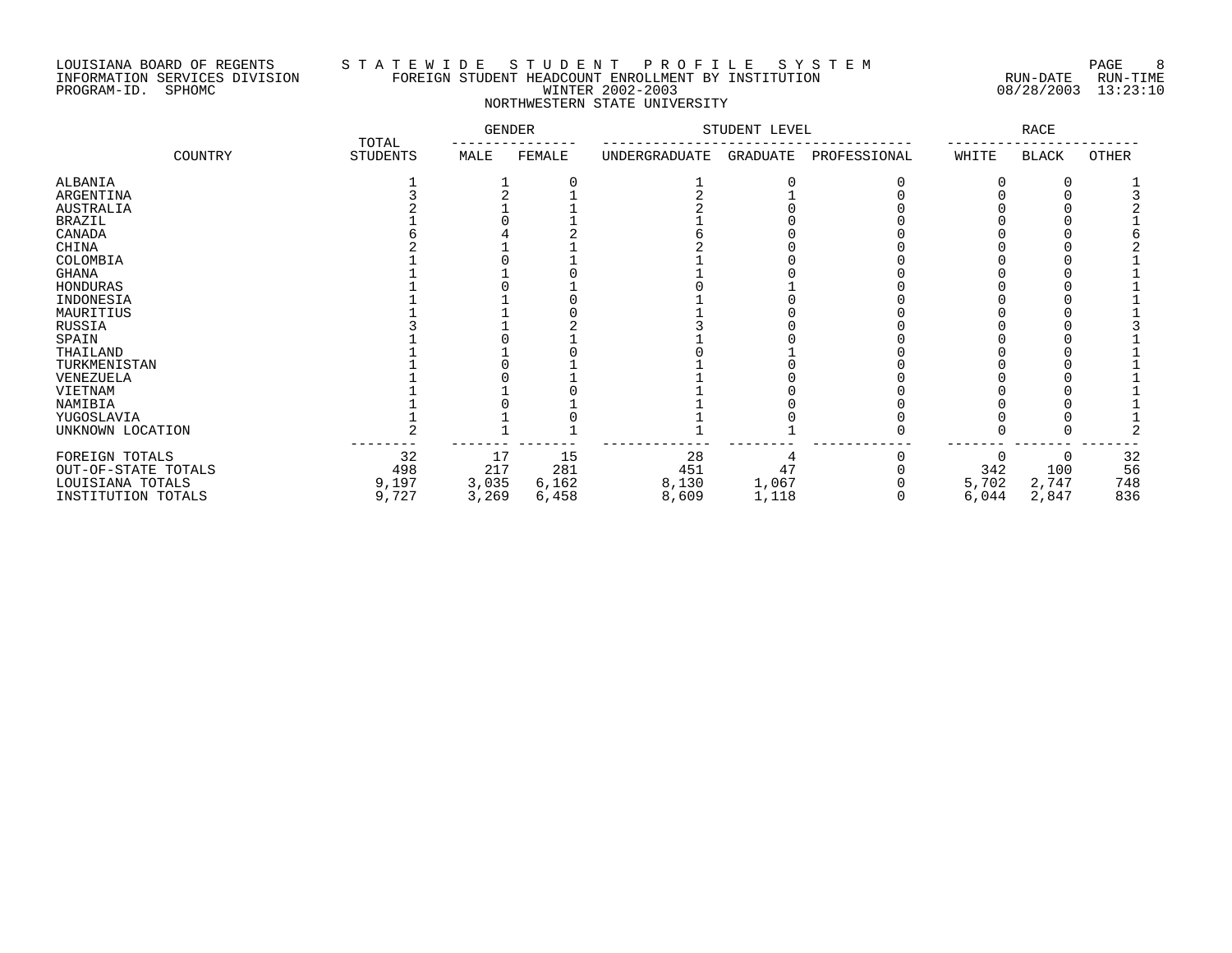LOUISIANA BOARD OF REGENTS
INFORMATION SERVICES DIVISION
PROGRAM-ID. SPHOMC

# STATEWIDE STUDENT PROFILE SYSTEM

## FOREIGN STUDENT HEADCOUNT ENROLLMENT BY INSTITUTION
## WINTER 2002-2003
## NORTHWESTERN STATE UNIVERSITY

RUN-DATE 08/28/2003 RUN-TIME 13:23:10

| COUNTRY | TOTAL STUDENTS | GENDER | | STUDENT LEVEL | | | RACE | | |
|---|---|---|---|---|---|---|---|---|---|
| | | MALE | FEMALE | UNDERGRADUATE | GRADUATE | PROFESSIONAL | WHITE | BLACK | OTHER |
| ALBANIA | 1 | 1 | 0 | 1 | 0 | 0 | 0 | 0 | 1 |
| ARGENTINA | 3 | 2 | 1 | 2 | 1 | 0 | 0 | 0 | 3 |
| AUSTRALIA | 2 | 1 | 1 | 2 | 0 | 0 | 0 | 0 | 2 |
| BRAZIL | 1 | 0 | 1 | 1 | 0 | 0 | 0 | 0 | 1 |
| CANADA | 6 | 4 | 2 | 6 | 0 | 0 | 0 | 0 | 6 |
| CHINA | 2 | 1 | 1 | 2 | 0 | 0 | 0 | 0 | 2 |
| COLOMBIA | 1 | 0 | 1 | 1 | 0 | 0 | 0 | 0 | 1 |
| GHANA | 1 | 1 | 0 | 1 | 0 | 0 | 0 | 0 | 1 |
| HONDURAS | 1 | 0 | 1 | 0 | 1 | 0 | 0 | 0 | 1 |
| INDONESIA | 1 | 1 | 0 | 1 | 0 | 0 | 0 | 0 | 1 |
| MAURITIUS | 1 | 1 | 0 | 1 | 0 | 0 | 0 | 0 | 1 |
| RUSSIA | 3 | 1 | 2 | 3 | 0 | 0 | 0 | 0 | 3 |
| SPAIN | 1 | 0 | 1 | 1 | 0 | 0 | 0 | 0 | 1 |
| THAILAND | 1 | 1 | 0 | 0 | 1 | 0 | 0 | 0 | 1 |
| TURKMENISTAN | 1 | 0 | 1 | 1 | 0 | 0 | 0 | 0 | 1 |
| VENEZUELA | 1 | 0 | 1 | 1 | 0 | 0 | 0 | 0 | 1 |
| VIETNAM | 1 | 1 | 0 | 1 | 0 | 0 | 0 | 0 | 1 |
| NAMIBIA | 1 | 0 | 1 | 1 | 0 | 0 | 0 | 0 | 1 |
| YUGOSLAVIA | 1 | 1 | 0 | 1 | 0 | 0 | 0 | 0 | 1 |
| UNKNOWN LOCATION | 2 | 1 | 1 | 1 | 1 | 0 | 0 | 0 | 2 |
| FOREIGN TOTALS | 32 | 17 | 15 | 28 | 4 | 0 | 0 | 0 | 32 |
| OUT-OF-STATE TOTALS | 498 | 217 | 281 | 451 | 47 | 0 | 342 | 100 | 56 |
| LOUISIANA TOTALS | 9,197 | 3,035 | 6,162 | 8,130 | 1,067 | 0 | 5,702 | 2,747 | 748 |
| INSTITUTION TOTALS | 9,727 | 3,269 | 6,458 | 8,609 | 1,118 | 0 | 6,044 | 2,847 | 836 |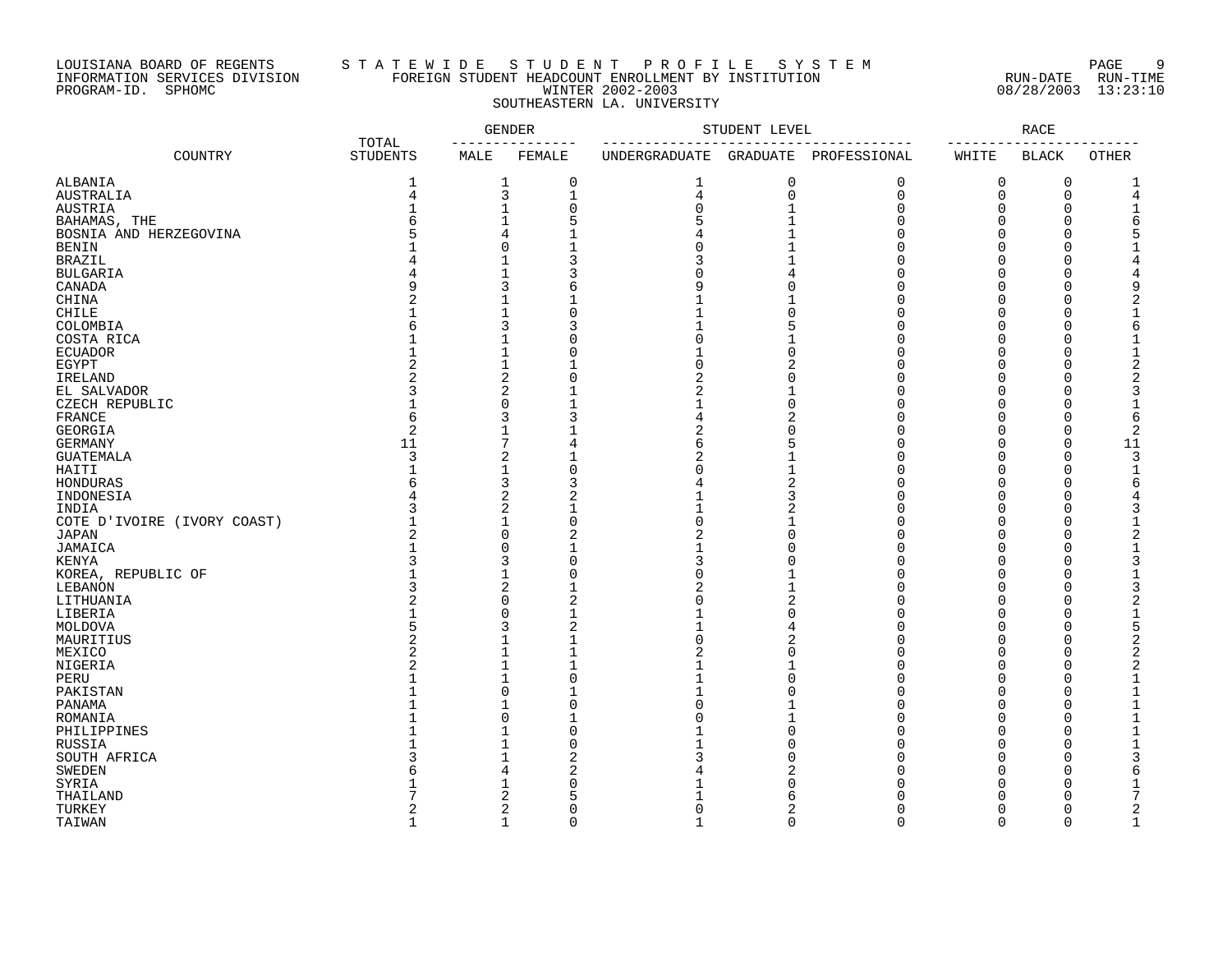LOUISIANA BOARD OF REGENTS
INFORMATION SERVICES DIVISION
PROGRAM-ID. SPHOMC

# STATEWIDE STUDENT PROFILE SYSTEM

## FOREIGN STUDENT HEADCOUNT ENROLLMENT BY INSTITUTION
## WINTER 2002-2003
## SOUTHEASTERN LA. UNIVERSITY

RUN-DATE 08/28/2003 RUN-TIME 13:23:10

| COUNTRY | TOTAL STUDENTS | GENDER | | STUDENT LEVEL | | | RACE | | |
|---|---|---|---|---|---|---|---|---|---|
| | | MALE | FEMALE | UNDERGRADUATE | GRADUATE | PROFESSIONAL | WHITE | BLACK | OTHER |
| ALBANIA | 1 | 1 | 0 | 1 | 0 | 0 | 0 | 0 | 1 |
| AUSTRALIA | 4 | 3 | 1 | 4 | 0 | 0 | 0 | 0 | 4 |
| AUSTRIA | 1 | 1 | 0 | 0 | 1 | 0 | 0 | 0 | 1 |
| BAHAMAS, THE | 6 | 1 | 5 | 5 | 1 | 0 | 0 | 0 | 6 |
| BOSNIA AND HERZEGOVINA | 5 | 4 | 1 | 4 | 1 | 0 | 0 | 0 | 5 |
| BENIN | 1 | 0 | 1 | 0 | 1 | 0 | 0 | 0 | 1 |
| BRAZIL | 4 | 1 | 3 | 3 | 1 | 0 | 0 | 0 | 4 |
| BULGARIA | 4 | 1 | 3 | 0 | 4 | 0 | 0 | 0 | 4 |
| CANADA | 9 | 3 | 6 | 9 | 0 | 0 | 0 | 0 | 9 |
| CHINA | 2 | 1 | 1 | 1 | 1 | 0 | 0 | 0 | 2 |
| CHILE | 1 | 1 | 0 | 1 | 0 | 0 | 0 | 0 | 1 |
| COLOMBIA | 6 | 3 | 3 | 1 | 5 | 0 | 0 | 0 | 6 |
| COSTA RICA | 1 | 1 | 0 | 0 | 1 | 0 | 0 | 0 | 1 |
| ECUADOR | 1 | 1 | 0 | 1 | 0 | 0 | 0 | 0 | 1 |
| EGYPT | 2 | 1 | 1 | 0 | 2 | 0 | 0 | 0 | 2 |
| IRELAND | 2 | 2 | 0 | 2 | 0 | 0 | 0 | 0 | 2 |
| EL SALVADOR | 3 | 2 | 1 | 2 | 1 | 0 | 0 | 0 | 3 |
| CZECH REPUBLIC | 1 | 0 | 1 | 1 | 0 | 0 | 0 | 0 | 1 |
| FRANCE | 6 | 3 | 3 | 4 | 2 | 0 | 0 | 0 | 6 |
| GEORGIA | 2 | 1 | 1 | 2 | 0 | 0 | 0 | 0 | 2 |
| GERMANY | 11 | 7 | 4 | 6 | 5 | 0 | 0 | 0 | 11 |
| GUATEMALA | 3 | 2 | 1 | 2 | 1 | 0 | 0 | 0 | 3 |
| HAITI | 1 | 1 | 0 | 0 | 1 | 0 | 0 | 0 | 1 |
| HONDURAS | 6 | 3 | 3 | 4 | 2 | 0 | 0 | 0 | 6 |
| INDONESIA | 4 | 2 | 2 | 1 | 3 | 0 | 0 | 0 | 4 |
| INDIA | 3 | 2 | 1 | 1 | 2 | 0 | 0 | 0 | 3 |
| COTE D'IVOIRE (IVORY COAST) | 1 | 1 | 0 | 0 | 1 | 0 | 0 | 0 | 1 |
| JAPAN | 2 | 0 | 2 | 2 | 0 | 0 | 0 | 0 | 2 |
| JAMAICA | 1 | 0 | 1 | 1 | 0 | 0 | 0 | 0 | 1 |
| KENYA | 3 | 3 | 0 | 3 | 0 | 0 | 0 | 0 | 3 |
| KOREA, REPUBLIC OF | 1 | 1 | 0 | 0 | 1 | 0 | 0 | 0 | 1 |
| LEBANON | 3 | 2 | 1 | 2 | 1 | 0 | 0 | 0 | 3 |
| LITHUANIA | 2 | 0 | 2 | 0 | 2 | 0 | 0 | 0 | 2 |
| LIBERIA | 1 | 0 | 1 | 1 | 0 | 0 | 0 | 0 | 1 |
| MOLDOVA | 5 | 3 | 2 | 1 | 4 | 0 | 0 | 0 | 5 |
| MAURITIUS | 2 | 1 | 1 | 0 | 2 | 0 | 0 | 0 | 2 |
| MEXICO | 2 | 1 | 1 | 2 | 0 | 0 | 0 | 0 | 2 |
| NIGERIA | 2 | 1 | 1 | 1 | 1 | 0 | 0 | 0 | 2 |
| PERU | 1 | 1 | 0 | 1 | 0 | 0 | 0 | 0 | 1 |
| PAKISTAN | 1 | 0 | 1 | 1 | 0 | 0 | 0 | 0 | 1 |
| PANAMA | 1 | 1 | 0 | 0 | 1 | 0 | 0 | 0 | 1 |
| ROMANIA | 1 | 0 | 1 | 0 | 1 | 0 | 0 | 0 | 1 |
| PHILIPPINES | 1 | 1 | 0 | 1 | 0 | 0 | 0 | 0 | 1 |
| RUSSIA | 1 | 1 | 0 | 1 | 0 | 0 | 0 | 0 | 1 |
| SOUTH AFRICA | 3 | 1 | 2 | 3 | 0 | 0 | 0 | 0 | 3 |
| SWEDEN | 6 | 4 | 2 | 4 | 2 | 0 | 0 | 0 | 6 |
| SYRIA | 1 | 1 | 0 | 1 | 0 | 0 | 0 | 0 | 1 |
| THAILAND | 7 | 2 | 5 | 1 | 6 | 0 | 0 | 0 | 7 |
| TURKEY | 2 | 2 | 0 | 0 | 2 | 0 | 0 | 0 | 2 |
| TAIWAN | 1 | 1 | 0 | 1 | 0 | 0 | 0 | 0 | 1 |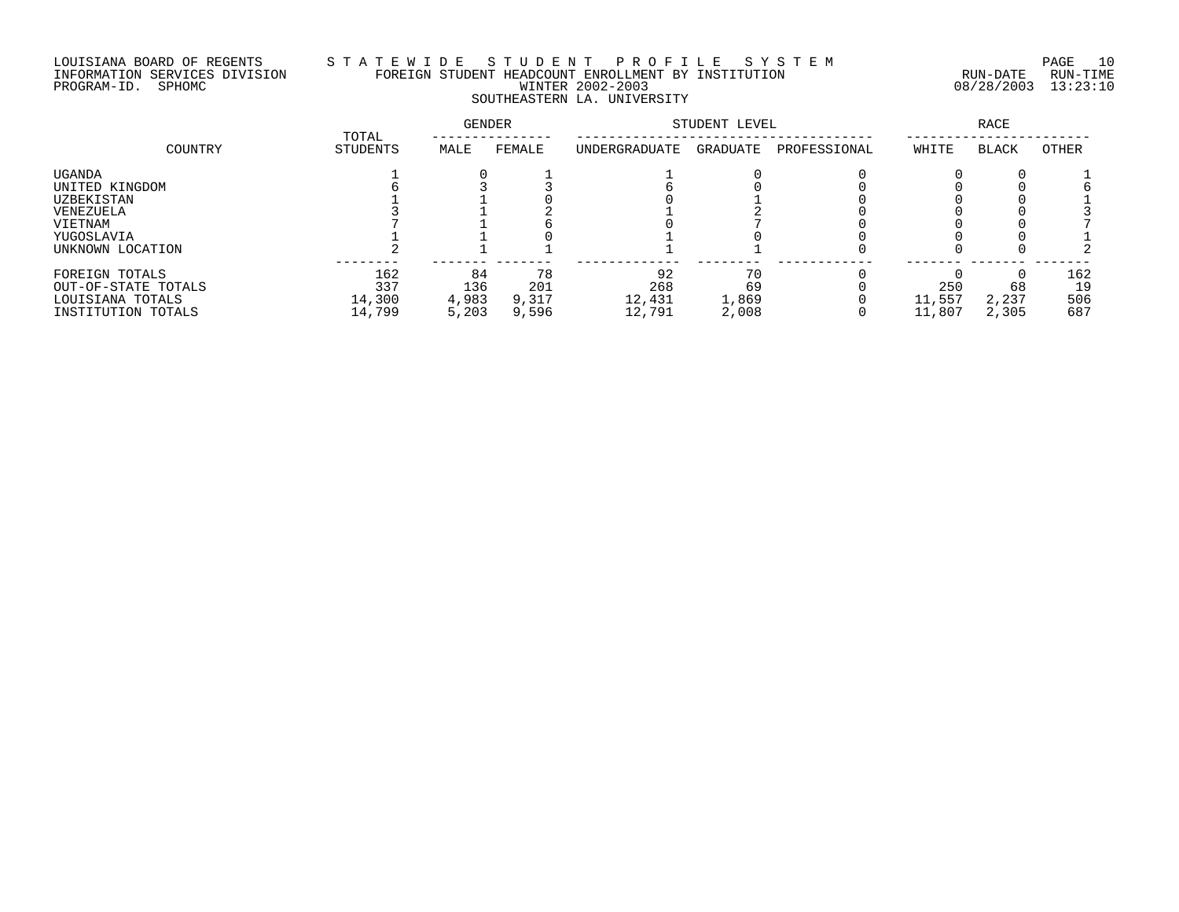LOUISIANA BOARD OF REGENTS
INFORMATION SERVICES DIVISION
PROGRAM-ID. SPHOMC

# STATEWIDE STUDENT PROFILE SYSTEM
## FOREIGN STUDENT HEADCOUNT ENROLLMENT BY INSTITUTION
## WINTER 2002-2003
## SOUTHEASTERN LA. UNIVERSITY

RUN-DATE 08/28/2003 RUN-TIME 13:23:10

| COUNTRY | TOTAL STUDENTS | GENDER | | STUDENT LEVEL | | | RACE | | |
|---|---|---|---|---|---|---|---|---|---|
| | | MALE | FEMALE | UNDERGRADUATE | GRADUATE | PROFESSIONAL | WHITE | BLACK | OTHER |
| UGANDA | 1 | 0 | 1 | 1 | 0 | 0 | 0 | 0 | 1 |
| UNITED KINGDOM | 6 | 3 | 3 | 6 | 0 | 0 | 0 | 0 | 6 |
| UZBEKISTAN | 1 | 1 | 0 | 0 | 1 | 0 | 0 | 0 | 1 |
| VENEZUELA | 3 | 1 | 2 | 1 | 2 | 0 | 0 | 0 | 3 |
| VIETNAM | 7 | 1 | 6 | 0 | 7 | 0 | 0 | 0 | 7 |
| YUGOSLAVIA | 1 | 1 | 0 | 1 | 0 | 0 | 0 | 0 | 1 |
| UNKNOWN LOCATION | 2 | 1 | 1 | 1 | 1 | 0 | 0 | 0 | 2 |
| FOREIGN TOTALS | 162 | 84 | 78 | 92 | 70 | 0 | 0 | 0 | 162 |
| OUT-OF-STATE TOTALS | 337 | 136 | 201 | 268 | 69 | 0 | 250 | 68 | 19 |
| LOUISIANA TOTALS | 14,300 | 4,983 | 9,317 | 12,431 | 1,869 | 0 | 11,557 | 2,237 | 506 |
| INSTITUTION TOTALS | 14,799 | 5,203 | 9,596 | 12,791 | 2,008 | 0 | 11,807 | 2,305 | 687 |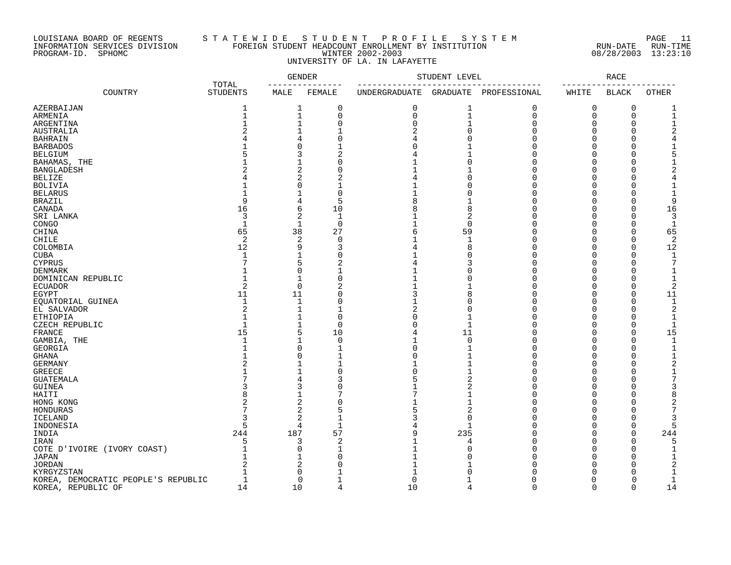LOUISIANA BOARD OF REGENTS — STATEWIDE STUDENT PROFILE SYSTEM
INFORMATION SERVICES DIVISION — FOREIGN STUDENT HEADCOUNT ENROLLMENT BY INSTITUTION — RUN-DATE 08/28/2003 RUN-TIME 13:23:10
PROGRAM-ID. SPHOMC — WINTER 2002-2003

UNIVERSITY OF LA. IN LAFAYETTE

| COUNTRY | TOTAL STUDENTS | GENDER | | STUDENT LEVEL | | | RACE | | |
|---|---|---|---|---|---|---|---|---|---|
| | | MALE | FEMALE | UNDERGRADUATE | GRADUATE | PROFESSIONAL | WHITE | BLACK | OTHER |
| AZERBAIJAN | 1 | 1 | 0 | 0 | 1 | 0 | 0 | 0 | 1 |
| ARMENIA | 1 | 1 | 0 | 0 | 1 | 0 | 0 | 0 | 1 |
| ARGENTINA | 1 | 1 | 0 | 0 | 1 | 0 | 0 | 0 | 1 |
| AUSTRALIA | 2 | 1 | 1 | 2 | 0 | 0 | 0 | 0 | 2 |
| BAHRAIN | 4 | 4 | 0 | 4 | 0 | 0 | 0 | 0 | 4 |
| BARBADOS | 1 | 0 | 1 | 0 | 1 | 0 | 0 | 0 | 1 |
| BELGIUM | 5 | 3 | 2 | 4 | 1 | 0 | 0 | 0 | 5 |
| BAHAMAS, THE | 1 | 1 | 0 | 1 | 0 | 0 | 0 | 0 | 1 |
| BANGLADESH | 2 | 2 | 0 | 1 | 1 | 0 | 0 | 0 | 2 |
| BELIZE | 4 | 2 | 2 | 4 | 0 | 0 | 0 | 0 | 4 |
| BOLIVIA | 1 | 0 | 1 | 1 | 0 | 0 | 0 | 0 | 1 |
| BELARUS | 1 | 1 | 0 | 1 | 0 | 0 | 0 | 0 | 1 |
| BRAZIL | 9 | 4 | 5 | 8 | 1 | 0 | 0 | 0 | 9 |
| CANADA | 16 | 6 | 10 | 8 | 8 | 0 | 0 | 0 | 16 |
| SRI LANKA | 3 | 2 | 1 | 1 | 2 | 0 | 0 | 0 | 3 |
| CONGO | 1 | 1 | 0 | 1 | 0 | 0 | 0 | 0 | 1 |
| CHINA | 65 | 38 | 27 | 6 | 59 | 0 | 0 | 0 | 65 |
| CHILE | 2 | 2 | 0 | 1 | 1 | 0 | 0 | 0 | 2 |
| COLOMBIA | 12 | 9 | 3 | 4 | 8 | 0 | 0 | 0 | 12 |
| CUBA | 1 | 1 | 0 | 1 | 0 | 0 | 0 | 0 | 1 |
| CYPRUS | 7 | 5 | 2 | 4 | 3 | 0 | 0 | 0 | 7 |
| DENMARK | 1 | 0 | 1 | 1 | 0 | 0 | 0 | 0 | 1 |
| DOMINICAN REPUBLIC | 1 | 1 | 0 | 1 | 0 | 0 | 0 | 0 | 1 |
| ECUADOR | 2 | 0 | 2 | 1 | 1 | 0 | 0 | 0 | 2 |
| EGYPT | 11 | 11 | 0 | 3 | 8 | 0 | 0 | 0 | 11 |
| EQUATORIAL GUINEA | 1 | 1 | 0 | 1 | 0 | 0 | 0 | 0 | 1 |
| EL SALVADOR | 2 | 1 | 1 | 2 | 0 | 0 | 0 | 0 | 2 |
| ETHIOPIA | 1 | 1 | 0 | 0 | 1 | 0 | 0 | 0 | 1 |
| CZECH REPUBLIC | 1 | 1 | 0 | 0 | 1 | 0 | 0 | 0 | 1 |
| FRANCE | 15 | 5 | 10 | 4 | 11 | 0 | 0 | 0 | 15 |
| GAMBIA, THE | 1 | 1 | 0 | 1 | 0 | 0 | 0 | 0 | 1 |
| GEORGIA | 1 | 0 | 1 | 0 | 1 | 0 | 0 | 0 | 1 |
| GHANA | 1 | 0 | 1 | 0 | 1 | 0 | 0 | 0 | 1 |
| GERMANY | 2 | 1 | 1 | 1 | 1 | 0 | 0 | 0 | 2 |
| GREECE | 1 | 1 | 0 | 0 | 1 | 0 | 0 | 0 | 1 |
| GUATEMALA | 7 | 4 | 3 | 5 | 2 | 0 | 0 | 0 | 7 |
| GUINEA | 3 | 3 | 0 | 1 | 2 | 0 | 0 | 0 | 3 |
| HAITI | 8 | 1 | 7 | 7 | 1 | 0 | 0 | 0 | 8 |
| HONG KONG | 2 | 2 | 0 | 1 | 1 | 0 | 0 | 0 | 2 |
| HONDURAS | 7 | 2 | 5 | 5 | 2 | 0 | 0 | 0 | 7 |
| ICELAND | 3 | 2 | 1 | 3 | 0 | 0 | 0 | 0 | 3 |
| INDONESIA | 5 | 4 | 1 | 4 | 1 | 0 | 0 | 0 | 5 |
| INDIA | 244 | 187 | 57 | 9 | 235 | 0 | 0 | 0 | 244 |
| IRAN | 5 | 3 | 2 | 1 | 4 | 0 | 0 | 0 | 5 |
| COTE D'IVOIRE (IVORY COAST) | 1 | 0 | 1 | 1 | 0 | 0 | 0 | 0 | 1 |
| JAPAN | 1 | 1 | 0 | 1 | 0 | 0 | 0 | 0 | 1 |
| JORDAN | 2 | 2 | 0 | 1 | 1 | 0 | 0 | 0 | 2 |
| KYRGYZSTAN | 1 | 0 | 1 | 1 | 0 | 0 | 0 | 0 | 1 |
| KOREA, DEMOCRATIC PEOPLE'S REPUBLIC | 1 | 0 | 1 | 0 | 1 | 0 | 0 | 0 | 1 |
| KOREA, REPUBLIC OF | 14 | 10 | 4 | 10 | 4 | 0 | 0 | 0 | 14 |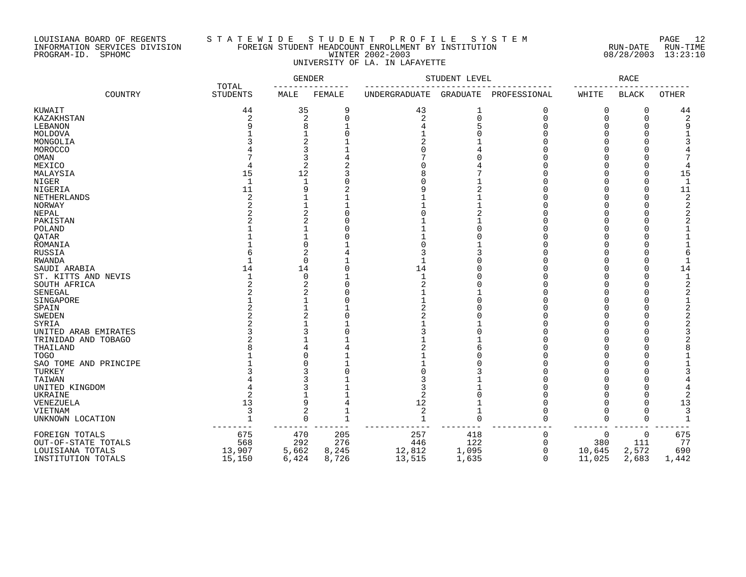LOUISIANA BOARD OF REGENTS
INFORMATION SERVICES DIVISION
PROGRAM-ID. SPHOMC

# S T A T E W I D E  S T U D E N T  P R O F I L E  S Y S T E M

## FOREIGN STUDENT HEADCOUNT ENROLLMENT BY INSTITUTION
## WINTER 2002-2003
## UNIVERSITY OF LA. IN LAFAYETTE

RUN-DATE 08/28/2003  RUN-TIME 13:23:10

| COUNTRY | TOTAL STUDENTS | GENDER | | STUDENT LEVEL | | | RACE | | |
|---|---|---|---|---|---|---|---|---|---|
| | | MALE | FEMALE | UNDERGRADUATE | GRADUATE | PROFESSIONAL | WHITE | BLACK | OTHER |
| KUWAIT | 44 | 35 | 9 | 43 | 1 | 0 | 0 | 0 | 44 |
| KAZAKHSTAN | 2 | 2 | 0 | 2 | 0 | 0 | 0 | 0 | 2 |
| LEBANON | 9 | 8 | 1 | 4 | 5 | 0 | 0 | 0 | 9 |
| MOLDOVA | 1 | 1 | 0 | 1 | 0 | 0 | 0 | 0 | 1 |
| MONGOLIA | 3 | 2 | 1 | 2 | 1 | 0 | 0 | 0 | 3 |
| MOROCCO | 4 | 3 | 1 | 0 | 4 | 0 | 0 | 0 | 4 |
| OMAN | 7 | 3 | 4 | 7 | 0 | 0 | 0 | 0 | 7 |
| MEXICO | 4 | 2 | 2 | 0 | 4 | 0 | 0 | 0 | 4 |
| MALAYSIA | 15 | 12 | 3 | 8 | 7 | 0 | 0 | 0 | 15 |
| NIGER | 1 | 1 | 0 | 0 | 1 | 0 | 0 | 0 | 1 |
| NIGERIA | 11 | 9 | 2 | 9 | 2 | 0 | 0 | 0 | 11 |
| NETHERLANDS | 2 | 1 | 1 | 1 | 1 | 0 | 0 | 0 | 2 |
| NORWAY | 2 | 1 | 1 | 1 | 1 | 0 | 0 | 0 | 2 |
| NEPAL | 2 | 2 | 0 | 0 | 2 | 0 | 0 | 0 | 2 |
| PAKISTAN | 2 | 2 | 0 | 1 | 1 | 0 | 0 | 0 | 2 |
| POLAND | 1 | 1 | 0 | 1 | 0 | 0 | 0 | 0 | 1 |
| QATAR | 1 | 1 | 0 | 1 | 0 | 0 | 0 | 0 | 1 |
| ROMANIA | 1 | 0 | 1 | 0 | 1 | 0 | 0 | 0 | 1 |
| RUSSIA | 6 | 2 | 4 | 3 | 3 | 0 | 0 | 0 | 6 |
| RWANDA | 1 | 0 | 1 | 1 | 0 | 0 | 0 | 0 | 1 |
| SAUDI ARABIA | 14 | 14 | 0 | 14 | 0 | 0 | 0 | 0 | 14 |
| ST. KITTS AND NEVIS | 1 | 0 | 1 | 1 | 0 | 0 | 0 | 0 | 1 |
| SOUTH AFRICA | 2 | 2 | 0 | 2 | 0 | 0 | 0 | 0 | 2 |
| SENEGAL | 2 | 2 | 0 | 1 | 1 | 0 | 0 | 0 | 2 |
| SINGAPORE | 1 | 1 | 0 | 1 | 0 | 0 | 0 | 0 | 1 |
| SPAIN | 2 | 1 | 1 | 2 | 0 | 0 | 0 | 0 | 2 |
| SWEDEN | 2 | 2 | 0 | 2 | 0 | 0 | 0 | 0 | 2 |
| SYRIA | 2 | 1 | 1 | 1 | 1 | 0 | 0 | 0 | 2 |
| UNITED ARAB EMIRATES | 3 | 3 | 0 | 3 | 0 | 0 | 0 | 0 | 3 |
| TRINIDAD AND TOBAGO | 2 | 1 | 1 | 1 | 1 | 0 | 0 | 0 | 2 |
| THAILAND | 8 | 4 | 4 | 2 | 6 | 0 | 0 | 0 | 8 |
| TOGO | 1 | 0 | 1 | 1 | 0 | 0 | 0 | 0 | 1 |
| SAO TOME AND PRINCIPE | 1 | 0 | 1 | 1 | 0 | 0 | 0 | 0 | 1 |
| TURKEY | 3 | 3 | 0 | 0 | 3 | 0 | 0 | 0 | 3 |
| TAIWAN | 4 | 3 | 1 | 3 | 1 | 0 | 0 | 0 | 4 |
| UNITED KINGDOM | 4 | 3 | 1 | 3 | 1 | 0 | 0 | 0 | 4 |
| UKRAINE | 2 | 1 | 1 | 2 | 0 | 0 | 0 | 0 | 2 |
| VENEZUELA | 13 | 9 | 4 | 12 | 1 | 0 | 0 | 0 | 13 |
| VIETNAM | 3 | 2 | 1 | 2 | 1 | 0 | 0 | 0 | 3 |
| UNKNOWN LOCATION | 1 | 0 | 1 | 1 | 0 | 0 | 0 | 0 | 1 |
| FOREIGN TOTALS | 675 | 470 | 205 | 257 | 418 | 0 | 0 | 0 | 675 |
| OUT-OF-STATE TOTALS | 568 | 292 | 276 | 446 | 122 | 0 | 380 | 111 | 77 |
| LOUISIANA TOTALS | 13,907 | 5,662 | 8,245 | 12,812 | 1,095 | 0 | 10,645 | 2,572 | 690 |
| INSTITUTION TOTALS | 15,150 | 6,424 | 8,726 | 13,515 | 1,635 | 0 | 11,025 | 2,683 | 1,442 |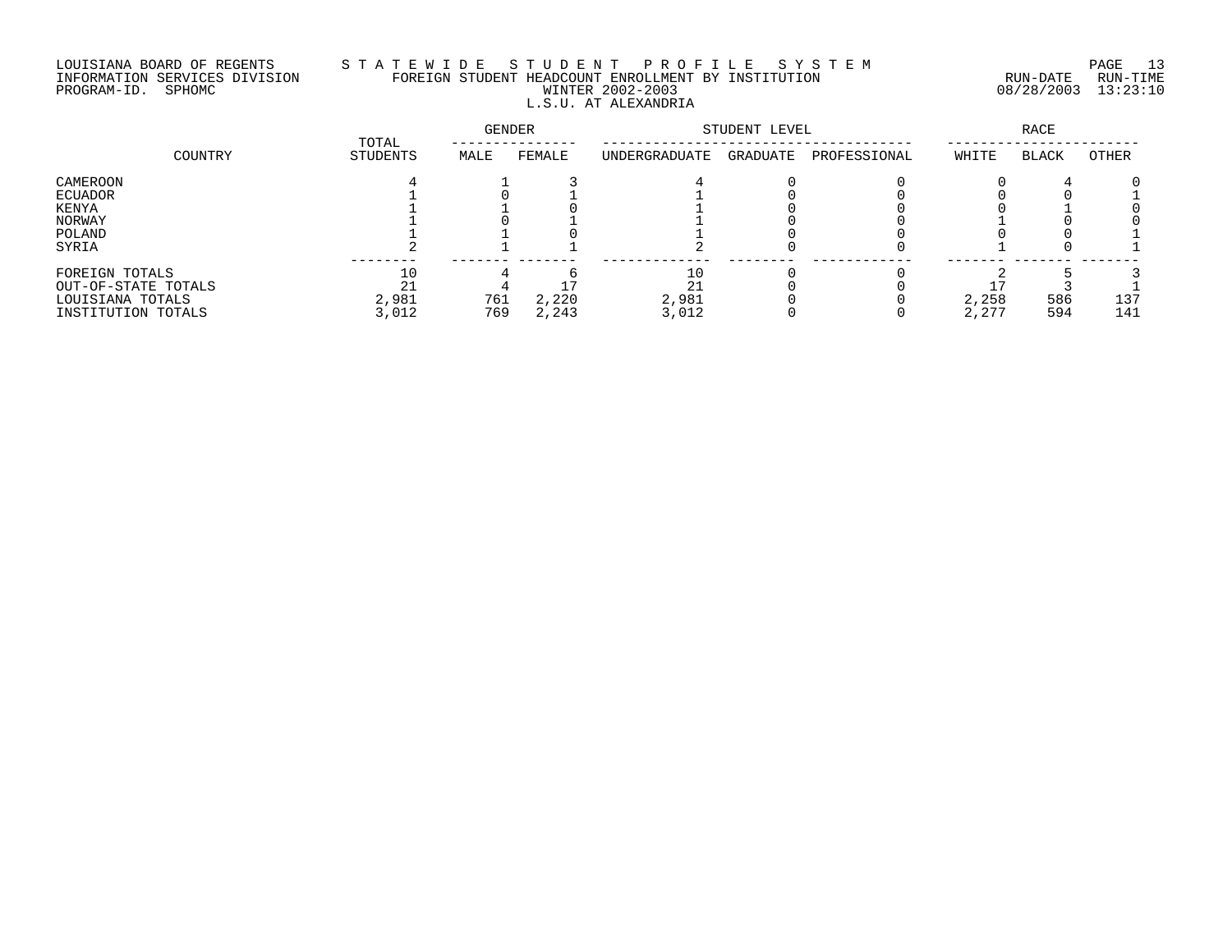LOUISIANA BOARD OF REGENTS
INFORMATION SERVICES DIVISION
PROGRAM-ID. SPHOMC

STATEWIDE STUDENT PROFILE SYSTEM
FOREIGN STUDENT HEADCOUNT ENROLLMENT BY INSTITUTION
WINTER 2002-2003
L.S.U. AT ALEXANDRIA

RUN-DATE 08/28/2003 RUN-TIME 13:23:10

| COUNTRY | TOTAL STUDENTS | GENDER | | STUDENT LEVEL | | | RACE | | |
|---|---|---|---|---|---|---|---|---|---|
| | | MALE | FEMALE | UNDERGRADUATE | GRADUATE | PROFESSIONAL | WHITE | BLACK | OTHER |
| CAMEROON | 4 | 1 | 3 | 4 | 0 | 0 | 0 | 4 | 0 |
| ECUADOR | 1 | 0 | 1 | 1 | 0 | 0 | 0 | 0 | 1 |
| KENYA | 1 | 1 | 0 | 1 | 0 | 0 | 0 | 1 | 0 |
| NORWAY | 1 | 0 | 1 | 1 | 0 | 0 | 1 | 0 | 0 |
| POLAND | 1 | 1 | 0 | 1 | 0 | 0 | 0 | 0 | 1 |
| SYRIA | 2 | 1 | 1 | 2 | 0 | 0 | 1 | 0 | 1 |
| FOREIGN TOTALS | 10 | 4 | 6 | 10 | 0 | 0 | 2 | 5 | 3 |
| OUT-OF-STATE TOTALS | 21 | 4 | 17 | 21 | 0 | 0 | 17 | 3 | 1 |
| LOUISIANA TOTALS | 2,981 | 761 | 2,220 | 2,981 | 0 | 0 | 2,258 | 586 | 137 |
| INSTITUTION TOTALS | 3,012 | 769 | 2,243 | 3,012 | 0 | 0 | 2,277 | 594 | 141 |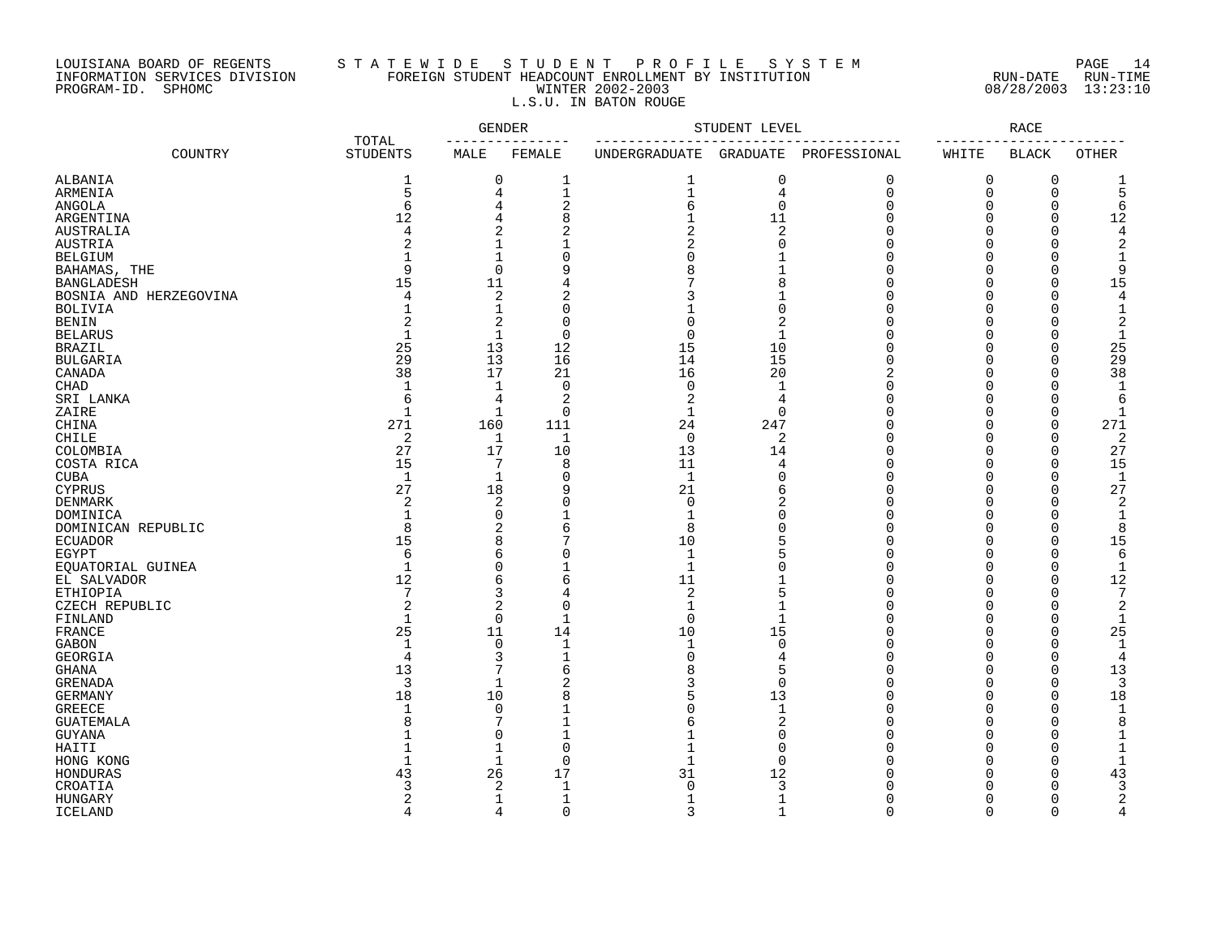LOUISIANA BOARD OF REGENTS — STATEWIDE STUDENT PROFILE SYSTEM
INFORMATION SERVICES DIVISION — FOREIGN STUDENT HEADCOUNT ENROLLMENT BY INSTITUTION
PROGRAM-ID. SPHOMC — WINTER 2002-2003 — RUN-DATE 08/28/2003 RUN-TIME 13:23:10

L.S.U. IN BATON ROUGE

| COUNTRY | TOTAL STUDENTS | GENDER | | STUDENT LEVEL | | | RACE | | |
|---|---|---|---|---|---|---|---|---|---|
| | | MALE | FEMALE | UNDERGRADUATE | GRADUATE | PROFESSIONAL | WHITE | BLACK | OTHER |
| ALBANIA | 1 | 0 | 1 | 1 | 0 | 0 | 0 | 0 | 1 |
| ARMENIA | 5 | 4 | 1 | 1 | 4 | 0 | 0 | 0 | 5 |
| ANGOLA | 6 | 4 | 2 | 6 | 0 | 0 | 0 | 0 | 6 |
| ARGENTINA | 12 | 4 | 8 | 1 | 11 | 0 | 0 | 0 | 12 |
| AUSTRALIA | 4 | 2 | 2 | 2 | 2 | 0 | 0 | 0 | 4 |
| AUSTRIA | 2 | 1 | 1 | 2 | 0 | 0 | 0 | 0 | 2 |
| BELGIUM | 1 | 1 | 0 | 0 | 1 | 0 | 0 | 0 | 1 |
| BAHAMAS, THE | 9 | 0 | 9 | 8 | 1 | 0 | 0 | 0 | 9 |
| BANGLADESH | 15 | 11 | 4 | 7 | 8 | 0 | 0 | 0 | 15 |
| BOSNIA AND HERZEGOVINA | 4 | 2 | 2 | 3 | 1 | 0 | 0 | 0 | 4 |
| BOLIVIA | 1 | 1 | 0 | 1 | 0 | 0 | 0 | 0 | 1 |
| BENIN | 2 | 2 | 0 | 0 | 2 | 0 | 0 | 0 | 2 |
| BELARUS | 1 | 1 | 0 | 0 | 1 | 0 | 0 | 0 | 1 |
| BRAZIL | 25 | 13 | 12 | 15 | 10 | 0 | 0 | 0 | 25 |
| BULGARIA | 29 | 13 | 16 | 14 | 15 | 0 | 0 | 0 | 29 |
| CANADA | 38 | 17 | 21 | 16 | 20 | 2 | 0 | 0 | 38 |
| CHAD | 1 | 1 | 0 | 0 | 1 | 0 | 0 | 0 | 1 |
| SRI LANKA | 6 | 4 | 2 | 2 | 4 | 0 | 0 | 0 | 6 |
| ZAIRE | 1 | 1 | 0 | 1 | 0 | 0 | 0 | 0 | 1 |
| CHINA | 271 | 160 | 111 | 24 | 247 | 0 | 0 | 0 | 271 |
| CHILE | 2 | 1 | 1 | 0 | 2 | 0 | 0 | 0 | 2 |
| COLOMBIA | 27 | 17 | 10 | 13 | 14 | 0 | 0 | 0 | 27 |
| COSTA RICA | 15 | 7 | 8 | 11 | 4 | 0 | 0 | 0 | 15 |
| CUBA | 1 | 1 | 0 | 1 | 0 | 0 | 0 | 0 | 1 |
| CYPRUS | 27 | 18 | 9 | 21 | 6 | 0 | 0 | 0 | 27 |
| DENMARK | 2 | 2 | 0 | 0 | 2 | 0 | 0 | 0 | 2 |
| DOMINICA | 1 | 0 | 1 | 1 | 0 | 0 | 0 | 0 | 1 |
| DOMINICAN REPUBLIC | 8 | 2 | 6 | 8 | 0 | 0 | 0 | 0 | 8 |
| ECUADOR | 15 | 8 | 7 | 10 | 5 | 0 | 0 | 0 | 15 |
| EGYPT | 6 | 6 | 0 | 1 | 5 | 0 | 0 | 0 | 6 |
| EQUATORIAL GUINEA | 1 | 0 | 1 | 1 | 0 | 0 | 0 | 0 | 1 |
| EL SALVADOR | 12 | 6 | 6 | 11 | 1 | 0 | 0 | 0 | 12 |
| ETHIOPIA | 7 | 3 | 4 | 2 | 5 | 0 | 0 | 0 | 7 |
| CZECH REPUBLIC | 2 | 2 | 0 | 1 | 1 | 0 | 0 | 0 | 2 |
| FINLAND | 1 | 0 | 1 | 0 | 1 | 0 | 0 | 0 | 1 |
| FRANCE | 25 | 11 | 14 | 10 | 15 | 0 | 0 | 0 | 25 |
| GABON | 1 | 0 | 1 | 1 | 0 | 0 | 0 | 0 | 1 |
| GEORGIA | 4 | 3 | 1 | 0 | 4 | 0 | 0 | 0 | 4 |
| GHANA | 13 | 7 | 6 | 8 | 5 | 0 | 0 | 0 | 13 |
| GRENADA | 3 | 1 | 2 | 3 | 0 | 0 | 0 | 0 | 3 |
| GERMANY | 18 | 10 | 8 | 5 | 13 | 0 | 0 | 0 | 18 |
| GREECE | 1 | 0 | 1 | 0 | 1 | 0 | 0 | 0 | 1 |
| GUATEMALA | 8 | 7 | 1 | 6 | 2 | 0 | 0 | 0 | 8 |
| GUYANA | 1 | 0 | 1 | 1 | 0 | 0 | 0 | 0 | 1 |
| HAITI | 1 | 1 | 0 | 1 | 0 | 0 | 0 | 0 | 1 |
| HONG KONG | 1 | 1 | 0 | 1 | 0 | 0 | 0 | 0 | 1 |
| HONDURAS | 43 | 26 | 17 | 31 | 12 | 0 | 0 | 0 | 43 |
| CROATIA | 3 | 2 | 1 | 0 | 3 | 0 | 0 | 0 | 3 |
| HUNGARY | 2 | 1 | 1 | 1 | 1 | 0 | 0 | 0 | 2 |
| ICELAND | 4 | 4 | 0 | 3 | 1 | 0 | 0 | 0 | 4 |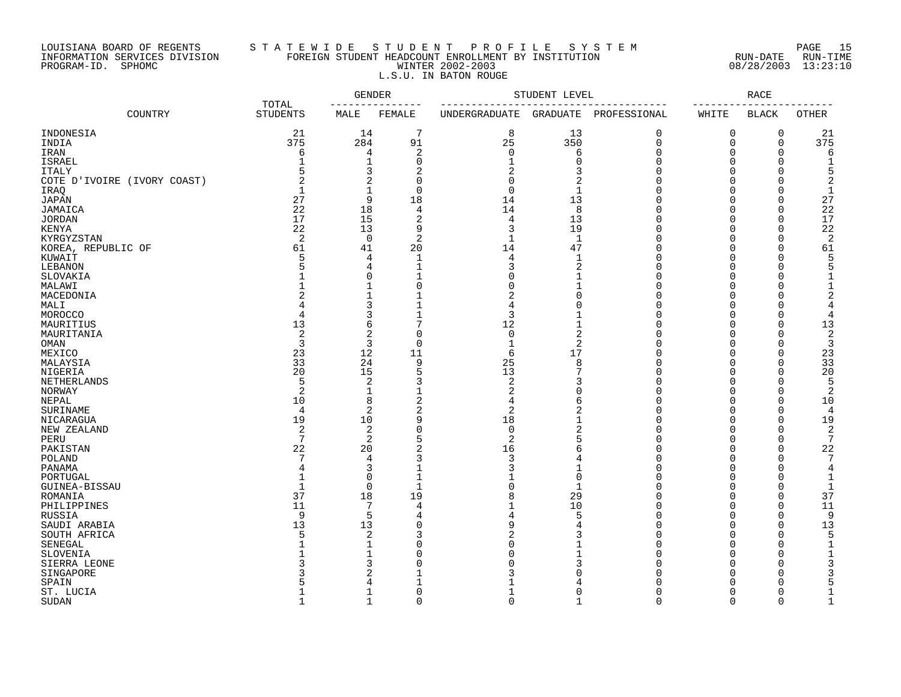LOUISIANA BOARD OF REGENTS — STATEWIDE STUDENT PROFILE SYSTEM
INFORMATION SERVICES DIVISION — FOREIGN STUDENT HEADCOUNT ENROLLMENT BY INSTITUTION — RUN-DATE 08/28/2003 RUN-TIME 13:23:10
PROGRAM-ID. SPHOMC — WINTER 2002-2003

L.S.U. IN BATON ROUGE

| COUNTRY | TOTAL STUDENTS | GENDER | | STUDENT LEVEL | | | RACE | | |
|---|---|---|---|---|---|---|---|---|---|
| | | MALE | FEMALE | UNDERGRADUATE | GRADUATE | PROFESSIONAL | WHITE | BLACK | OTHER |
| INDONESIA | 21 | 14 | 7 | 8 | 13 | 0 | 0 | 0 | 21 |
| INDIA | 375 | 284 | 91 | 25 | 350 | 0 | 0 | 0 | 375 |
| IRAN | 6 | 4 | 2 | 0 | 6 | 0 | 0 | 0 | 6 |
| ISRAEL | 1 | 1 | 0 | 1 | 0 | 0 | 0 | 0 | 1 |
| ITALY | 5 | 3 | 2 | 2 | 3 | 0 | 0 | 0 | 5 |
| COTE D'IVOIRE (IVORY COAST) | 2 | 2 | 0 | 0 | 2 | 0 | 0 | 0 | 2 |
| IRAQ | 1 | 1 | 0 | 0 | 1 | 0 | 0 | 0 | 1 |
| JAPAN | 27 | 9 | 18 | 14 | 13 | 0 | 0 | 0 | 27 |
| JAMAICA | 22 | 18 | 4 | 14 | 8 | 0 | 0 | 0 | 22 |
| JORDAN | 17 | 15 | 2 | 4 | 13 | 0 | 0 | 0 | 17 |
| KENYA | 22 | 13 | 9 | 3 | 19 | 0 | 0 | 0 | 22 |
| KYRGYZSTAN | 2 | 0 | 2 | 1 | 1 | 0 | 0 | 0 | 2 |
| KOREA, REPUBLIC OF | 61 | 41 | 20 | 14 | 47 | 0 | 0 | 0 | 61 |
| KUWAIT | 5 | 4 | 1 | 4 | 1 | 0 | 0 | 0 | 5 |
| LEBANON | 5 | 4 | 1 | 3 | 2 | 0 | 0 | 0 | 5 |
| SLOVAKIA | 1 | 0 | 1 | 0 | 1 | 0 | 0 | 0 | 1 |
| MALAWI | 1 | 1 | 0 | 0 | 1 | 0 | 0 | 0 | 1 |
| MACEDONIA | 2 | 1 | 1 | 2 | 0 | 0 | 0 | 0 | 2 |
| MALI | 4 | 3 | 1 | 4 | 0 | 0 | 0 | 0 | 4 |
| MOROCCO | 4 | 3 | 1 | 3 | 1 | 0 | 0 | 0 | 4 |
| MAURITIUS | 13 | 6 | 7 | 12 | 1 | 0 | 0 | 0 | 13 |
| MAURITANIA | 2 | 2 | 0 | 0 | 2 | 0 | 0 | 0 | 2 |
| OMAN | 3 | 3 | 0 | 1 | 2 | 0 | 0 | 0 | 3 |
| MEXICO | 23 | 12 | 11 | 6 | 17 | 0 | 0 | 0 | 23 |
| MALAYSIA | 33 | 24 | 9 | 25 | 8 | 0 | 0 | 0 | 33 |
| NIGERIA | 20 | 15 | 5 | 13 | 7 | 0 | 0 | 0 | 20 |
| NETHERLANDS | 5 | 2 | 3 | 2 | 3 | 0 | 0 | 0 | 5 |
| NORWAY | 2 | 1 | 1 | 2 | 0 | 0 | 0 | 0 | 2 |
| NEPAL | 10 | 8 | 2 | 4 | 6 | 0 | 0 | 0 | 10 |
| SURINAME | 4 | 2 | 2 | 2 | 2 | 0 | 0 | 0 | 4 |
| NICARAGUA | 19 | 10 | 9 | 18 | 1 | 0 | 0 | 0 | 19 |
| NEW ZEALAND | 2 | 2 | 0 | 0 | 2 | 0 | 0 | 0 | 2 |
| PERU | 7 | 2 | 5 | 2 | 5 | 0 | 0 | 0 | 7 |
| PAKISTAN | 22 | 20 | 2 | 16 | 6 | 0 | 0 | 0 | 22 |
| POLAND | 7 | 4 | 3 | 3 | 4 | 0 | 0 | 0 | 7 |
| PANAMA | 4 | 3 | 1 | 3 | 1 | 0 | 0 | 0 | 4 |
| PORTUGAL | 1 | 0 | 1 | 1 | 0 | 0 | 0 | 0 | 1 |
| GUINEA-BISSAU | 1 | 0 | 1 | 0 | 1 | 0 | 0 | 0 | 1 |
| ROMANIA | 37 | 18 | 19 | 8 | 29 | 0 | 0 | 0 | 37 |
| PHILIPPINES | 11 | 7 | 4 | 1 | 10 | 0 | 0 | 0 | 11 |
| RUSSIA | 9 | 5 | 4 | 4 | 5 | 0 | 0 | 0 | 9 |
| SAUDI ARABIA | 13 | 13 | 0 | 9 | 4 | 0 | 0 | 0 | 13 |
| SOUTH AFRICA | 5 | 2 | 3 | 2 | 3 | 0 | 0 | 0 | 5 |
| SENEGAL | 1 | 1 | 0 | 0 | 1 | 0 | 0 | 0 | 1 |
| SLOVENIA | 1 | 1 | 0 | 0 | 1 | 0 | 0 | 0 | 1 |
| SIERRA LEONE | 3 | 3 | 0 | 0 | 3 | 0 | 0 | 0 | 3 |
| SINGAPORE | 3 | 2 | 1 | 3 | 0 | 0 | 0 | 0 | 3 |
| SPAIN | 5 | 4 | 1 | 1 | 4 | 0 | 0 | 0 | 5 |
| ST. LUCIA | 1 | 1 | 0 | 1 | 0 | 0 | 0 | 0 | 1 |
| SUDAN | 1 | 1 | 0 | 0 | 1 | 0 | 0 | 0 | 1 |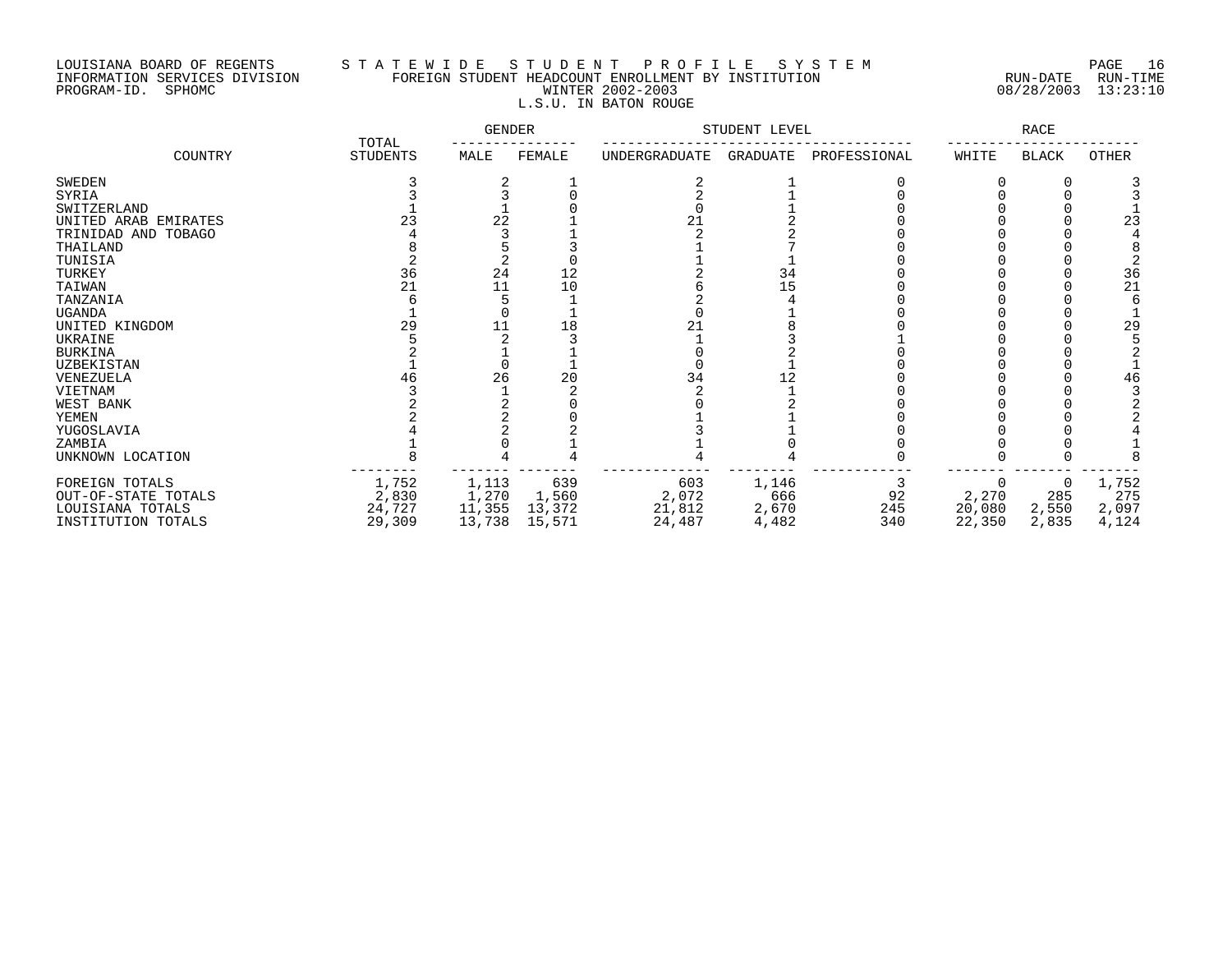LOUISIANA BOARD OF REGENTS — S T A T E W I D E S T U D E N T P R O F I L E S Y S T E M
INFORMATION SERVICES DIVISION — FOREIGN STUDENT HEADCOUNT ENROLLMENT BY INSTITUTION — RUN-DATE 08/28/2003 RUN-TIME 13:23:10
PROGRAM-ID. SPHOMC — WINTER 2002-2003

L.S.U. IN BATON ROUGE

| COUNTRY | TOTAL STUDENTS | GENDER | | STUDENT LEVEL | | | RACE | | |
|---|---|---|---|---|---|---|---|---|---|
| | | MALE | FEMALE | UNDERGRADUATE | GRADUATE | PROFESSIONAL | WHITE | BLACK | OTHER |
| SWEDEN | 3 | 2 | 1 | 2 | 1 | 0 | 0 | 0 | 3 |
| SYRIA | 3 | 3 | 0 | 2 | 1 | 0 | 0 | 0 | 3 |
| SWITZERLAND | 1 | 1 | 0 | 0 | 1 | 0 | 0 | 0 | 1 |
| UNITED ARAB EMIRATES | 23 | 22 | 1 | 21 | 2 | 0 | 0 | 0 | 23 |
| TRINIDAD AND TOBAGO | 4 | 3 | 1 | 2 | 2 | 0 | 0 | 0 | 4 |
| THAILAND | 8 | 5 | 3 | 1 | 7 | 0 | 0 | 0 | 8 |
| TUNISIA | 2 | 2 | 0 | 1 | 1 | 0 | 0 | 0 | 2 |
| TURKEY | 36 | 24 | 12 | 2 | 34 | 0 | 0 | 0 | 36 |
| TAIWAN | 21 | 11 | 10 | 6 | 15 | 0 | 0 | 0 | 21 |
| TANZANIA | 6 | 5 | 1 | 2 | 4 | 0 | 0 | 0 | 6 |
| UGANDA | 1 | 0 | 1 | 0 | 1 | 0 | 0 | 0 | 1 |
| UNITED KINGDOM | 29 | 11 | 18 | 21 | 8 | 0 | 0 | 0 | 29 |
| UKRAINE | 5 | 2 | 3 | 1 | 3 | 1 | 0 | 0 | 5 |
| BURKINA | 2 | 1 | 1 | 0 | 2 | 0 | 0 | 0 | 2 |
| UZBEKISTAN | 1 | 0 | 1 | 0 | 1 | 0 | 0 | 0 | 1 |
| VENEZUELA | 46 | 26 | 20 | 34 | 12 | 0 | 0 | 0 | 46 |
| VIETNAM | 3 | 1 | 2 | 2 | 1 | 0 | 0 | 0 | 3 |
| WEST BANK | 2 | 2 | 0 | 0 | 2 | 0 | 0 | 0 | 2 |
| YEMEN | 2 | 2 | 0 | 1 | 1 | 0 | 0 | 0 | 2 |
| YUGOSLAVIA | 4 | 2 | 2 | 3 | 1 | 0 | 0 | 0 | 4 |
| ZAMBIA | 1 | 0 | 1 | 1 | 0 | 0 | 0 | 0 | 1 |
| UNKNOWN LOCATION | 8 | 4 | 4 | 4 | 4 | 0 | 0 | 0 | 8 |
| FOREIGN TOTALS | 1,752 | 1,113 | 639 | 603 | 1,146 | 3 | 0 | 0 | 1,752 |
| OUT-OF-STATE TOTALS | 2,830 | 1,270 | 1,560 | 2,072 | 666 | 92 | 2,270 | 285 | 275 |
| LOUISIANA TOTALS | 24,727 | 11,355 | 13,372 | 21,812 | 2,670 | 245 | 20,080 | 2,550 | 2,097 |
| INSTITUTION TOTALS | 29,309 | 13,738 | 15,571 | 24,487 | 4,482 | 340 | 22,350 | 2,835 | 4,124 |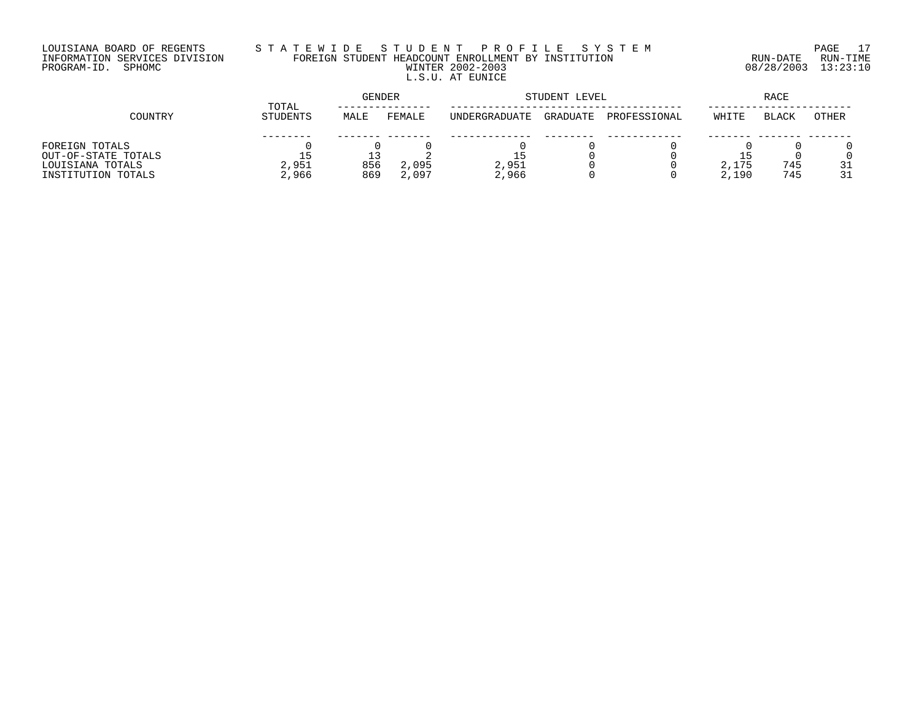LOUISIANA BOARD OF REGENTS
INFORMATION SERVICES DIVISION
PROGRAM-ID. SPHOMC

STATEWIDE STUDENT PROFILE SYSTEM
FOREIGN STUDENT HEADCOUNT ENROLLMENT BY INSTITUTION
WINTER 2002-2003
L.S.U. AT EUNICE

RUN-DATE 08/28/2003 RUN-TIME 13:23:10

| COUNTRY | TOTAL STUDENTS | GENDER | | STUDENT LEVEL | | | RACE | | |
|---|---|---|---|---|---|---|---|---|---|
| | | MALE | FEMALE | UNDERGRADUATE | GRADUATE | PROFESSIONAL | WHITE | BLACK | OTHER |
| FOREIGN TOTALS | 0 | 0 | 0 | 0 | 0 | 0 | 0 | 0 | 0 |
| OUT-OF-STATE TOTALS | 15 | 13 | 2 | 15 | 0 | 0 | 15 | 0 | 0 |
| LOUISIANA TOTALS | 2,951 | 856 | 2,095 | 2,951 | 0 | 0 | 2,175 | 745 | 31 |
| INSTITUTION TOTALS | 2,966 | 869 | 2,097 | 2,966 | 0 | 0 | 2,190 | 745 | 31 |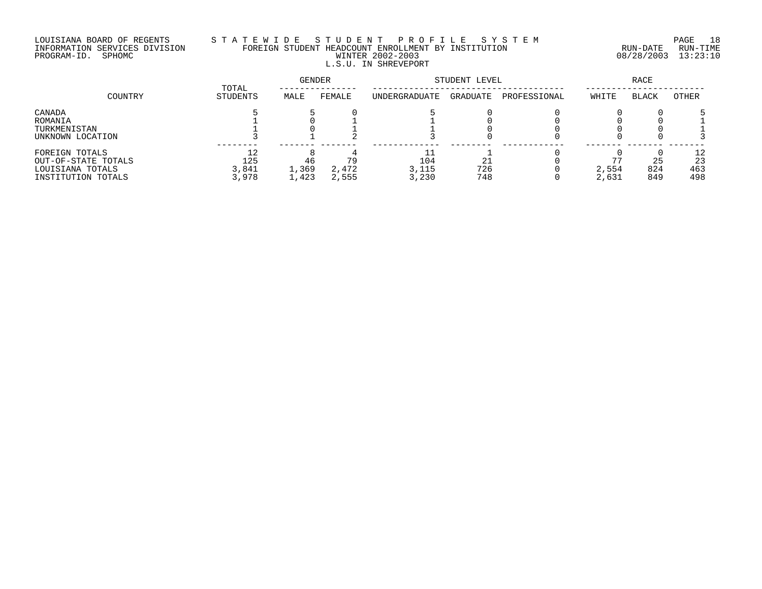LOUISIANA BOARD OF REGENTS — INFORMATION SERVICES DIVISION — PROGRAM-ID. SPHOMC

# STATEWIDE STUDENT PROFILE SYSTEM

## FOREIGN STUDENT HEADCOUNT ENROLLMENT BY INSTITUTION

### WINTER 2002-2003

### L.S.U. IN SHREVEPORT

RUN-DATE 08/28/2003 RUN-TIME 13:23:10

| COUNTRY | TOTAL STUDENTS | GENDER | | STUDENT LEVEL | | | RACE | | |
|---|---|---|---|---|---|---|---|---|---|
| | | MALE | FEMALE | UNDERGRADUATE | GRADUATE | PROFESSIONAL | WHITE | BLACK | OTHER |
| CANADA | 5 | 5 | 0 | 5 | 0 | 0 | 0 | 0 | 5 |
| ROMANIA | 1 | 0 | 1 | 1 | 0 | 0 | 0 | 0 | 1 |
| TURKMENISTAN | 1 | 0 | 1 | 1 | 0 | 0 | 0 | 0 | 1 |
| UNKNOWN LOCATION | 3 | 1 | 2 | 3 | 0 | 0 | 0 | 0 | 3 |
| FOREIGN TOTALS | 12 | 8 | 4 | 11 | 1 | 0 | 0 | 0 | 12 |
| OUT-OF-STATE TOTALS | 125 | 46 | 79 | 104 | 21 | 0 | 77 | 25 | 23 |
| LOUISIANA TOTALS | 3,841 | 1,369 | 2,472 | 3,115 | 726 | 0 | 2,554 | 824 | 463 |
| INSTITUTION TOTALS | 3,978 | 1,423 | 2,555 | 3,230 | 748 | 0 | 2,631 | 849 | 498 |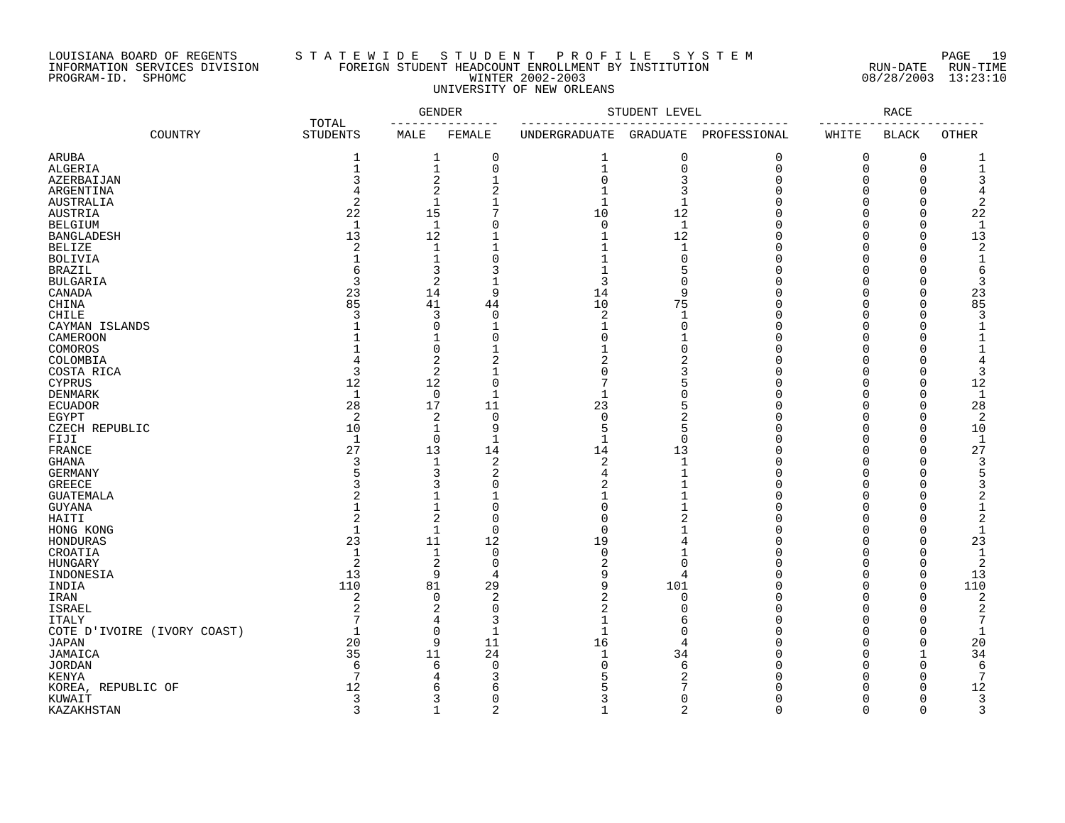LOUISIANA BOARD OF REGENTS — S T A T E W I D E S T U D E N T P R O F I L E S Y S T E M

INFORMATION SERVICES DIVISION — FOREIGN STUDENT HEADCOUNT ENROLLMENT BY INSTITUTION — RUN-DATE 08/28/2003 RUN-TIME 13:23:10

PROGRAM-ID. SPHOMC — WINTER 2002-2003

UNIVERSITY OF NEW ORLEANS

| COUNTRY | TOTAL STUDENTS | GENDER | | STUDENT LEVEL | | | RACE | | |
|---|---|---|---|---|---|---|---|---|---|
| | | MALE | FEMALE | UNDERGRADUATE | GRADUATE | PROFESSIONAL | WHITE | BLACK | OTHER |
| ARUBA | 1 | 1 | 0 | 1 | 0 | 0 | 0 | 0 | 1 |
| ALGERIA | 1 | 1 | 0 | 1 | 0 | 0 | 0 | 0 | 1 |
| AZERBAIJAN | 3 | 2 | 1 | 0 | 3 | 0 | 0 | 0 | 3 |
| ARGENTINA | 4 | 2 | 2 | 1 | 3 | 0 | 0 | 0 | 4 |
| AUSTRALIA | 2 | 1 | 1 | 1 | 1 | 0 | 0 | 0 | 2 |
| AUSTRIA | 22 | 15 | 7 | 10 | 12 | 0 | 0 | 0 | 22 |
| BELGIUM | 1 | 1 | 0 | 0 | 1 | 0 | 0 | 0 | 1 |
| BANGLADESH | 13 | 12 | 1 | 1 | 12 | 0 | 0 | 0 | 13 |
| BELIZE | 2 | 1 | 1 | 1 | 1 | 0 | 0 | 0 | 2 |
| BOLIVIA | 1 | 1 | 0 | 1 | 0 | 0 | 0 | 0 | 1 |
| BRAZIL | 6 | 3 | 3 | 1 | 5 | 0 | 0 | 0 | 6 |
| BULGARIA | 3 | 2 | 1 | 3 | 0 | 0 | 0 | 0 | 3 |
| CANADA | 23 | 14 | 9 | 14 | 9 | 0 | 0 | 0 | 23 |
| CHINA | 85 | 41 | 44 | 10 | 75 | 0 | 0 | 0 | 85 |
| CHILE | 3 | 3 | 0 | 2 | 1 | 0 | 0 | 0 | 3 |
| CAYMAN ISLANDS | 1 | 0 | 1 | 1 | 0 | 0 | 0 | 0 | 1 |
| CAMEROON | 1 | 1 | 0 | 0 | 1 | 0 | 0 | 0 | 1 |
| COMOROS | 1 | 0 | 1 | 1 | 0 | 0 | 0 | 0 | 1 |
| COLOMBIA | 4 | 2 | 2 | 2 | 2 | 0 | 0 | 0 | 4 |
| COSTA RICA | 3 | 2 | 1 | 0 | 3 | 0 | 0 | 0 | 3 |
| CYPRUS | 12 | 12 | 0 | 7 | 5 | 0 | 0 | 0 | 12 |
| DENMARK | 1 | 0 | 1 | 1 | 0 | 0 | 0 | 0 | 1 |
| ECUADOR | 28 | 17 | 11 | 23 | 5 | 0 | 0 | 0 | 28 |
| EGYPT | 2 | 2 | 0 | 0 | 2 | 0 | 0 | 0 | 2 |
| CZECH REPUBLIC | 10 | 1 | 9 | 5 | 5 | 0 | 0 | 0 | 10 |
| FIJI | 1 | 0 | 1 | 1 | 0 | 0 | 0 | 0 | 1 |
| FRANCE | 27 | 13 | 14 | 14 | 13 | 0 | 0 | 0 | 27 |
| GHANA | 3 | 1 | 2 | 2 | 1 | 0 | 0 | 0 | 3 |
| GERMANY | 5 | 3 | 2 | 4 | 1 | 0 | 0 | 0 | 5 |
| GREECE | 3 | 3 | 0 | 2 | 1 | 0 | 0 | 0 | 3 |
| GUATEMALA | 2 | 1 | 1 | 1 | 1 | 0 | 0 | 0 | 2 |
| GUYANA | 1 | 1 | 0 | 0 | 1 | 0 | 0 | 0 | 1 |
| HAITI | 2 | 2 | 0 | 0 | 2 | 0 | 0 | 0 | 2 |
| HONG KONG | 1 | 1 | 0 | 0 | 1 | 0 | 0 | 0 | 1 |
| HONDURAS | 23 | 11 | 12 | 19 | 4 | 0 | 0 | 0 | 23 |
| CROATIA | 1 | 1 | 0 | 0 | 1 | 0 | 0 | 0 | 1 |
| HUNGARY | 2 | 2 | 0 | 2 | 0 | 0 | 0 | 0 | 2 |
| INDONESIA | 13 | 9 | 4 | 9 | 4 | 0 | 0 | 0 | 13 |
| INDIA | 110 | 81 | 29 | 9 | 101 | 0 | 0 | 0 | 110 |
| IRAN | 2 | 0 | 2 | 2 | 0 | 0 | 0 | 0 | 2 |
| ISRAEL | 2 | 2 | 0 | 2 | 0 | 0 | 0 | 0 | 2 |
| ITALY | 7 | 4 | 3 | 1 | 6 | 0 | 0 | 0 | 7 |
| COTE D'IVOIRE (IVORY COAST) | 1 | 0 | 1 | 1 | 0 | 0 | 0 | 0 | 1 |
| JAPAN | 20 | 9 | 11 | 16 | 4 | 0 | 0 | 0 | 20 |
| JAMAICA | 35 | 11 | 24 | 1 | 34 | 0 | 0 | 1 | 34 |
| JORDAN | 6 | 6 | 0 | 0 | 6 | 0 | 0 | 0 | 6 |
| KENYA | 7 | 4 | 3 | 5 | 2 | 0 | 0 | 0 | 7 |
| KOREA, REPUBLIC OF | 12 | 6 | 6 | 5 | 7 | 0 | 0 | 0 | 12 |
| KUWAIT | 3 | 3 | 0 | 3 | 0 | 0 | 0 | 0 | 3 |
| KAZAKHSTAN | 3 | 1 | 2 | 1 | 2 | 0 | 0 | 0 | 3 |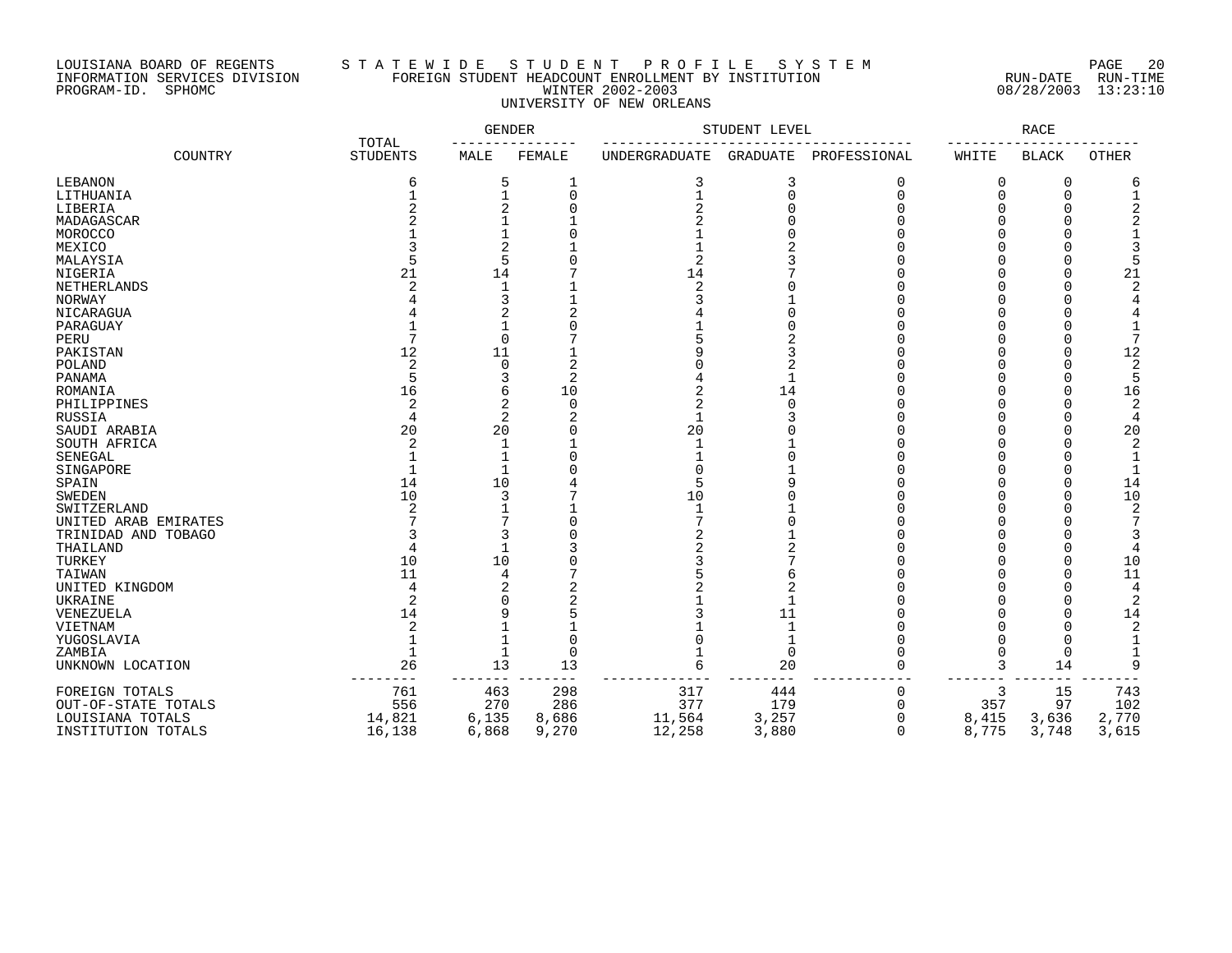LOUISIANA BOARD OF REGENTS — INFORMATION SERVICES DIVISION — PROGRAM-ID. SPHOMC

STATEWIDE STUDENT PROFILE SYSTEM

FOREIGN STUDENT HEADCOUNT ENROLLMENT BY INSTITUTION

WINTER 2002-2003

UNIVERSITY OF NEW ORLEANS

RUN-DATE 08/28/2003 RUN-TIME 13:23:10

| COUNTRY | TOTAL STUDENTS | GENDER | | STUDENT LEVEL | | | RACE | | |
|---|---|---|---|---|---|---|---|---|---|
| | | MALE | FEMALE | UNDERGRADUATE | GRADUATE | PROFESSIONAL | WHITE | BLACK | OTHER |
| LEBANON | 6 | 5 | 1 | 3 | 3 | 0 | 0 | 0 | 6 |
| LITHUANIA | 1 | 1 | 0 | 1 | 0 | 0 | 0 | 0 | 1 |
| LIBERIA | 2 | 2 | 0 | 2 | 0 | 0 | 0 | 0 | 2 |
| MADAGASCAR | 2 | 1 | 1 | 2 | 0 | 0 | 0 | 0 | 2 |
| MOROCCO | 1 | 1 | 0 | 1 | 0 | 0 | 0 | 0 | 1 |
| MEXICO | 3 | 2 | 1 | 1 | 2 | 0 | 0 | 0 | 3 |
| MALAYSIA | 5 | 5 | 0 | 2 | 3 | 0 | 0 | 0 | 5 |
| NIGERIA | 21 | 14 | 7 | 14 | 7 | 0 | 0 | 0 | 21 |
| NETHERLANDS | 2 | 1 | 1 | 2 | 0 | 0 | 0 | 0 | 2 |
| NORWAY | 4 | 3 | 1 | 3 | 1 | 0 | 0 | 0 | 4 |
| NICARAGUA | 4 | 2 | 2 | 4 | 0 | 0 | 0 | 0 | 4 |
| PARAGUAY | 1 | 1 | 0 | 1 | 0 | 0 | 0 | 0 | 1 |
| PERU | 7 | 0 | 7 | 5 | 2 | 0 | 0 | 0 | 7 |
| PAKISTAN | 12 | 11 | 1 | 9 | 3 | 0 | 0 | 0 | 12 |
| POLAND | 2 | 0 | 2 | 0 | 2 | 0 | 0 | 0 | 2 |
| PANAMA | 5 | 3 | 2 | 4 | 1 | 0 | 0 | 0 | 5 |
| ROMANIA | 16 | 6 | 10 | 2 | 14 | 0 | 0 | 0 | 16 |
| PHILIPPINES | 2 | 2 | 0 | 2 | 0 | 0 | 0 | 0 | 2 |
| RUSSIA | 4 | 2 | 2 | 1 | 3 | 0 | 0 | 0 | 4 |
| SAUDI ARABIA | 20 | 20 | 0 | 20 | 0 | 0 | 0 | 0 | 20 |
| SOUTH AFRICA | 2 | 1 | 1 | 1 | 1 | 0 | 0 | 0 | 2 |
| SENEGAL | 1 | 1 | 0 | 1 | 0 | 0 | 0 | 0 | 1 |
| SINGAPORE | 1 | 1 | 0 | 0 | 1 | 0 | 0 | 0 | 1 |
| SPAIN | 14 | 10 | 4 | 5 | 9 | 0 | 0 | 0 | 14 |
| SWEDEN | 10 | 3 | 7 | 10 | 0 | 0 | 0 | 0 | 10 |
| SWITZERLAND | 2 | 1 | 1 | 1 | 1 | 0 | 0 | 0 | 2 |
| UNITED ARAB EMIRATES | 7 | 7 | 0 | 7 | 0 | 0 | 0 | 0 | 7 |
| TRINIDAD AND TOBAGO | 3 | 3 | 0 | 2 | 1 | 0 | 0 | 0 | 3 |
| THAILAND | 4 | 1 | 3 | 2 | 2 | 0 | 0 | 0 | 4 |
| TURKEY | 10 | 10 | 0 | 3 | 7 | 0 | 0 | 0 | 10 |
| TAIWAN | 11 | 4 | 7 | 5 | 6 | 0 | 0 | 0 | 11 |
| UNITED KINGDOM | 4 | 2 | 2 | 2 | 2 | 0 | 0 | 0 | 4 |
| UKRAINE | 2 | 0 | 2 | 1 | 1 | 0 | 0 | 0 | 2 |
| VENEZUELA | 14 | 9 | 5 | 3 | 11 | 0 | 0 | 0 | 14 |
| VIETNAM | 2 | 1 | 1 | 1 | 1 | 0 | 0 | 0 | 2 |
| YUGOSLAVIA | 1 | 1 | 0 | 0 | 1 | 0 | 0 | 0 | 1 |
| ZAMBIA | 1 | 1 | 0 | 1 | 0 | 0 | 0 | 0 | 1 |
| UNKNOWN LOCATION | 26 | 13 | 13 | 6 | 20 | 0 | 3 | 14 | 9 |
| FOREIGN TOTALS | 761 | 463 | 298 | 317 | 444 | 0 | 3 | 15 | 743 |
| OUT-OF-STATE TOTALS | 556 | 270 | 286 | 377 | 179 | 0 | 357 | 97 | 102 |
| LOUISIANA TOTALS | 14,821 | 6,135 | 8,686 | 11,564 | 3,257 | 0 | 8,415 | 3,636 | 2,770 |
| INSTITUTION TOTALS | 16,138 | 6,868 | 9,270 | 12,258 | 3,880 | 0 | 8,775 | 3,748 | 3,615 |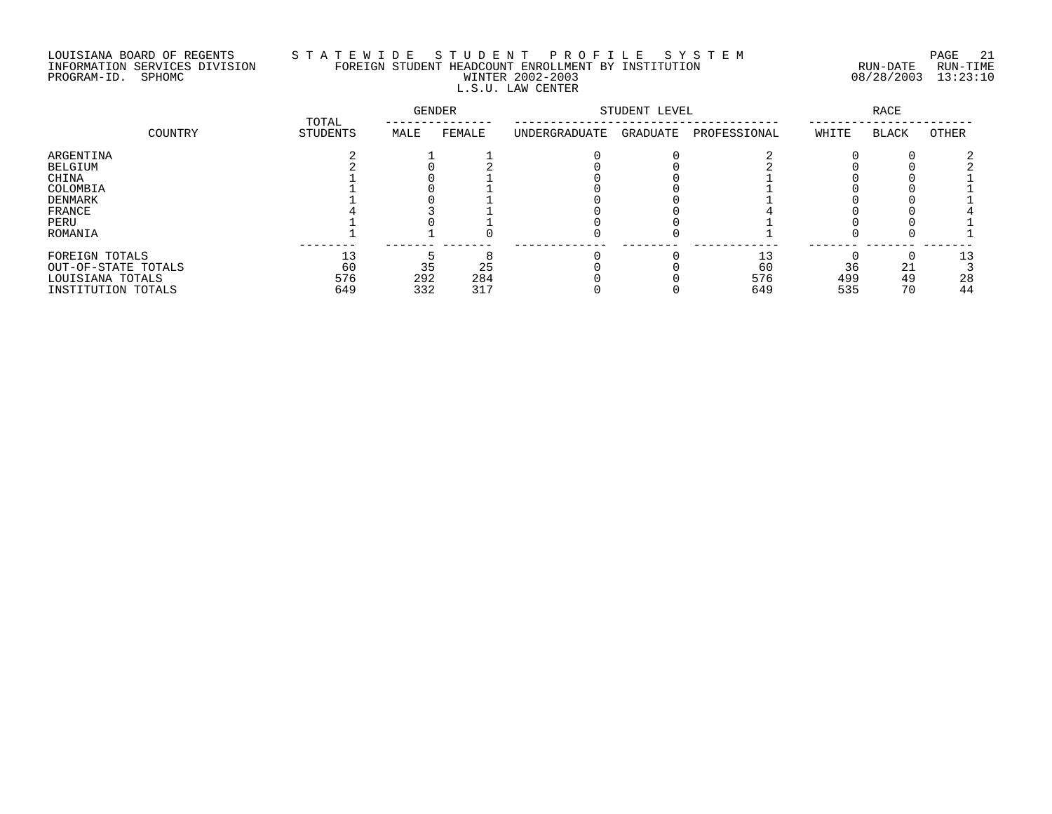LOUISIANA BOARD OF REGENTS — STATEWIDE STUDENT PROFILE SYSTEM
INFORMATION SERVICES DIVISION — FOREIGN STUDENT HEADCOUNT ENROLLMENT BY INSTITUTION
PROGRAM-ID. SPHOMC — WINTER 2002-2003
RUN-DATE 08/28/2003 RUN-TIME 13:23:10

L.S.U. LAW CENTER

| COUNTRY | TOTAL STUDENTS | GENDER | | STUDENT LEVEL | | | RACE | | |
|---|---|---|---|---|---|---|---|---|---|
| | | MALE | FEMALE | UNDERGRADUATE | GRADUATE | PROFESSIONAL | WHITE | BLACK | OTHER |
| ARGENTINA | 2 | 1 | 1 | 0 | 0 | 2 | 0 | 0 | 2 |
| BELGIUM | 2 | 0 | 2 | 0 | 0 | 2 | 0 | 0 | 2 |
| CHINA | 1 | 0 | 1 | 0 | 0 | 1 | 0 | 0 | 1 |
| COLOMBIA | 1 | 0 | 1 | 0 | 0 | 1 | 0 | 0 | 1 |
| DENMARK | 1 | 0 | 1 | 0 | 0 | 1 | 0 | 0 | 1 |
| FRANCE | 4 | 3 | 1 | 0 | 0 | 4 | 0 | 0 | 4 |
| PERU | 1 | 0 | 1 | 0 | 0 | 1 | 0 | 0 | 1 |
| ROMANIA | 1 | 1 | 0 | 0 | 0 | 1 | 0 | 0 | 1 |
| FOREIGN TOTALS | 13 | 5 | 8 | 0 | 0 | 13 | 0 | 0 | 13 |
| OUT-OF-STATE TOTALS | 60 | 35 | 25 | 0 | 0 | 60 | 36 | 21 | 3 |
| LOUISIANA TOTALS | 576 | 292 | 284 | 0 | 0 | 576 | 499 | 49 | 28 |
| INSTITUTION TOTALS | 649 | 332 | 317 | 0 | 0 | 649 | 535 | 70 | 44 |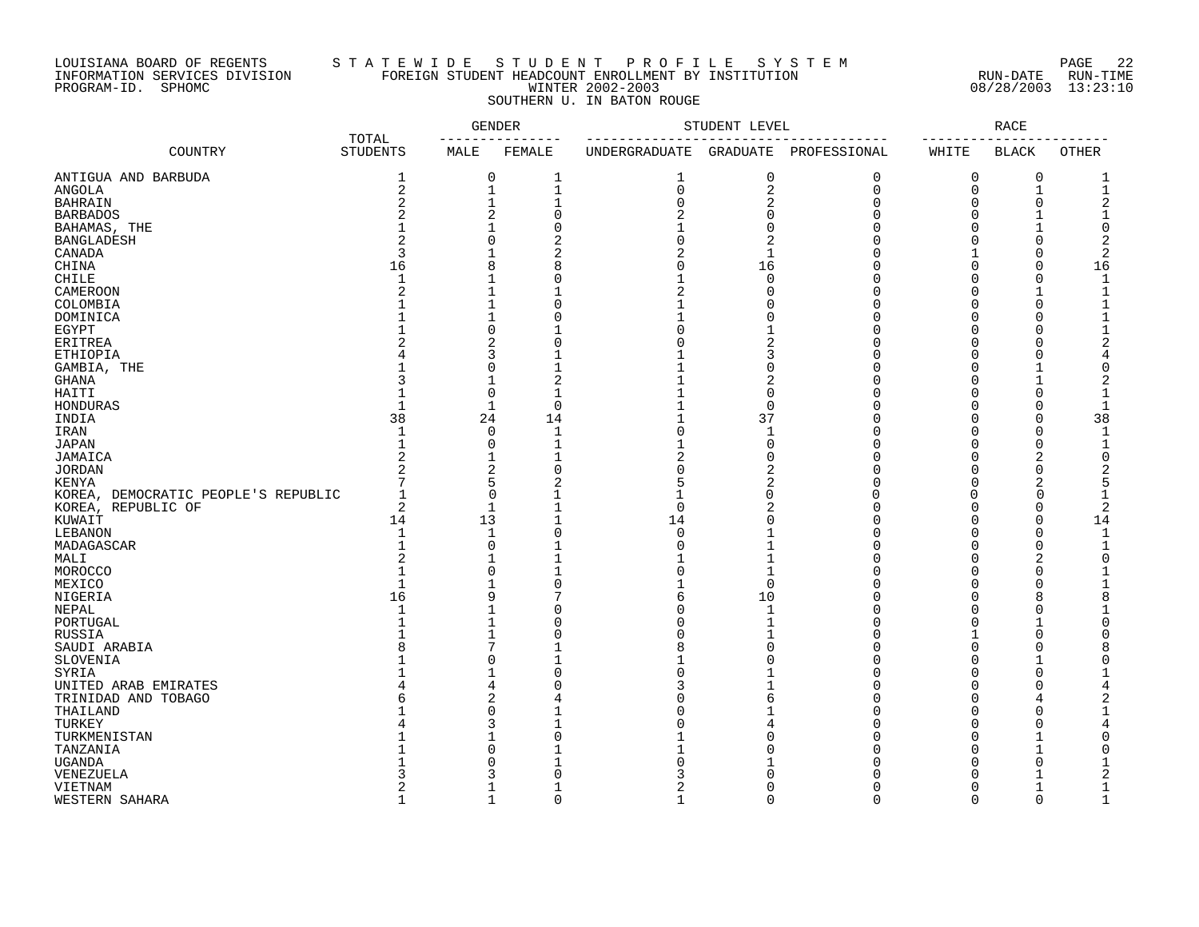LOUISIANA BOARD OF REGENTS — STATEWIDE STUDENT PROFILE SYSTEM
INFORMATION SERVICES DIVISION — FOREIGN STUDENT HEADCOUNT ENROLLMENT BY INSTITUTION
PROGRAM-ID. SPHOMC — WINTER 2002-2003 — RUN-DATE 08/28/2003 RUN-TIME 13:23:10

SOUTHERN U. IN BATON ROUGE

| COUNTRY | TOTAL STUDENTS | GENDER | | STUDENT LEVEL | | | RACE | | |
|---|---|---|---|---|---|---|---|---|---|
| | | MALE | FEMALE | UNDERGRADUATE | GRADUATE | PROFESSIONAL | WHITE | BLACK | OTHER |
| ANTIGUA AND BARBUDA | 1 | 0 | 1 | 1 | 0 | 0 | 0 | 0 | 1 |
| ANGOLA | 2 | 1 | 1 | 0 | 2 | 0 | 0 | 1 | 1 |
| BAHRAIN | 2 | 1 | 1 | 0 | 2 | 0 | 0 | 0 | 2 |
| BARBADOS | 2 | 2 | 0 | 2 | 0 | 0 | 0 | 1 | 1 |
| BAHAMAS, THE | 1 | 1 | 0 | 1 | 0 | 0 | 0 | 1 | 0 |
| BANGLADESH | 2 | 0 | 2 | 0 | 2 | 0 | 0 | 0 | 2 |
| CANADA | 3 | 1 | 2 | 2 | 1 | 0 | 1 | 0 | 2 |
| CHINA | 16 | 8 | 8 | 0 | 16 | 0 | 0 | 0 | 16 |
| CHILE | 1 | 1 | 0 | 1 | 0 | 0 | 0 | 0 | 1 |
| CAMEROON | 2 | 1 | 1 | 2 | 0 | 0 | 0 | 1 | 1 |
| COLOMBIA | 1 | 1 | 0 | 1 | 0 | 0 | 0 | 0 | 1 |
| DOMINICA | 1 | 1 | 0 | 1 | 0 | 0 | 0 | 0 | 1 |
| EGYPT | 1 | 0 | 1 | 0 | 1 | 0 | 0 | 0 | 1 |
| ERITREA | 2 | 2 | 0 | 0 | 2 | 0 | 0 | 0 | 2 |
| ETHIOPIA | 4 | 3 | 1 | 1 | 3 | 0 | 0 | 0 | 4 |
| GAMBIA, THE | 1 | 0 | 1 | 1 | 0 | 0 | 0 | 1 | 0 |
| GHANA | 3 | 1 | 2 | 1 | 2 | 0 | 0 | 1 | 2 |
| HAITI | 1 | 0 | 1 | 1 | 0 | 0 | 0 | 0 | 1 |
| HONDURAS | 1 | 1 | 0 | 1 | 0 | 0 | 0 | 0 | 1 |
| INDIA | 38 | 24 | 14 | 1 | 37 | 0 | 0 | 0 | 38 |
| IRAN | 1 | 0 | 1 | 0 | 1 | 0 | 0 | 0 | 1 |
| JAPAN | 1 | 0 | 1 | 1 | 0 | 0 | 0 | 0 | 1 |
| JAMAICA | 2 | 1 | 1 | 2 | 0 | 0 | 0 | 2 | 0 |
| JORDAN | 2 | 2 | 0 | 0 | 2 | 0 | 0 | 0 | 2 |
| KENYA | 7 | 5 | 2 | 5 | 2 | 0 | 0 | 2 | 5 |
| KOREA, DEMOCRATIC PEOPLE'S REPUBLIC | 1 | 0 | 1 | 1 | 0 | 0 | 0 | 0 | 1 |
| KOREA, REPUBLIC OF | 2 | 1 | 1 | 0 | 2 | 0 | 0 | 0 | 2 |
| KUWAIT | 14 | 13 | 1 | 14 | 0 | 0 | 0 | 0 | 14 |
| LEBANON | 1 | 1 | 0 | 0 | 1 | 0 | 0 | 0 | 1 |
| MADAGASCAR | 1 | 0 | 1 | 0 | 1 | 0 | 0 | 0 | 1 |
| MALI | 2 | 1 | 1 | 1 | 1 | 0 | 0 | 2 | 0 |
| MOROCCO | 1 | 0 | 1 | 0 | 1 | 0 | 0 | 0 | 1 |
| MEXICO | 1 | 1 | 0 | 1 | 0 | 0 | 0 | 0 | 1 |
| NIGERIA | 16 | 9 | 7 | 6 | 10 | 0 | 0 | 8 | 8 |
| NEPAL | 1 | 1 | 0 | 0 | 1 | 0 | 0 | 0 | 1 |
| PORTUGAL | 1 | 1 | 0 | 0 | 1 | 0 | 0 | 1 | 0 |
| RUSSIA | 1 | 1 | 0 | 0 | 1 | 0 | 1 | 0 | 0 |
| SAUDI ARABIA | 8 | 7 | 1 | 8 | 0 | 0 | 0 | 0 | 8 |
| SLOVENIA | 1 | 0 | 1 | 1 | 0 | 0 | 0 | 1 | 0 |
| SYRIA | 1 | 1 | 0 | 0 | 1 | 0 | 0 | 0 | 1 |
| UNITED ARAB EMIRATES | 4 | 4 | 0 | 3 | 1 | 0 | 0 | 0 | 4 |
| TRINIDAD AND TOBAGO | 6 | 2 | 4 | 0 | 6 | 0 | 0 | 4 | 2 |
| THAILAND | 1 | 0 | 1 | 0 | 1 | 0 | 0 | 0 | 1 |
| TURKEY | 4 | 3 | 1 | 0 | 4 | 0 | 0 | 0 | 4 |
| TURKMENISTAN | 1 | 1 | 0 | 1 | 0 | 0 | 0 | 1 | 0 |
| TANZANIA | 1 | 0 | 1 | 1 | 0 | 0 | 0 | 1 | 0 |
| UGANDA | 1 | 0 | 1 | 0 | 1 | 0 | 0 | 0 | 1 |
| VENEZUELA | 3 | 3 | 0 | 3 | 0 | 0 | 0 | 1 | 2 |
| VIETNAM | 2 | 1 | 1 | 2 | 0 | 0 | 0 | 1 | 1 |
| WESTERN SAHARA | 1 | 1 | 0 | 1 | 0 | 0 | 0 | 0 | 1 |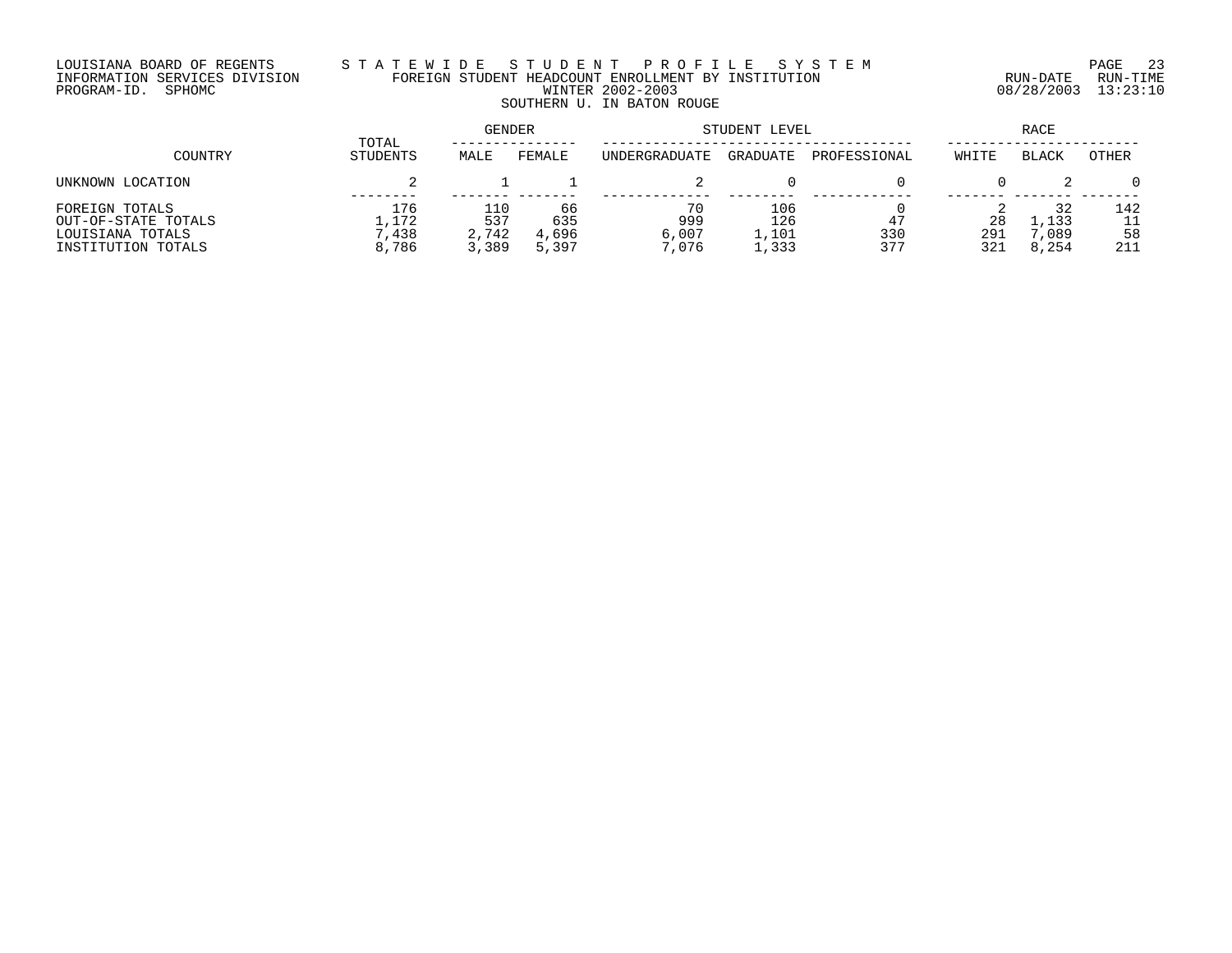LOUISIANA BOARD OF REGENTS
INFORMATION SERVICES DIVISION
PROGRAM-ID. SPHOMC

# STATEWIDE STUDENT PROFILE SYSTEM
## FOREIGN STUDENT HEADCOUNT ENROLLMENT BY INSTITUTION
### WINTER 2002-2003
### SOUTHERN U. IN BATON ROUGE

RUN-DATE 08/28/2003 RUN-TIME 13:23:10

| COUNTRY | TOTAL STUDENTS | GENDER | | STUDENT LEVEL | | | RACE | | |
|---|---|---|---|---|---|---|---|---|---|
| | | MALE | FEMALE | UNDERGRADUATE | GRADUATE | PROFESSIONAL | WHITE | BLACK | OTHER |
| UNKNOWN LOCATION | 2 | 1 | 1 | 2 | 0 | 0 | 0 | 2 | 0 |
| FOREIGN TOTALS | 176 | 110 | 66 | 70 | 106 | 0 | 2 | 32 | 142 |
| OUT-OF-STATE TOTALS | 1,172 | 537 | 635 | 999 | 126 | 47 | 28 | 1,133 | 11 |
| LOUISIANA TOTALS | 7,438 | 2,742 | 4,696 | 6,007 | 1,101 | 330 | 291 | 7,089 | 58 |
| INSTITUTION TOTALS | 8,786 | 3,389 | 5,397 | 7,076 | 1,333 | 377 | 321 | 8,254 | 211 |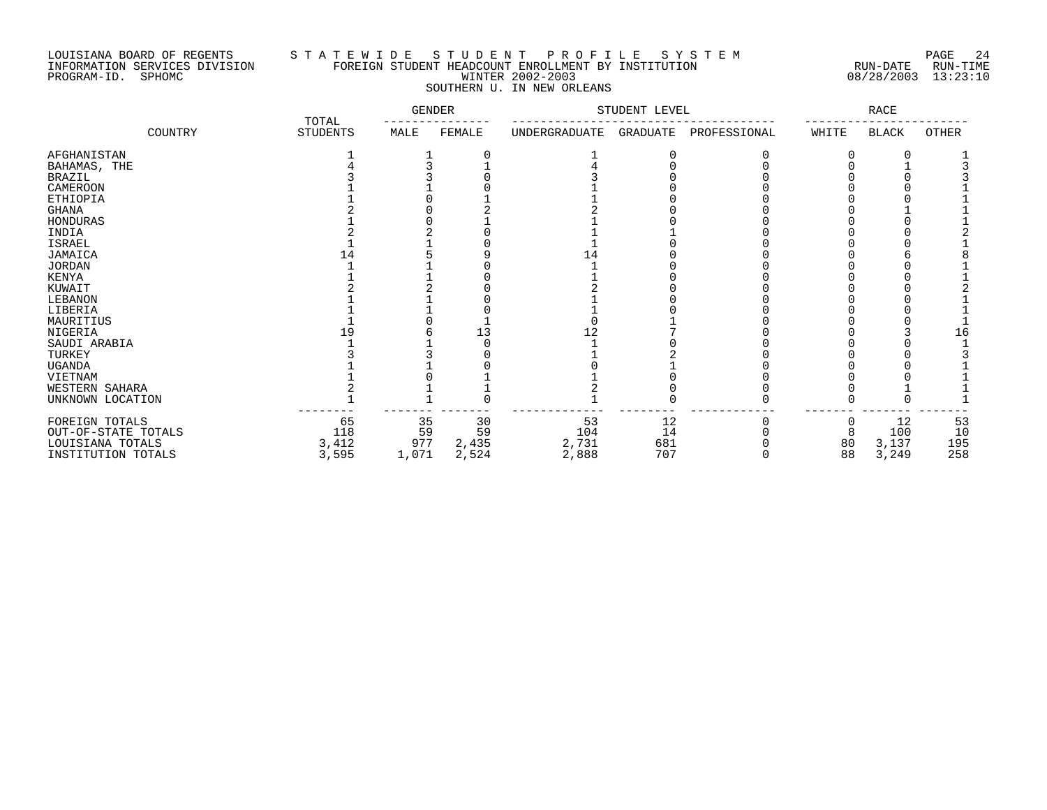LOUISIANA BOARD OF REGENTS
INFORMATION SERVICES DIVISION
PROGRAM-ID. SPHOMC

# S T A T E W I D E   S T U D E N T   P R O F I L E   S Y S T E M

## FOREIGN STUDENT HEADCOUNT ENROLLMENT BY INSTITUTION
## WINTER 2002-2003
## SOUTHERN U. IN NEW ORLEANS

RUN-DATE 08/28/2003 RUN-TIME 13:23:10

| COUNTRY | TOTAL STUDENTS | GENDER | | STUDENT LEVEL | | | RACE | | |
|---|---|---|---|---|---|---|---|---|---|
| | | MALE | FEMALE | UNDERGRADUATE | GRADUATE | PROFESSIONAL | WHITE | BLACK | OTHER |
| AFGHANISTAN | 1 | 1 | 0 | 1 | 0 | 0 | 0 | 0 | 1 |
| BAHAMAS, THE | 4 | 3 | 1 | 4 | 0 | 0 | 0 | 1 | 3 |
| BRAZIL | 3 | 3 | 0 | 3 | 0 | 0 | 0 | 0 | 3 |
| CAMEROON | 1 | 1 | 0 | 1 | 0 | 0 | 0 | 0 | 1 |
| ETHIOPIA | 1 | 0 | 1 | 1 | 0 | 0 | 0 | 0 | 1 |
| GHANA | 2 | 0 | 2 | 2 | 0 | 0 | 0 | 1 | 1 |
| HONDURAS | 1 | 0 | 1 | 1 | 0 | 0 | 0 | 0 | 1 |
| INDIA | 2 | 2 | 0 | 1 | 1 | 0 | 0 | 0 | 2 |
| ISRAEL | 1 | 1 | 0 | 1 | 0 | 0 | 0 | 0 | 1 |
| JAMAICA | 14 | 5 | 9 | 14 | 0 | 0 | 0 | 6 | 8 |
| JORDAN | 1 | 1 | 0 | 1 | 0 | 0 | 0 | 0 | 1 |
| KENYA | 1 | 1 | 0 | 1 | 0 | 0 | 0 | 0 | 1 |
| KUWAIT | 2 | 2 | 0 | 2 | 0 | 0 | 0 | 0 | 2 |
| LEBANON | 1 | 1 | 0 | 1 | 0 | 0 | 0 | 0 | 1 |
| LIBERIA | 1 | 1 | 0 | 1 | 0 | 0 | 0 | 0 | 1 |
| MAURITIUS | 1 | 0 | 1 | 0 | 1 | 0 | 0 | 0 | 1 |
| NIGERIA | 19 | 6 | 13 | 12 | 7 | 0 | 0 | 3 | 16 |
| SAUDI ARABIA | 1 | 1 | 0 | 1 | 0 | 0 | 0 | 0 | 1 |
| TURKEY | 3 | 3 | 0 | 1 | 2 | 0 | 0 | 0 | 3 |
| UGANDA | 1 | 1 | 0 | 0 | 1 | 0 | 0 | 0 | 1 |
| VIETNAM | 1 | 0 | 1 | 1 | 0 | 0 | 0 | 0 | 1 |
| WESTERN SAHARA | 2 | 1 | 1 | 2 | 0 | 0 | 0 | 1 | 1 |
| UNKNOWN LOCATION | 1 | 1 | 0 | 1 | 0 | 0 | 0 | 0 | 1 |
| FOREIGN TOTALS | 65 | 35 | 30 | 53 | 12 | 0 | 0 | 12 | 53 |
| OUT-OF-STATE TOTALS | 118 | 59 | 59 | 104 | 14 | 0 | 8 | 100 | 10 |
| LOUISIANA TOTALS | 3,412 | 977 | 2,435 | 2,731 | 681 | 0 | 80 | 3,137 | 195 |
| INSTITUTION TOTALS | 3,595 | 1,071 | 2,524 | 2,888 | 707 | 0 | 88 | 3,249 | 258 |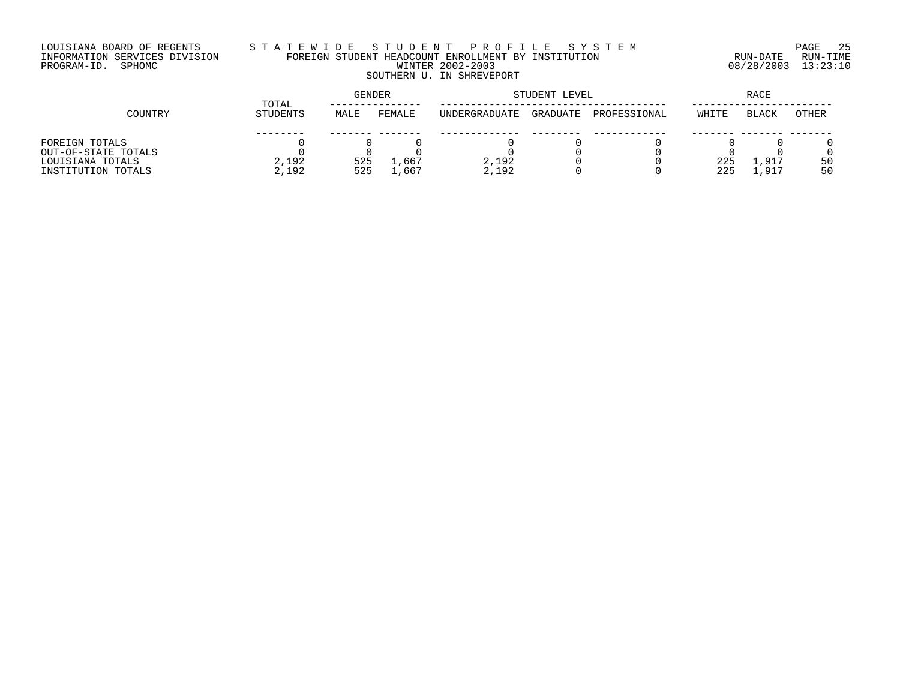LOUISIANA BOARD OF REGENTS
INFORMATION SERVICES DIVISION
PROGRAM-ID. SPHOMC

# STATEWIDE STUDENT PROFILE SYSTEM

## FOREIGN STUDENT HEADCOUNT ENROLLMENT BY INSTITUTION

WINTER 2002-2003

SOUTHERN U. IN SHREVEPORT

RUN-DATE 08/28/2003 RUN-TIME 13:23:10

| COUNTRY | TOTAL STUDENTS | GENDER | | STUDENT LEVEL | | | RACE | | |
|---|---|---|---|---|---|---|---|---|---|
| | | MALE | FEMALE | UNDERGRADUATE | GRADUATE | PROFESSIONAL | WHITE | BLACK | OTHER |
| FOREIGN TOTALS | 0 | 0 | 0 | 0 | 0 | 0 | 0 | 0 | 0 |
| OUT-OF-STATE TOTALS | 0 | 0 | 0 | 0 | 0 | 0 | 0 | 0 | 0 |
| LOUISIANA TOTALS | 2,192 | 525 | 1,667 | 2,192 | 0 | 0 | 225 | 1,917 | 50 |
| INSTITUTION TOTALS | 2,192 | 525 | 1,667 | 2,192 | 0 | 0 | 225 | 1,917 | 50 |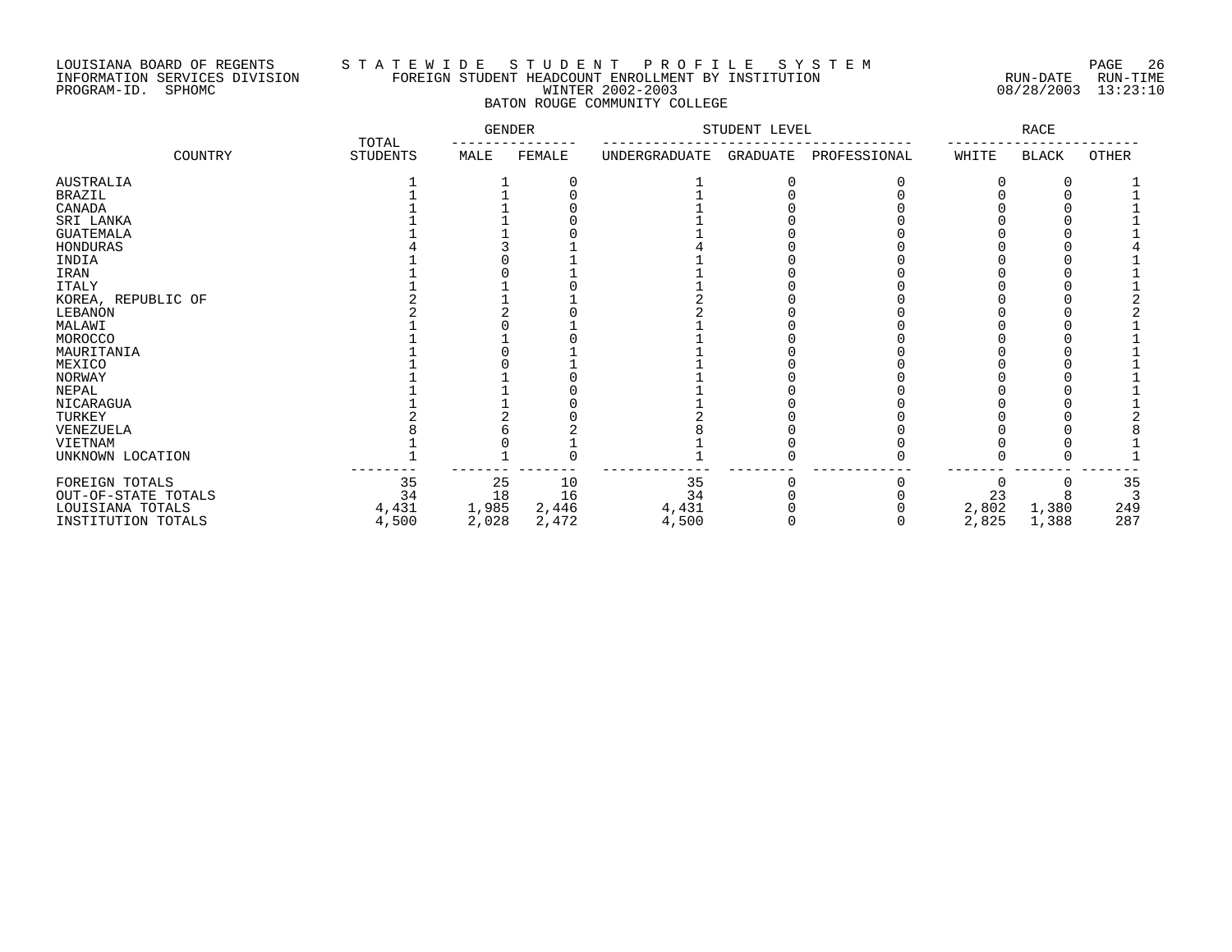LOUISIANA BOARD OF REGENTS — STATEWIDE STUDENT PROFILE SYSTEM
INFORMATION SERVICES DIVISION — FOREIGN STUDENT HEADCOUNT ENROLLMENT BY INSTITUTION — RUN-DATE 08/28/2003 RUN-TIME 13:23:10
PROGRAM-ID. SPHOMC — WINTER 2002-2003

## BATON ROUGE COMMUNITY COLLEGE

| COUNTRY | TOTAL STUDENTS | GENDER | | STUDENT LEVEL | | | RACE | | |
|---|---|---|---|---|---|---|---|---|---|
| | | MALE | FEMALE | UNDERGRADUATE | GRADUATE | PROFESSIONAL | WHITE | BLACK | OTHER |
| AUSTRALIA | 1 | 1 | 0 | 1 | 0 | 0 | 0 | 0 | 1 |
| BRAZIL | 1 | 1 | 0 | 1 | 0 | 0 | 0 | 0 | 1 |
| CANADA | 1 | 1 | 0 | 1 | 0 | 0 | 0 | 0 | 1 |
| SRI LANKA | 1 | 1 | 0 | 1 | 0 | 0 | 0 | 0 | 1 |
| GUATEMALA | 1 | 1 | 0 | 1 | 0 | 0 | 0 | 0 | 1 |
| HONDURAS | 4 | 3 | 1 | 4 | 0 | 0 | 0 | 0 | 4 |
| INDIA | 1 | 0 | 1 | 1 | 0 | 0 | 0 | 0 | 1 |
| IRAN | 1 | 0 | 1 | 1 | 0 | 0 | 0 | 0 | 1 |
| ITALY | 1 | 1 | 0 | 1 | 0 | 0 | 0 | 0 | 1 |
| KOREA, REPUBLIC OF | 2 | 1 | 1 | 2 | 0 | 0 | 0 | 0 | 2 |
| LEBANON | 2 | 2 | 0 | 2 | 0 | 0 | 0 | 0 | 2 |
| MALAWI | 1 | 0 | 1 | 1 | 0 | 0 | 0 | 0 | 1 |
| MOROCCO | 1 | 1 | 0 | 1 | 0 | 0 | 0 | 0 | 1 |
| MAURITANIA | 1 | 0 | 1 | 1 | 0 | 0 | 0 | 0 | 1 |
| MEXICO | 1 | 0 | 1 | 1 | 0 | 0 | 0 | 0 | 1 |
| NORWAY | 1 | 1 | 0 | 1 | 0 | 0 | 0 | 0 | 1 |
| NEPAL | 1 | 1 | 0 | 1 | 0 | 0 | 0 | 0 | 1 |
| NICARAGUA | 1 | 1 | 0 | 1 | 0 | 0 | 0 | 0 | 1 |
| TURKEY | 2 | 2 | 0 | 2 | 0 | 0 | 0 | 0 | 2 |
| VENEZUELA | 8 | 6 | 2 | 8 | 0 | 0 | 0 | 0 | 8 |
| VIETNAM | 1 | 0 | 1 | 1 | 0 | 0 | 0 | 0 | 1 |
| UNKNOWN LOCATION | 1 | 1 | 0 | 1 | 0 | 0 | 0 | 0 | 1 |
| FOREIGN TOTALS | 35 | 25 | 10 | 35 | 0 | 0 | 0 | 0 | 35 |
| OUT-OF-STATE TOTALS | 34 | 18 | 16 | 34 | 0 | 0 | 23 | 8 | 3 |
| LOUISIANA TOTALS | 4,431 | 1,985 | 2,446 | 4,431 | 0 | 0 | 2,802 | 1,380 | 249 |
| INSTITUTION TOTALS | 4,500 | 2,028 | 2,472 | 4,500 | 0 | 0 | 2,825 | 1,388 | 287 |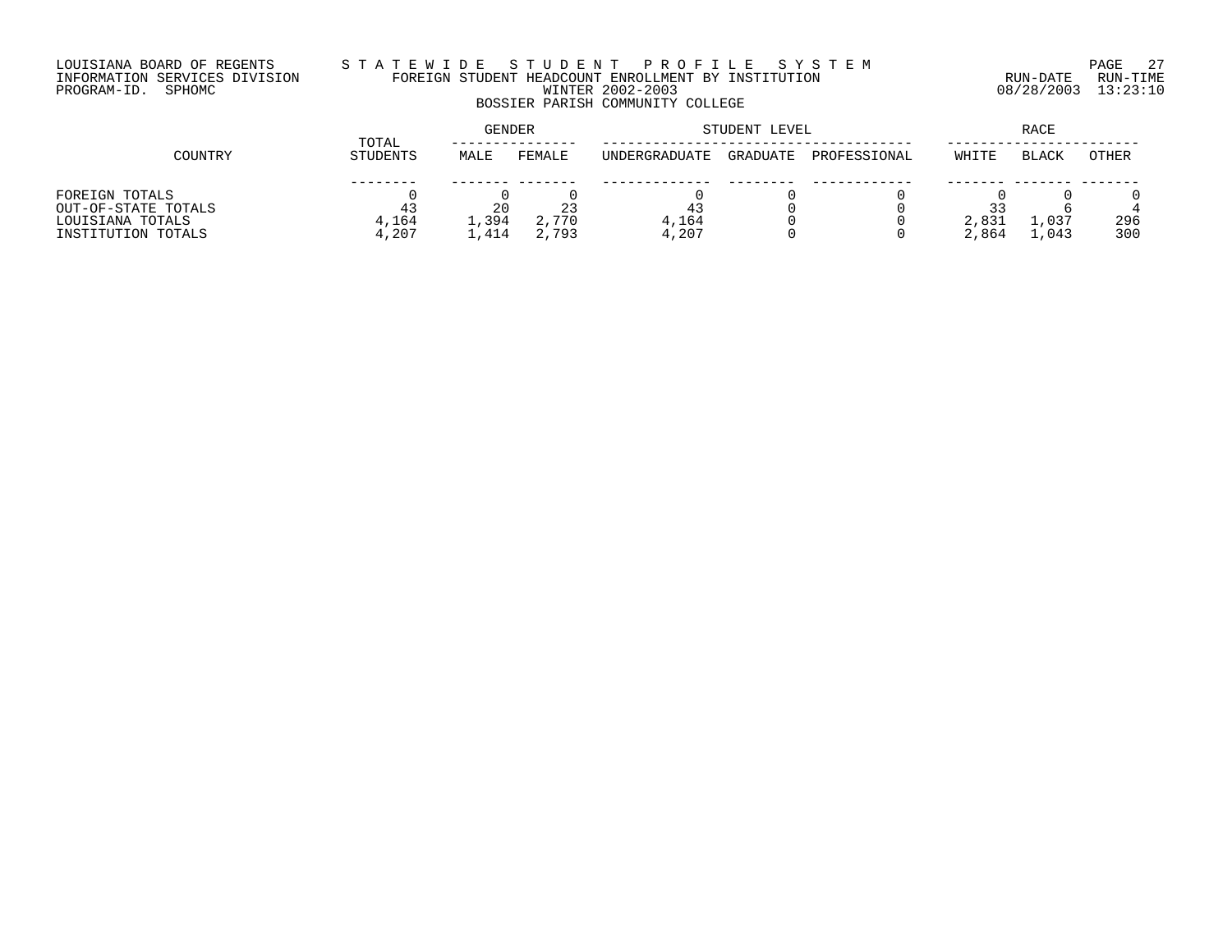LOUISIANA BOARD OF REGENTS
INFORMATION SERVICES DIVISION
PROGRAM-ID. SPHOMC

# STATEWIDE STUDENT PROFILE SYSTEM

## FOREIGN STUDENT HEADCOUNT ENROLLMENT BY INSTITUTION

### WINTER 2002-2003

### BOSSIER PARISH COMMUNITY COLLEGE

RUN-DATE 08/28/2003 RUN-TIME 13:23:10

| COUNTRY | TOTAL STUDENTS | GENDER | | STUDENT LEVEL | | | RACE | | |
|---|---|---|---|---|---|---|---|---|---|
| | | MALE | FEMALE | UNDERGRADUATE | GRADUATE | PROFESSIONAL | WHITE | BLACK | OTHER |
| FOREIGN TOTALS | 0 | 0 | 0 | 0 | 0 | 0 | 0 | 0 | 0 |
| OUT-OF-STATE TOTALS | 43 | 20 | 23 | 43 | 0 | 0 | 33 | 6 | 4 |
| LOUISIANA TOTALS | 4,164 | 1,394 | 2,770 | 4,164 | 0 | 0 | 2,831 | 1,037 | 296 |
| INSTITUTION TOTALS | 4,207 | 1,414 | 2,793 | 4,207 | 0 | 0 | 2,864 | 1,043 | 300 |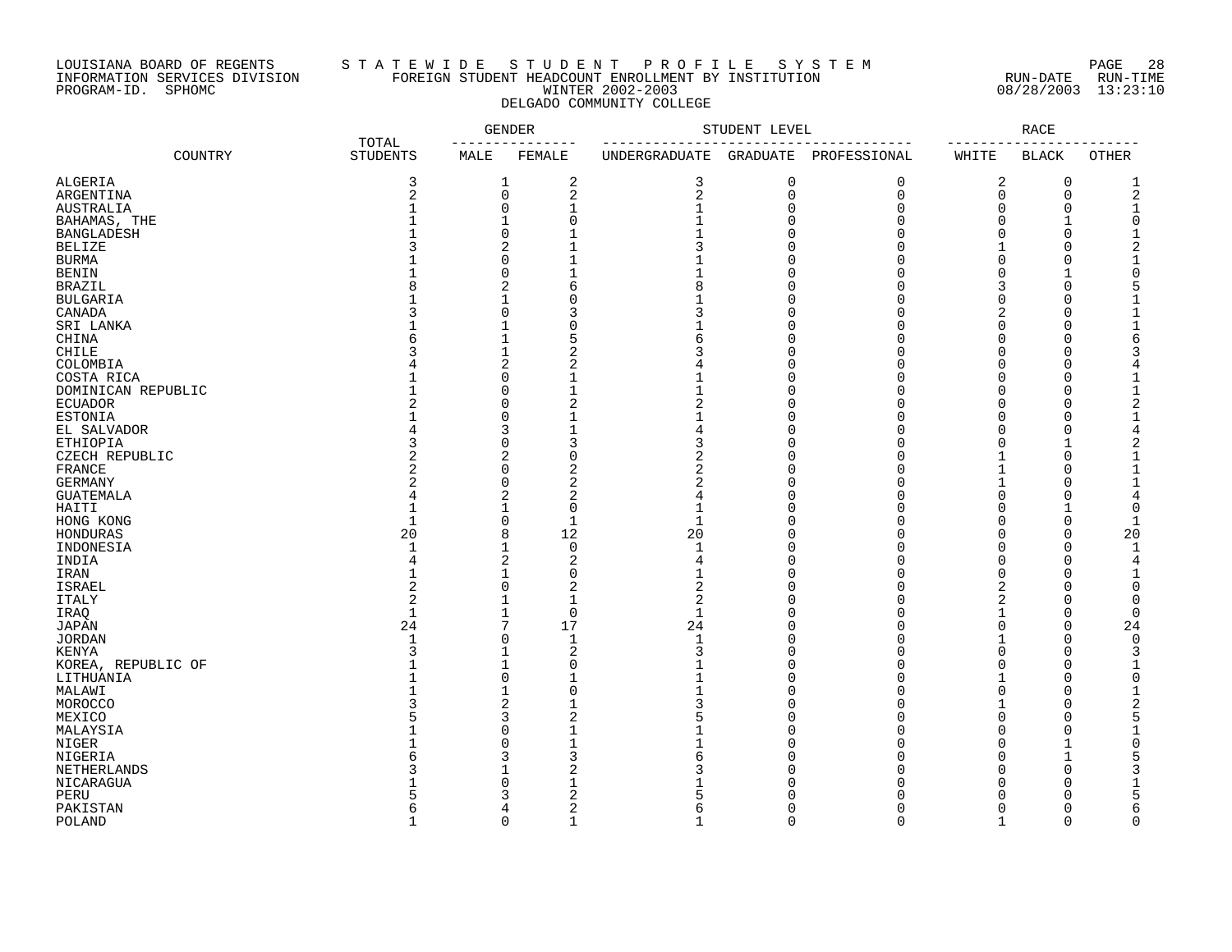LOUISIANA BOARD OF REGENTS — S T A T E W I D E   S T U D E N T   P R O F I L E   S Y S T E M
INFORMATION SERVICES DIVISION — FOREIGN STUDENT HEADCOUNT ENROLLMENT BY INSTITUTION — RUN-DATE 08/28/2003 RUN-TIME 13:23:10
PROGRAM-ID. SPHOMC — WINTER 2002-2003

DELGADO COMMUNITY COLLEGE

| COUNTRY | TOTAL STUDENTS | GENDER | | STUDENT LEVEL | | | RACE | | |
|---|---|---|---|---|---|---|---|---|---|
| | | MALE | FEMALE | UNDERGRADUATE | GRADUATE | PROFESSIONAL | WHITE | BLACK | OTHER |
| ALGERIA | 3 | 1 | 2 | 3 | 0 | 0 | 2 | 0 | 1 |
| ARGENTINA | 2 | 0 | 2 | 2 | 0 | 0 | 0 | 0 | 2 |
| AUSTRALIA | 1 | 0 | 1 | 1 | 0 | 0 | 0 | 0 | 1 |
| BAHAMAS, THE | 1 | 1 | 0 | 1 | 0 | 0 | 0 | 1 | 0 |
| BANGLADESH | 1 | 0 | 1 | 1 | 0 | 0 | 0 | 0 | 1 |
| BELIZE | 3 | 2 | 1 | 3 | 0 | 0 | 1 | 0 | 2 |
| BURMA | 1 | 0 | 1 | 1 | 0 | 0 | 0 | 0 | 1 |
| BENIN | 1 | 0 | 1 | 1 | 0 | 0 | 0 | 1 | 0 |
| BRAZIL | 8 | 2 | 6 | 8 | 0 | 0 | 3 | 0 | 5 |
| BULGARIA | 1 | 1 | 0 | 1 | 0 | 0 | 0 | 0 | 1 |
| CANADA | 3 | 0 | 3 | 3 | 0 | 0 | 2 | 0 | 1 |
| SRI LANKA | 1 | 1 | 0 | 1 | 0 | 0 | 0 | 0 | 1 |
| CHINA | 6 | 1 | 5 | 6 | 0 | 0 | 0 | 0 | 6 |
| CHILE | 3 | 1 | 2 | 3 | 0 | 0 | 0 | 0 | 3 |
| COLOMBIA | 4 | 2 | 2 | 4 | 0 | 0 | 0 | 0 | 4 |
| COSTA RICA | 1 | 0 | 1 | 1 | 0 | 0 | 0 | 0 | 1 |
| DOMINICAN REPUBLIC | 1 | 0 | 1 | 1 | 0 | 0 | 0 | 0 | 1 |
| ECUADOR | 2 | 0 | 2 | 2 | 0 | 0 | 0 | 0 | 2 |
| ESTONIA | 1 | 0 | 1 | 1 | 0 | 0 | 0 | 0 | 1 |
| EL SALVADOR | 4 | 3 | 1 | 4 | 0 | 0 | 0 | 0 | 4 |
| ETHIOPIA | 3 | 0 | 3 | 3 | 0 | 0 | 0 | 1 | 2 |
| CZECH REPUBLIC | 2 | 2 | 0 | 2 | 0 | 0 | 1 | 0 | 1 |
| FRANCE | 2 | 0 | 2 | 2 | 0 | 0 | 1 | 0 | 1 |
| GERMANY | 2 | 0 | 2 | 2 | 0 | 0 | 1 | 0 | 1 |
| GUATEMALA | 4 | 2 | 2 | 4 | 0 | 0 | 0 | 0 | 4 |
| HAITI | 1 | 1 | 0 | 1 | 0 | 0 | 0 | 1 | 0 |
| HONG KONG | 1 | 0 | 1 | 1 | 0 | 0 | 0 | 0 | 1 |
| HONDURAS | 20 | 8 | 12 | 20 | 0 | 0 | 0 | 0 | 20 |
| INDONESIA | 1 | 1 | 0 | 1 | 0 | 0 | 0 | 0 | 1 |
| INDIA | 4 | 2 | 2 | 4 | 0 | 0 | 0 | 0 | 4 |
| IRAN | 1 | 1 | 0 | 1 | 0 | 0 | 0 | 0 | 1 |
| ISRAEL | 2 | 0 | 2 | 2 | 0 | 0 | 2 | 0 | 0 |
| ITALY | 2 | 1 | 1 | 2 | 0 | 0 | 2 | 0 | 0 |
| IRAQ | 1 | 1 | 0 | 1 | 0 | 0 | 1 | 0 | 0 |
| JAPAN | 24 | 7 | 17 | 24 | 0 | 0 | 0 | 0 | 24 |
| JORDAN | 1 | 0 | 1 | 1 | 0 | 0 | 1 | 0 | 0 |
| KENYA | 3 | 1 | 2 | 3 | 0 | 0 | 0 | 0 | 3 |
| KOREA, REPUBLIC OF | 1 | 1 | 0 | 1 | 0 | 0 | 0 | 0 | 1 |
| LITHUANIA | 1 | 0 | 1 | 1 | 0 | 0 | 1 | 0 | 0 |
| MALAWI | 1 | 1 | 0 | 1 | 0 | 0 | 0 | 0 | 1 |
| MOROCCO | 3 | 2 | 1 | 3 | 0 | 0 | 1 | 0 | 2 |
| MEXICO | 5 | 3 | 2 | 5 | 0 | 0 | 0 | 0 | 5 |
| MALAYSIA | 1 | 0 | 1 | 1 | 0 | 0 | 0 | 0 | 1 |
| NIGER | 1 | 0 | 1 | 1 | 0 | 0 | 0 | 1 | 0 |
| NIGERIA | 6 | 3 | 3 | 6 | 0 | 0 | 0 | 1 | 5 |
| NETHERLANDS | 3 | 1 | 2 | 3 | 0 | 0 | 0 | 0 | 3 |
| NICARAGUA | 1 | 0 | 1 | 1 | 0 | 0 | 0 | 0 | 1 |
| PERU | 5 | 3 | 2 | 5 | 0 | 0 | 0 | 0 | 5 |
| PAKISTAN | 6 | 4 | 2 | 6 | 0 | 0 | 0 | 0 | 6 |
| POLAND | 1 | 0 | 1 | 1 | 0 | 0 | 1 | 0 | 0 |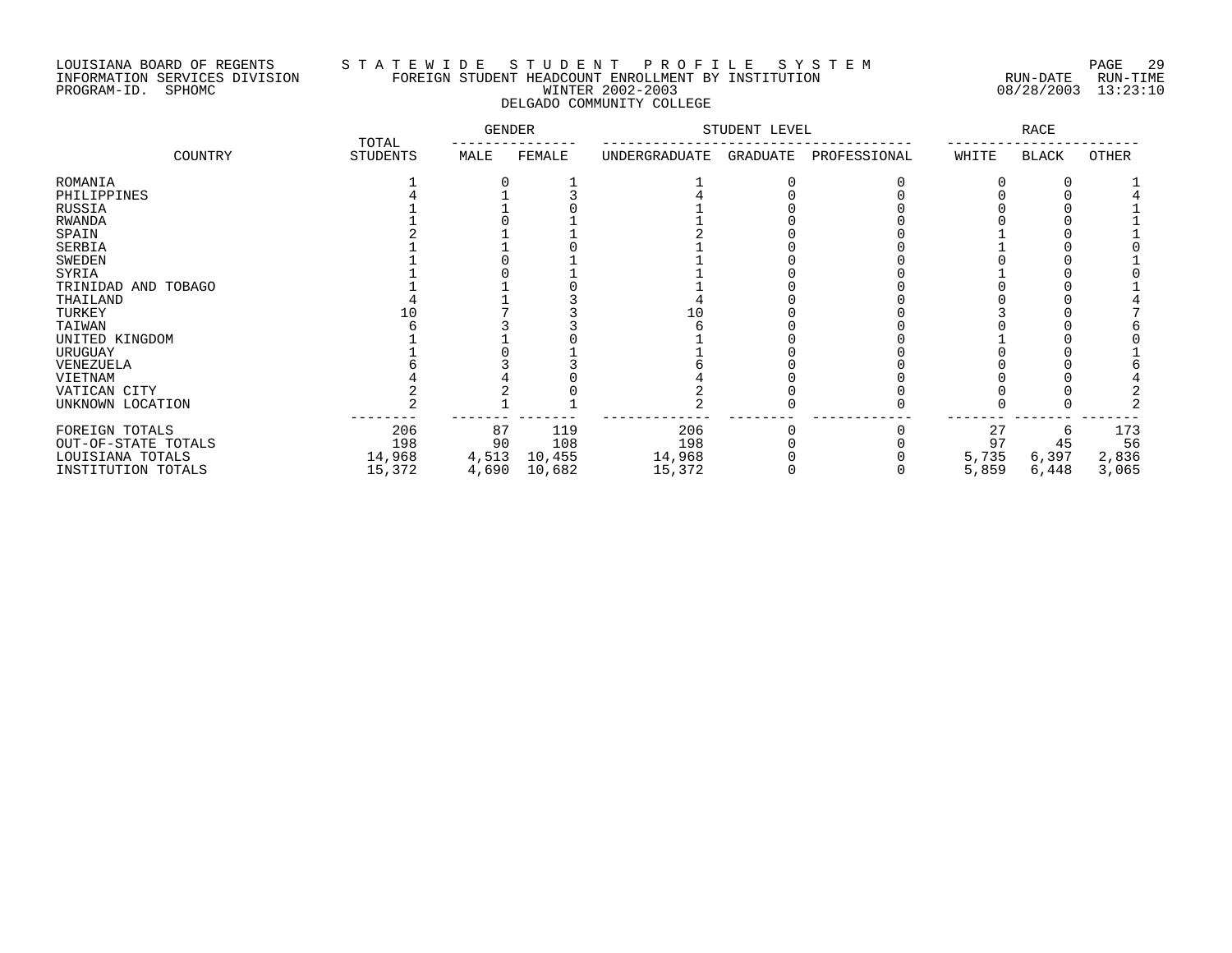LOUISIANA BOARD OF REGENTS
INFORMATION SERVICES DIVISION
PROGRAM-ID. SPHOMC

# STATEWIDE STUDENT PROFILE SYSTEM
## FOREIGN STUDENT HEADCOUNT ENROLLMENT BY INSTITUTION
## WINTER 2002-2003
## DELGADO COMMUNITY COLLEGE

RUN-DATE 08/28/2003 RUN-TIME 13:23:10

| COUNTRY | TOTAL STUDENTS | GENDER | | STUDENT LEVEL | | | RACE | | |
|---|---|---|---|---|---|---|---|---|---|
| | | MALE | FEMALE | UNDERGRADUATE | GRADUATE | PROFESSIONAL | WHITE | BLACK | OTHER |
| ROMANIA | 1 | 0 | 1 | 1 | 0 | 0 | 0 | 0 | 1 |
| PHILIPPINES | 4 | 1 | 3 | 4 | 0 | 0 | 0 | 0 | 4 |
| RUSSIA | 1 | 1 | 0 | 1 | 0 | 0 | 0 | 0 | 1 |
| RWANDA | 1 | 0 | 1 | 1 | 0 | 0 | 0 | 0 | 1 |
| SPAIN | 2 | 1 | 1 | 2 | 0 | 0 | 1 | 0 | 1 |
| SERBIA | 1 | 1 | 0 | 1 | 0 | 0 | 1 | 0 | 0 |
| SWEDEN | 1 | 0 | 1 | 1 | 0 | 0 | 0 | 0 | 1 |
| SYRIA | 1 | 0 | 1 | 1 | 0 | 0 | 1 | 0 | 0 |
| TRINIDAD AND TOBAGO | 1 | 1 | 0 | 1 | 0 | 0 | 0 | 0 | 1 |
| THAILAND | 4 | 1 | 3 | 4 | 0 | 0 | 0 | 0 | 4 |
| TURKEY | 10 | 7 | 3 | 10 | 0 | 0 | 3 | 0 | 7 |
| TAIWAN | 6 | 3 | 3 | 6 | 0 | 0 | 0 | 0 | 6 |
| UNITED KINGDOM | 1 | 1 | 0 | 1 | 0 | 0 | 1 | 0 | 0 |
| URUGUAY | 1 | 0 | 1 | 1 | 0 | 0 | 0 | 0 | 1 |
| VENEZUELA | 6 | 3 | 3 | 6 | 0 | 0 | 0 | 0 | 6 |
| VIETNAM | 4 | 4 | 0 | 4 | 0 | 0 | 0 | 0 | 4 |
| VATICAN CITY | 2 | 2 | 0 | 2 | 0 | 0 | 0 | 0 | 2 |
| UNKNOWN LOCATION | 2 | 1 | 1 | 2 | 0 | 0 | 0 | 0 | 2 |
| FOREIGN TOTALS | 206 | 87 | 119 | 206 | 0 | 0 | 27 | 6 | 173 |
| OUT-OF-STATE TOTALS | 198 | 90 | 108 | 198 | 0 | 0 | 97 | 45 | 56 |
| LOUISIANA TOTALS | 14,968 | 4,513 | 10,455 | 14,968 | 0 | 0 | 5,735 | 6,397 | 2,836 |
| INSTITUTION TOTALS | 15,372 | 4,690 | 10,682 | 15,372 | 0 | 0 | 5,859 | 6,448 | 3,065 |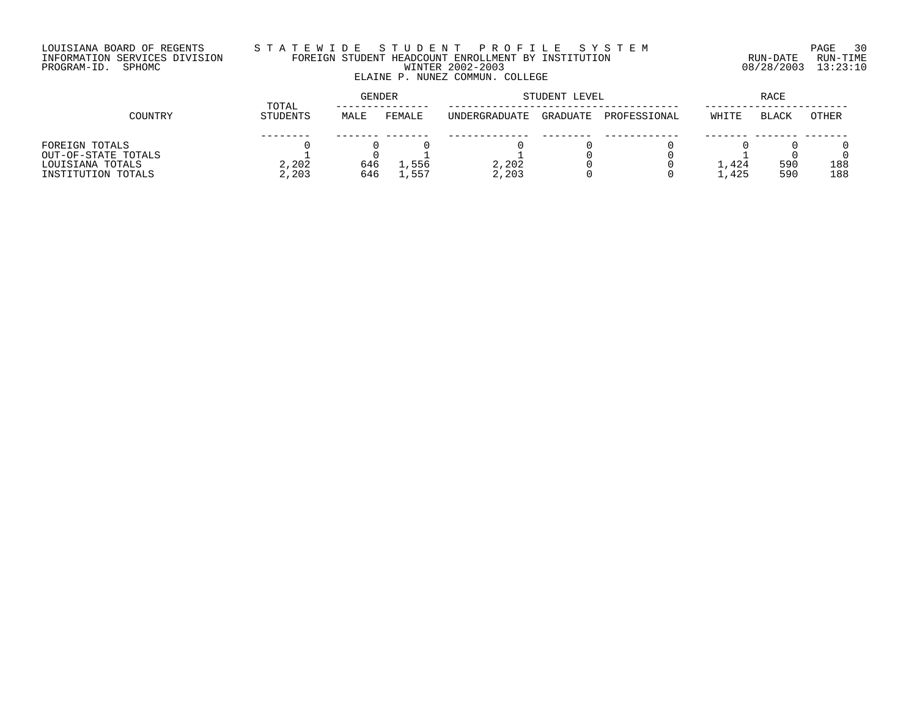LOUISIANA BOARD OF REGENTS
INFORMATION SERVICES DIVISION
PROGRAM-ID. SPHOMC

# S T A T E W I D E   S T U D E N T   P R O F I L E   S Y S T E M

## FOREIGN STUDENT HEADCOUNT ENROLLMENT BY INSTITUTION

WINTER 2002-2003

ELAINE P. NUNEZ COMMUN. COLLEGE

RUN-DATE 08/28/2003 RUN-TIME 13:23:10

| COUNTRY | TOTAL STUDENTS | GENDER | | STUDENT LEVEL | | | RACE | | |
|---|---|---|---|---|---|---|---|---|---|
| | | MALE | FEMALE | UNDERGRADUATE | GRADUATE | PROFESSIONAL | WHITE | BLACK | OTHER |
| FOREIGN TOTALS | 0 | 0 | 0 | 0 | 0 | 0 | 0 | 0 | 0 |
| OUT-OF-STATE TOTALS | 1 | 0 | 1 | 1 | 0 | 0 | 1 | 0 | 0 |
| LOUISIANA TOTALS | 2,202 | 646 | 1,556 | 2,202 | 0 | 0 | 1,424 | 590 | 188 |
| INSTITUTION TOTALS | 2,203 | 646 | 1,557 | 2,203 | 0 | 0 | 1,425 | 590 | 188 |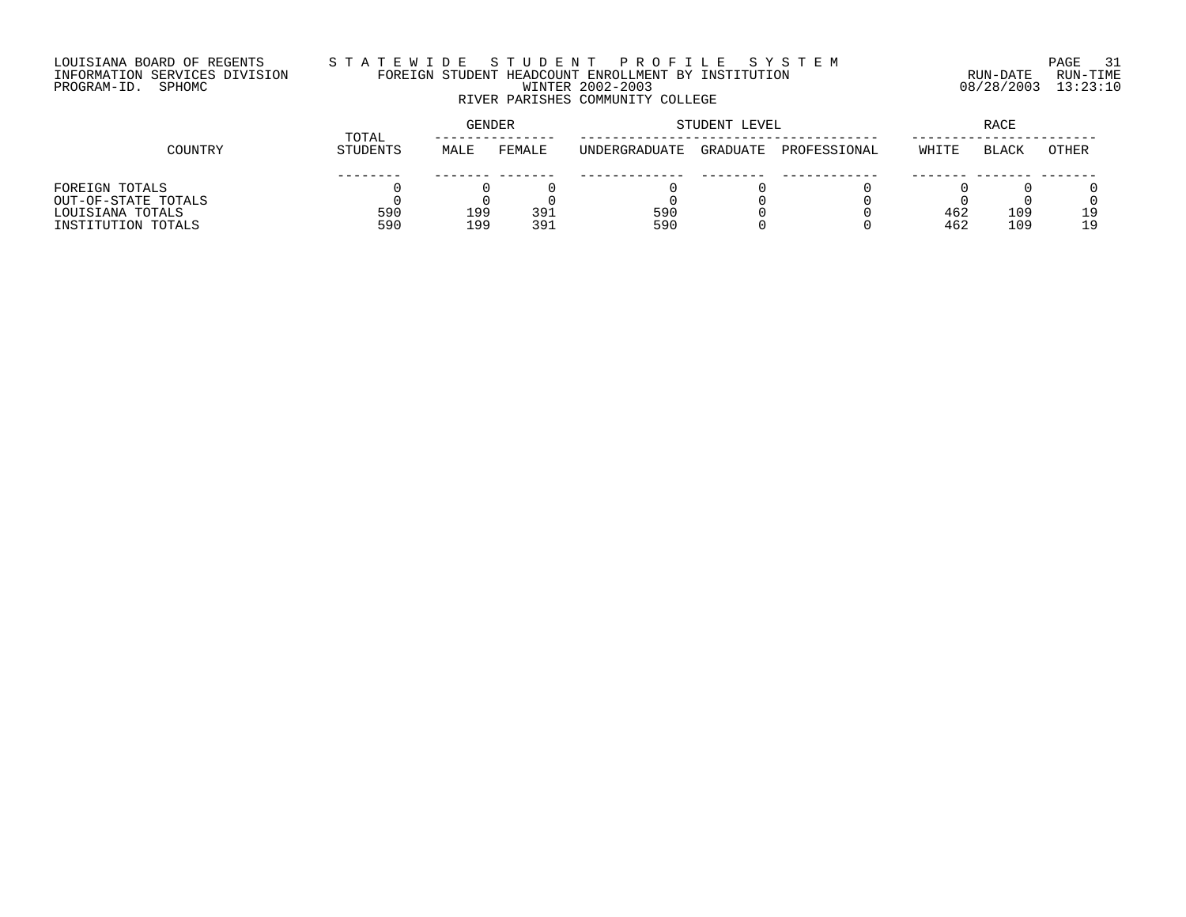LOUISIANA BOARD OF REGENTS — STATEWIDE STUDENT PROFILE SYSTEM
INFORMATION SERVICES DIVISION — FOREIGN STUDENT HEADCOUNT ENROLLMENT BY INSTITUTION
PROGRAM-ID. SPHOMC — WINTER 2002-2003 — RUN-DATE 08/28/2003 RUN-TIME 13:23:10

## RIVER PARISHES COMMUNITY COLLEGE

| COUNTRY | TOTAL STUDENTS | GENDER | | STUDENT LEVEL | | | RACE | | |
|---|---|---|---|---|---|---|---|---|---|
| | | MALE | FEMALE | UNDERGRADUATE | GRADUATE | PROFESSIONAL | WHITE | BLACK | OTHER |
| FOREIGN TOTALS | 0 | 0 | 0 | 0 | 0 | 0 | 0 | 0 | 0 |
| OUT-OF-STATE TOTALS | 0 | 0 | 0 | 0 | 0 | 0 | 0 | 0 | 0 |
| LOUISIANA TOTALS | 590 | 199 | 391 | 590 | 0 | 0 | 462 | 109 | 19 |
| INSTITUTION TOTALS | 590 | 199 | 391 | 590 | 0 | 0 | 462 | 109 | 19 |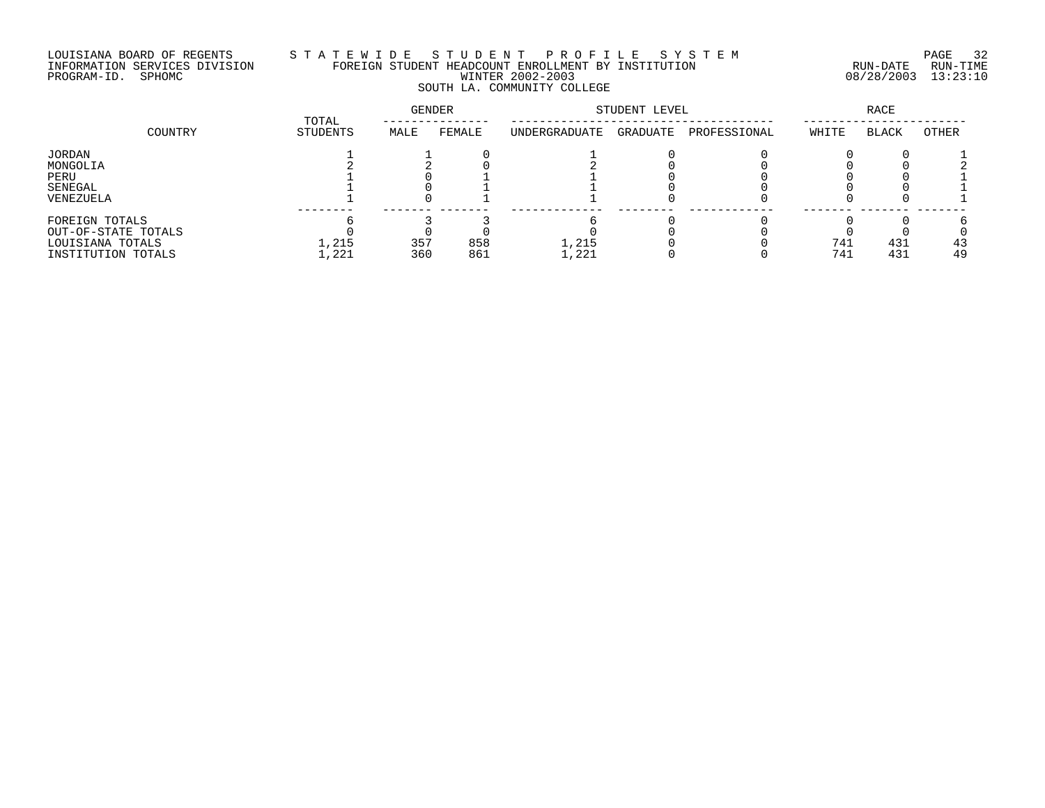LOUISIANA BOARD OF REGENTS
INFORMATION SERVICES DIVISION
PROGRAM-ID. SPHOMC

# STATEWIDE STUDENT PROFILE SYSTEM

## FOREIGN STUDENT HEADCOUNT ENROLLMENT BY INSTITUTION

WINTER 2002-2003

### SOUTH LA. COMMUNITY COLLEGE

RUN-DATE 08/28/2003 RUN-TIME 13:23:10

| COUNTRY | TOTAL STUDENTS | GENDER | | STUDENT LEVEL | | | RACE | | |
|---|---|---|---|---|---|---|---|---|---|
| | | MALE | FEMALE | UNDERGRADUATE | GRADUATE | PROFESSIONAL | WHITE | BLACK | OTHER |
| JORDAN | 1 | 1 | 0 | 1 | 0 | 0 | 0 | 0 | 1 |
| MONGOLIA | 2 | 2 | 0 | 2 | 0 | 0 | 0 | 0 | 2 |
| PERU | 1 | 0 | 1 | 1 | 0 | 0 | 0 | 0 | 1 |
| SENEGAL | 1 | 0 | 1 | 1 | 0 | 0 | 0 | 0 | 1 |
| VENEZUELA | 1 | 0 | 1 | 1 | 0 | 0 | 0 | 0 | 1 |
| FOREIGN TOTALS | 6 | 3 | 3 | 6 | 0 | 0 | 0 | 0 | 6 |
| OUT-OF-STATE TOTALS | 0 | 0 | 0 | 0 | 0 | 0 | 0 | 0 | 0 |
| LOUISIANA TOTALS | 1,215 | 357 | 858 | 1,215 | 0 | 0 | 741 | 431 | 43 |
| INSTITUTION TOTALS | 1,221 | 360 | 861 | 1,221 | 0 | 0 | 741 | 431 | 49 |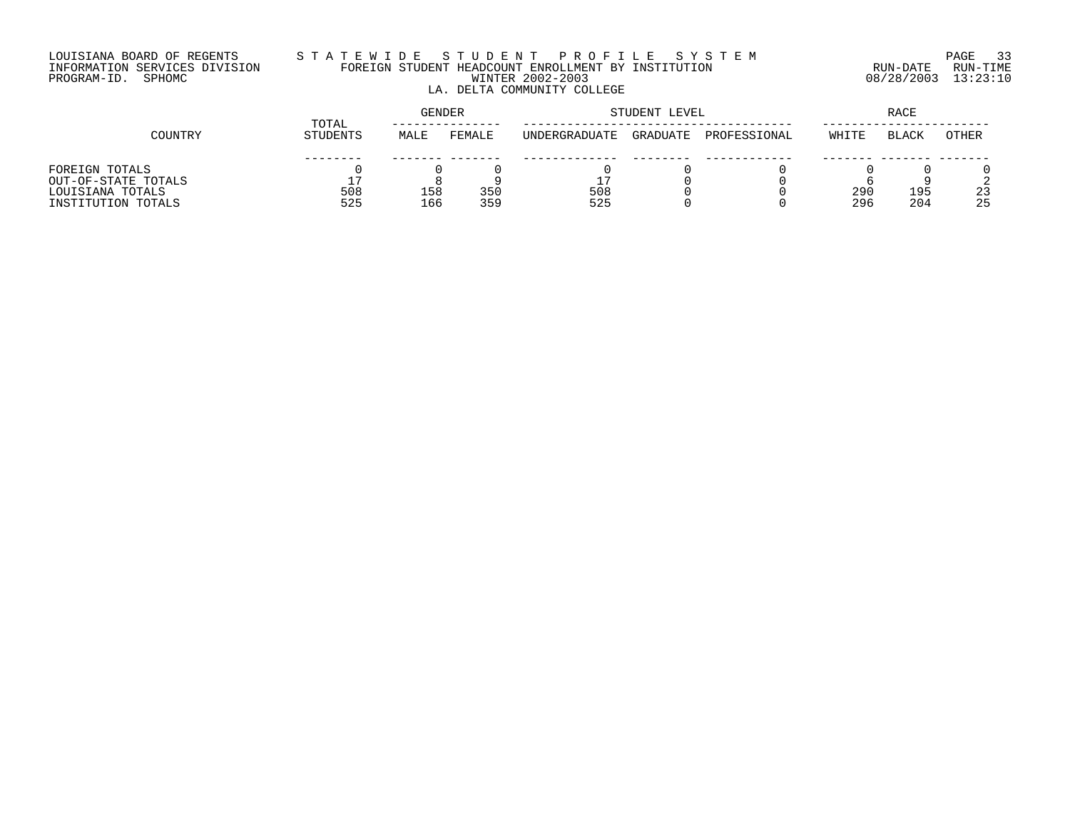LOUISIANA BOARD OF REGENTS
INFORMATION SERVICES DIVISION
PROGRAM-ID. SPHOMC

S T A T E W I D E   S T U D E N T   P R O F I L E   S Y S T E M
FOREIGN STUDENT HEADCOUNT ENROLLMENT BY INSTITUTION
WINTER 2002-2003
LA. DELTA COMMUNITY COLLEGE

RUN-DATE 08/28/2003 RUN-TIME 13:23:10

| COUNTRY | TOTAL STUDENTS | GENDER | | STUDENT LEVEL | | | RACE | | |
|---|---|---|---|---|---|---|---|---|---|
| | | MALE | FEMALE | UNDERGRADUATE | GRADUATE | PROFESSIONAL | WHITE | BLACK | OTHER |
| FOREIGN TOTALS | 0 | 0 | 0 | 0 | 0 | 0 | 0 | 0 | 0 |
| OUT-OF-STATE TOTALS | 17 | 8 | 9 | 17 | 0 | 0 | 6 | 9 | 2 |
| LOUISIANA TOTALS | 508 | 158 | 350 | 508 | 0 | 0 | 290 | 195 | 23 |
| INSTITUTION TOTALS | 525 | 166 | 359 | 525 | 0 | 0 | 296 | 204 | 25 |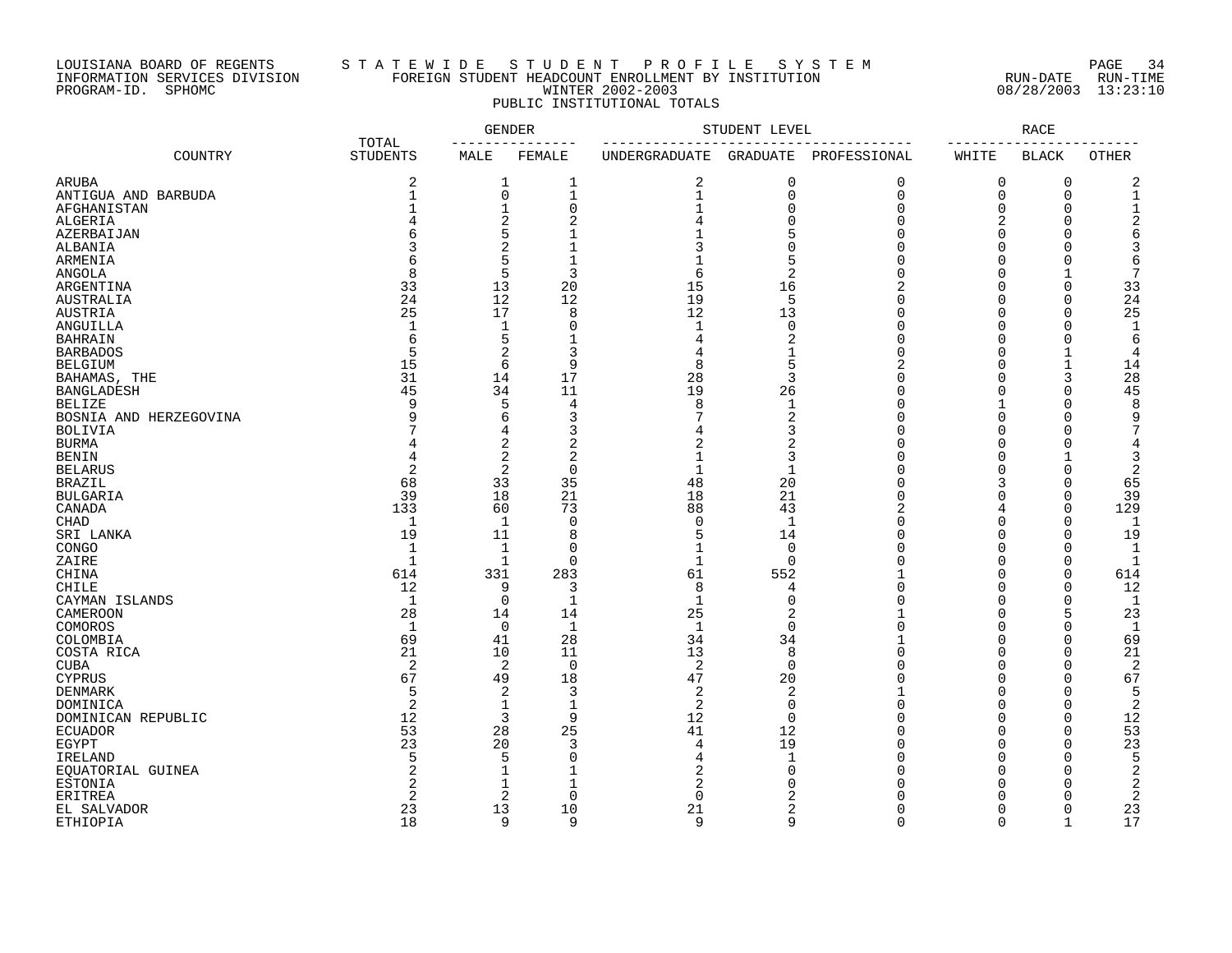LOUISIANA BOARD OF REGENTS
INFORMATION SERVICES DIVISION
PROGRAM-ID. SPHOMC

STATEWIDE STUDENT PROFILE SYSTEM
FOREIGN STUDENT HEADCOUNT ENROLLMENT BY INSTITUTION
WINTER 2002-2003
PUBLIC INSTITUTIONAL TOTALS

RUN-DATE 08/28/2003 RUN-TIME 13:23:10

| COUNTRY | TOTAL STUDENTS | GENDER | | STUDENT LEVEL | | | RACE | | |
|---|---|---|---|---|---|---|---|---|---|
| | | MALE | FEMALE | UNDERGRADUATE | GRADUATE | PROFESSIONAL | WHITE | BLACK | OTHER |
| ARUBA | 2 | 1 | 1 | 2 | 0 | 0 | 0 | 0 | 2 |
| ANTIGUA AND BARBUDA | 1 | 0 | 1 | 1 | 0 | 0 | 0 | 0 | 1 |
| AFGHANISTAN | 1 | 1 | 0 | 1 | 0 | 0 | 0 | 0 | 1 |
| ALGERIA | 4 | 2 | 2 | 4 | 0 | 0 | 2 | 0 | 2 |
| AZERBAIJAN | 6 | 5 | 1 | 1 | 5 | 0 | 0 | 0 | 6 |
| ALBANIA | 3 | 2 | 1 | 3 | 0 | 0 | 0 | 0 | 3 |
| ARMENIA | 6 | 5 | 1 | 1 | 5 | 0 | 0 | 0 | 6 |
| ANGOLA | 8 | 5 | 3 | 6 | 2 | 0 | 0 | 1 | 7 |
| ARGENTINA | 33 | 13 | 20 | 15 | 16 | 2 | 0 | 0 | 33 |
| AUSTRALIA | 24 | 12 | 12 | 19 | 5 | 0 | 0 | 0 | 24 |
| AUSTRIA | 25 | 17 | 8 | 12 | 13 | 0 | 0 | 0 | 25 |
| ANGUILLA | 1 | 1 | 0 | 1 | 0 | 0 | 0 | 0 | 1 |
| BAHRAIN | 6 | 5 | 1 | 4 | 2 | 0 | 0 | 0 | 6 |
| BARBADOS | 5 | 2 | 3 | 4 | 1 | 0 | 0 | 1 | 4 |
| BELGIUM | 15 | 6 | 9 | 8 | 5 | 2 | 0 | 1 | 14 |
| BAHAMAS, THE | 31 | 14 | 17 | 28 | 3 | 0 | 0 | 3 | 28 |
| BANGLADESH | 45 | 34 | 11 | 19 | 26 | 0 | 0 | 0 | 45 |
| BELIZE | 9 | 5 | 4 | 8 | 1 | 0 | 1 | 0 | 8 |
| BOSNIA AND HERZEGOVINA | 9 | 6 | 3 | 7 | 2 | 0 | 0 | 0 | 9 |
| BOLIVIA | 7 | 4 | 3 | 4 | 3 | 0 | 0 | 0 | 7 |
| BURMA | 4 | 2 | 2 | 2 | 2 | 0 | 0 | 0 | 4 |
| BENIN | 4 | 2 | 2 | 1 | 3 | 0 | 0 | 1 | 3 |
| BELARUS | 2 | 2 | 0 | 1 | 1 | 0 | 0 | 0 | 2 |
| BRAZIL | 68 | 33 | 35 | 48 | 20 | 0 | 3 | 0 | 65 |
| BULGARIA | 39 | 18 | 21 | 18 | 21 | 0 | 0 | 0 | 39 |
| CANADA | 133 | 60 | 73 | 88 | 43 | 2 | 4 | 0 | 129 |
| CHAD | 1 | 1 | 0 | 0 | 1 | 0 | 0 | 0 | 1 |
| SRI LANKA | 19 | 11 | 8 | 5 | 14 | 0 | 0 | 0 | 19 |
| CONGO | 1 | 1 | 0 | 1 | 0 | 0 | 0 | 0 | 1 |
| ZAIRE | 1 | 1 | 0 | 1 | 0 | 0 | 0 | 0 | 1 |
| CHINA | 614 | 331 | 283 | 61 | 552 | 1 | 0 | 0 | 614 |
| CHILE | 12 | 9 | 3 | 8 | 4 | 0 | 0 | 0 | 12 |
| CAYMAN ISLANDS | 1 | 0 | 1 | 1 | 0 | 0 | 0 | 0 | 1 |
| CAMEROON | 28 | 14 | 14 | 25 | 2 | 1 | 0 | 5 | 23 |
| COMOROS | 1 | 0 | 1 | 1 | 0 | 0 | 0 | 0 | 1 |
| COLOMBIA | 69 | 41 | 28 | 34 | 34 | 1 | 0 | 0 | 69 |
| COSTA RICA | 21 | 10 | 11 | 13 | 8 | 0 | 0 | 0 | 21 |
| CUBA | 2 | 2 | 0 | 2 | 0 | 0 | 0 | 0 | 2 |
| CYPRUS | 67 | 49 | 18 | 47 | 20 | 0 | 0 | 0 | 67 |
| DENMARK | 5 | 2 | 3 | 2 | 2 | 1 | 0 | 0 | 5 |
| DOMINICA | 2 | 1 | 1 | 2 | 0 | 0 | 0 | 0 | 2 |
| DOMINICAN REPUBLIC | 12 | 3 | 9 | 12 | 0 | 0 | 0 | 0 | 12 |
| ECUADOR | 53 | 28 | 25 | 41 | 12 | 0 | 0 | 0 | 53 |
| EGYPT | 23 | 20 | 3 | 4 | 19 | 0 | 0 | 0 | 23 |
| IRELAND | 5 | 5 | 0 | 4 | 1 | 0 | 0 | 0 | 5 |
| EQUATORIAL GUINEA | 2 | 1 | 1 | 2 | 0 | 0 | 0 | 0 | 2 |
| ESTONIA | 2 | 1 | 1 | 2 | 0 | 0 | 0 | 0 | 2 |
| ERITREA | 2 | 2 | 0 | 0 | 2 | 0 | 0 | 0 | 2 |
| EL SALVADOR | 23 | 13 | 10 | 21 | 2 | 0 | 0 | 0 | 23 |
| ETHIOPIA | 18 | 9 | 9 | 9 | 9 | 0 | 0 | 1 | 17 |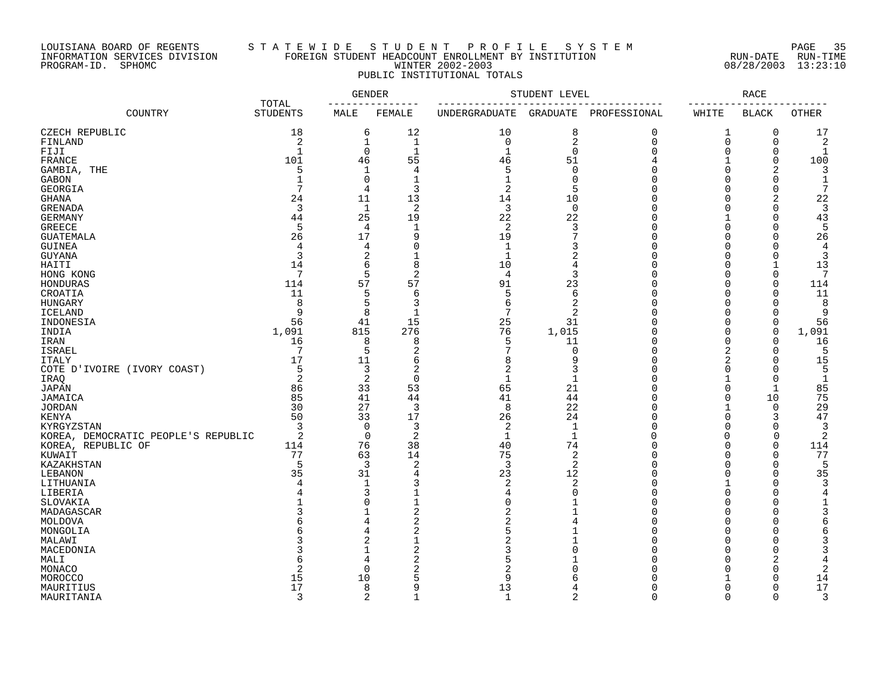LOUISIANA BOARD OF REGENTS
INFORMATION SERVICES DIVISION
PROGRAM-ID. SPHOMC

S T A T E W I D E   S T U D E N T   P R O F I L E   S Y S T E M
FOREIGN STUDENT HEADCOUNT ENROLLMENT BY INSTITUTION
WINTER 2002-2003
PUBLIC INSTITUTIONAL TOTALS

RUN-DATE 08/28/2003 RUN-TIME 13:23:10

| COUNTRY | TOTAL STUDENTS | GENDER | | STUDENT LEVEL | | | RACE | | |
|---|---|---|---|---|---|---|---|---|---|
| | | MALE | FEMALE | UNDERGRADUATE | GRADUATE | PROFESSIONAL | WHITE | BLACK | OTHER |
| CZECH REPUBLIC | 18 | 6 | 12 | 10 | 8 | 0 | 1 | 0 | 17 |
| FINLAND | 2 | 1 | 1 | 0 | 2 | 0 | 0 | 0 | 2 |
| FIJI | 1 | 0 | 1 | 1 | 0 | 0 | 0 | 0 | 1 |
| FRANCE | 101 | 46 | 55 | 46 | 51 | 4 | 1 | 0 | 100 |
| GAMBIA, THE | 5 | 1 | 4 | 5 | 0 | 0 | 0 | 2 | 3 |
| GABON | 1 | 0 | 1 | 1 | 0 | 0 | 0 | 0 | 1 |
| GEORGIA | 7 | 4 | 3 | 2 | 5 | 0 | 0 | 0 | 7 |
| GHANA | 24 | 11 | 13 | 14 | 10 | 0 | 0 | 2 | 22 |
| GRENADA | 3 | 1 | 2 | 3 | 0 | 0 | 0 | 0 | 3 |
| GERMANY | 44 | 25 | 19 | 22 | 22 | 0 | 1 | 0 | 43 |
| GREECE | 5 | 4 | 1 | 2 | 3 | 0 | 0 | 0 | 5 |
| GUATEMALA | 26 | 17 | 9 | 19 | 7 | 0 | 0 | 0 | 26 |
| GUINEA | 4 | 4 | 0 | 1 | 3 | 0 | 0 | 0 | 4 |
| GUYANA | 3 | 2 | 1 | 1 | 2 | 0 | 0 | 0 | 3 |
| HAITI | 14 | 6 | 8 | 10 | 4 | 0 | 0 | 1 | 13 |
| HONG KONG | 7 | 5 | 2 | 4 | 3 | 0 | 0 | 0 | 7 |
| HONDURAS | 114 | 57 | 57 | 91 | 23 | 0 | 0 | 0 | 114 |
| CROATIA | 11 | 5 | 6 | 5 | 6 | 0 | 0 | 0 | 11 |
| HUNGARY | 8 | 5 | 3 | 6 | 2 | 0 | 0 | 0 | 8 |
| ICELAND | 9 | 8 | 1 | 7 | 2 | 0 | 0 | 0 | 9 |
| INDONESIA | 56 | 41 | 15 | 25 | 31 | 0 | 0 | 0 | 56 |
| INDIA | 1,091 | 815 | 276 | 76 | 1,015 | 0 | 0 | 0 | 1,091 |
| IRAN | 16 | 8 | 8 | 5 | 11 | 0 | 0 | 0 | 16 |
| ISRAEL | 7 | 5 | 2 | 7 | 0 | 0 | 2 | 0 | 5 |
| ITALY | 17 | 11 | 6 | 8 | 9 | 0 | 2 | 0 | 15 |
| COTE D'IVOIRE (IVORY COAST) | 5 | 3 | 2 | 2 | 3 | 0 | 0 | 0 | 5 |
| IRAQ | 2 | 2 | 0 | 1 | 1 | 0 | 1 | 0 | 1 |
| JAPAN | 86 | 33 | 53 | 65 | 21 | 0 | 0 | 1 | 85 |
| JAMAICA | 85 | 41 | 44 | 41 | 44 | 0 | 0 | 10 | 75 |
| JORDAN | 30 | 27 | 3 | 8 | 22 | 0 | 1 | 0 | 29 |
| KENYA | 50 | 33 | 17 | 26 | 24 | 0 | 0 | 3 | 47 |
| KYRGYZSTAN | 3 | 0 | 3 | 2 | 1 | 0 | 0 | 0 | 3 |
| KOREA, DEMOCRATIC PEOPLE'S REPUBLIC | 2 | 0 | 2 | 1 | 1 | 0 | 0 | 0 | 2 |
| KOREA, REPUBLIC OF | 114 | 76 | 38 | 40 | 74 | 0 | 0 | 0 | 114 |
| KUWAIT | 77 | 63 | 14 | 75 | 2 | 0 | 0 | 0 | 77 |
| KAZAKHSTAN | 5 | 3 | 2 | 3 | 2 | 0 | 0 | 0 | 5 |
| LEBANON | 35 | 31 | 4 | 23 | 12 | 0 | 0 | 0 | 35 |
| LITHUANIA | 4 | 1 | 3 | 2 | 2 | 0 | 1 | 0 | 3 |
| LIBERIA | 4 | 3 | 1 | 4 | 0 | 0 | 0 | 0 | 4 |
| SLOVAKIA | 1 | 0 | 1 | 0 | 1 | 0 | 0 | 0 | 1 |
| MADAGASCAR | 3 | 1 | 2 | 2 | 1 | 0 | 0 | 0 | 3 |
| MOLDOVA | 6 | 4 | 2 | 2 | 4 | 0 | 0 | 0 | 6 |
| MONGOLIA | 6 | 4 | 2 | 5 | 1 | 0 | 0 | 0 | 6 |
| MALAWI | 3 | 2 | 1 | 2 | 1 | 0 | 0 | 0 | 3 |
| MACEDONIA | 3 | 1 | 2 | 3 | 0 | 0 | 0 | 0 | 3 |
| MALI | 6 | 4 | 2 | 5 | 1 | 0 | 0 | 2 | 4 |
| MONACO | 2 | 0 | 2 | 2 | 0 | 0 | 0 | 0 | 2 |
| MOROCCO | 15 | 10 | 5 | 9 | 6 | 0 | 1 | 0 | 14 |
| MAURITIUS | 17 | 8 | 9 | 13 | 4 | 0 | 0 | 0 | 17 |
| MAURITANIA | 3 | 2 | 1 | 1 | 2 | 0 | 0 | 0 | 3 |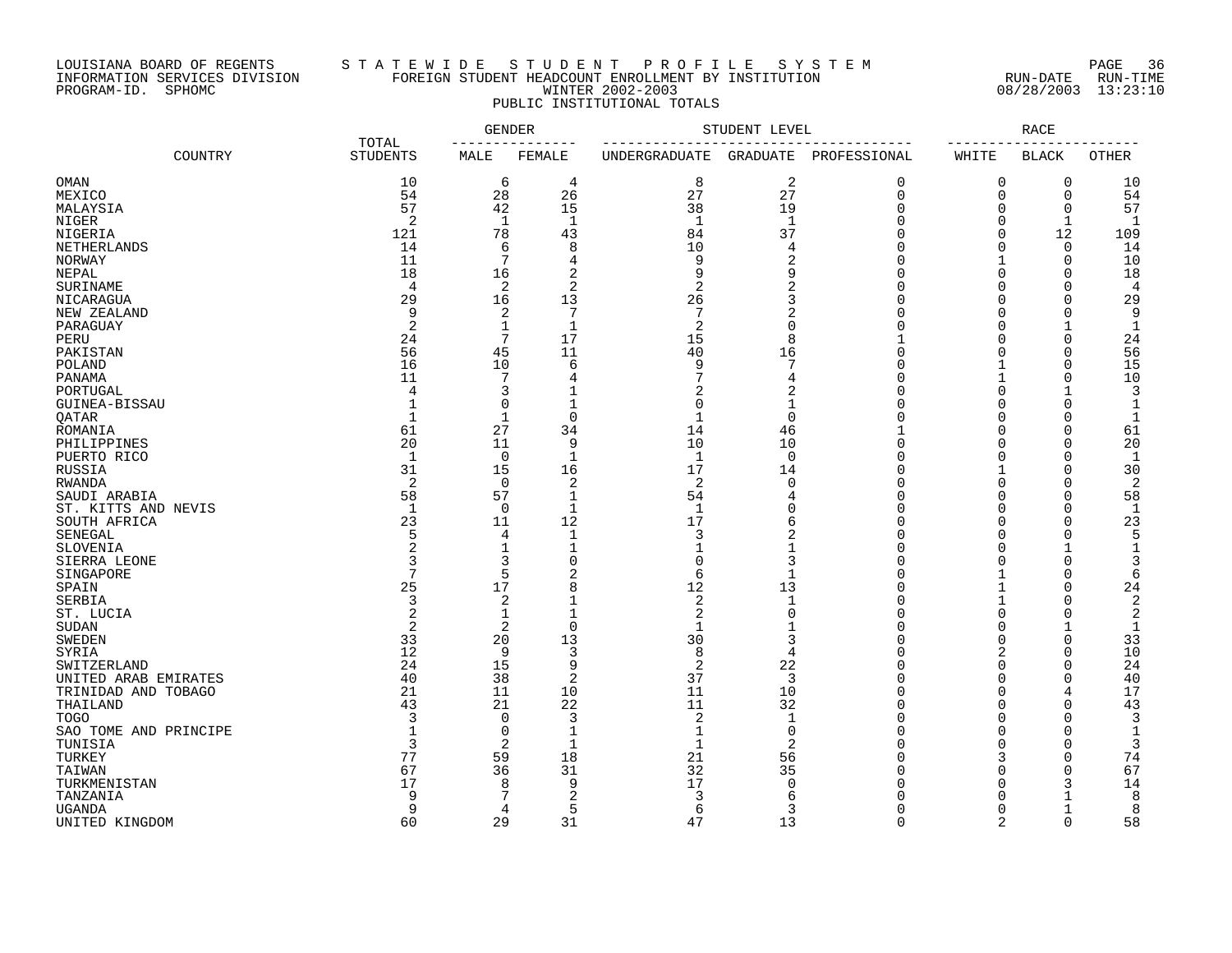LOUISIANA BOARD OF REGENTS
INFORMATION SERVICES DIVISION
PROGRAM-ID. SPHOMC

STATEWIDE STUDENT PROFILE SYSTEM
FOREIGN STUDENT HEADCOUNT ENROLLMENT BY INSTITUTION
WINTER 2002-2003
PUBLIC INSTITUTIONAL TOTALS

RUN-DATE 08/28/2003 RUN-TIME 13:23:10

| COUNTRY | TOTAL STUDENTS | GENDER | | STUDENT LEVEL | | | RACE | | |
|---|---|---|---|---|---|---|---|---|---|
| | | MALE | FEMALE | UNDERGRADUATE | GRADUATE | PROFESSIONAL | WHITE | BLACK | OTHER |
| OMAN | 10 | 6 | 4 | 8 | 2 | 0 | 0 | 0 | 10 |
| MEXICO | 54 | 28 | 26 | 27 | 27 | 0 | 0 | 0 | 54 |
| MALAYSIA | 57 | 42 | 15 | 38 | 19 | 0 | 0 | 0 | 57 |
| NIGER | 2 | 1 | 1 | 1 | 1 | 0 | 0 | 1 | 1 |
| NIGERIA | 121 | 78 | 43 | 84 | 37 | 0 | 0 | 12 | 109 |
| NETHERLANDS | 14 | 6 | 8 | 10 | 4 | 0 | 0 | 0 | 14 |
| NORWAY | 11 | 7 | 4 | 9 | 2 | 0 | 1 | 0 | 10 |
| NEPAL | 18 | 16 | 2 | 9 | 9 | 0 | 0 | 0 | 18 |
| SURINAME | 4 | 2 | 2 | 2 | 2 | 0 | 0 | 0 | 4 |
| NICARAGUA | 29 | 16 | 13 | 26 | 3 | 0 | 0 | 0 | 29 |
| NEW ZEALAND | 9 | 2 | 7 | 7 | 2 | 0 | 0 | 0 | 9 |
| PARAGUAY | 2 | 1 | 1 | 2 | 0 | 0 | 0 | 1 | 1 |
| PERU | 24 | 7 | 17 | 15 | 8 | 1 | 0 | 0 | 24 |
| PAKISTAN | 56 | 45 | 11 | 40 | 16 | 0 | 0 | 0 | 56 |
| POLAND | 16 | 10 | 6 | 9 | 7 | 0 | 1 | 0 | 15 |
| PANAMA | 11 | 7 | 4 | 7 | 4 | 0 | 1 | 0 | 10 |
| PORTUGAL | 4 | 3 | 1 | 2 | 2 | 0 | 0 | 1 | 3 |
| GUINEA-BISSAU | 1 | 0 | 1 | 0 | 1 | 0 | 0 | 0 | 1 |
| QATAR | 1 | 1 | 0 | 1 | 0 | 0 | 0 | 0 | 1 |
| ROMANIA | 61 | 27 | 34 | 14 | 46 | 1 | 0 | 0 | 61 |
| PHILIPPINES | 20 | 11 | 9 | 10 | 10 | 0 | 0 | 0 | 20 |
| PUERTO RICO | 1 | 0 | 1 | 1 | 0 | 0 | 0 | 0 | 1 |
| RUSSIA | 31 | 15 | 16 | 17 | 14 | 0 | 1 | 0 | 30 |
| RWANDA | 2 | 0 | 2 | 2 | 0 | 0 | 0 | 0 | 2 |
| SAUDI ARABIA | 58 | 57 | 1 | 54 | 4 | 0 | 0 | 0 | 58 |
| ST. KITTS AND NEVIS | 1 | 0 | 1 | 1 | 0 | 0 | 0 | 0 | 1 |
| SOUTH AFRICA | 23 | 11 | 12 | 17 | 6 | 0 | 0 | 0 | 23 |
| SENEGAL | 5 | 4 | 1 | 3 | 2 | 0 | 0 | 0 | 5 |
| SLOVENIA | 2 | 1 | 1 | 1 | 1 | 0 | 0 | 1 | 1 |
| SIERRA LEONE | 3 | 3 | 0 | 0 | 3 | 0 | 0 | 0 | 3 |
| SINGAPORE | 7 | 5 | 2 | 6 | 1 | 0 | 1 | 0 | 6 |
| SPAIN | 25 | 17 | 8 | 12 | 13 | 0 | 1 | 0 | 24 |
| SERBIA | 3 | 2 | 1 | 2 | 1 | 0 | 1 | 0 | 2 |
| ST. LUCIA | 2 | 1 | 1 | 2 | 0 | 0 | 0 | 0 | 2 |
| SUDAN | 2 | 2 | 0 | 1 | 1 | 0 | 0 | 1 | 1 |
| SWEDEN | 33 | 20 | 13 | 30 | 3 | 0 | 0 | 0 | 33 |
| SYRIA | 12 | 9 | 3 | 8 | 4 | 0 | 2 | 0 | 10 |
| SWITZERLAND | 24 | 15 | 9 | 2 | 22 | 0 | 0 | 0 | 24 |
| UNITED ARAB EMIRATES | 40 | 38 | 2 | 37 | 3 | 0 | 0 | 0 | 40 |
| TRINIDAD AND TOBAGO | 21 | 11 | 10 | 11 | 10 | 0 | 0 | 4 | 17 |
| THAILAND | 43 | 21 | 22 | 11 | 32 | 0 | 0 | 0 | 43 |
| TOGO | 3 | 0 | 3 | 2 | 1 | 0 | 0 | 0 | 3 |
| SAO TOME AND PRINCIPE | 1 | 0 | 1 | 1 | 0 | 0 | 0 | 0 | 1 |
| TUNISIA | 3 | 2 | 1 | 1 | 2 | 0 | 0 | 0 | 3 |
| TURKEY | 77 | 59 | 18 | 21 | 56 | 0 | 3 | 0 | 74 |
| TAIWAN | 67 | 36 | 31 | 32 | 35 | 0 | 0 | 0 | 67 |
| TURKMENISTAN | 17 | 8 | 9 | 17 | 0 | 0 | 0 | 3 | 14 |
| TANZANIA | 9 | 7 | 2 | 3 | 6 | 0 | 0 | 1 | 8 |
| UGANDA | 9 | 4 | 5 | 6 | 3 | 0 | 0 | 1 | 8 |
| UNITED KINGDOM | 60 | 29 | 31 | 47 | 13 | 0 | 2 | 0 | 58 |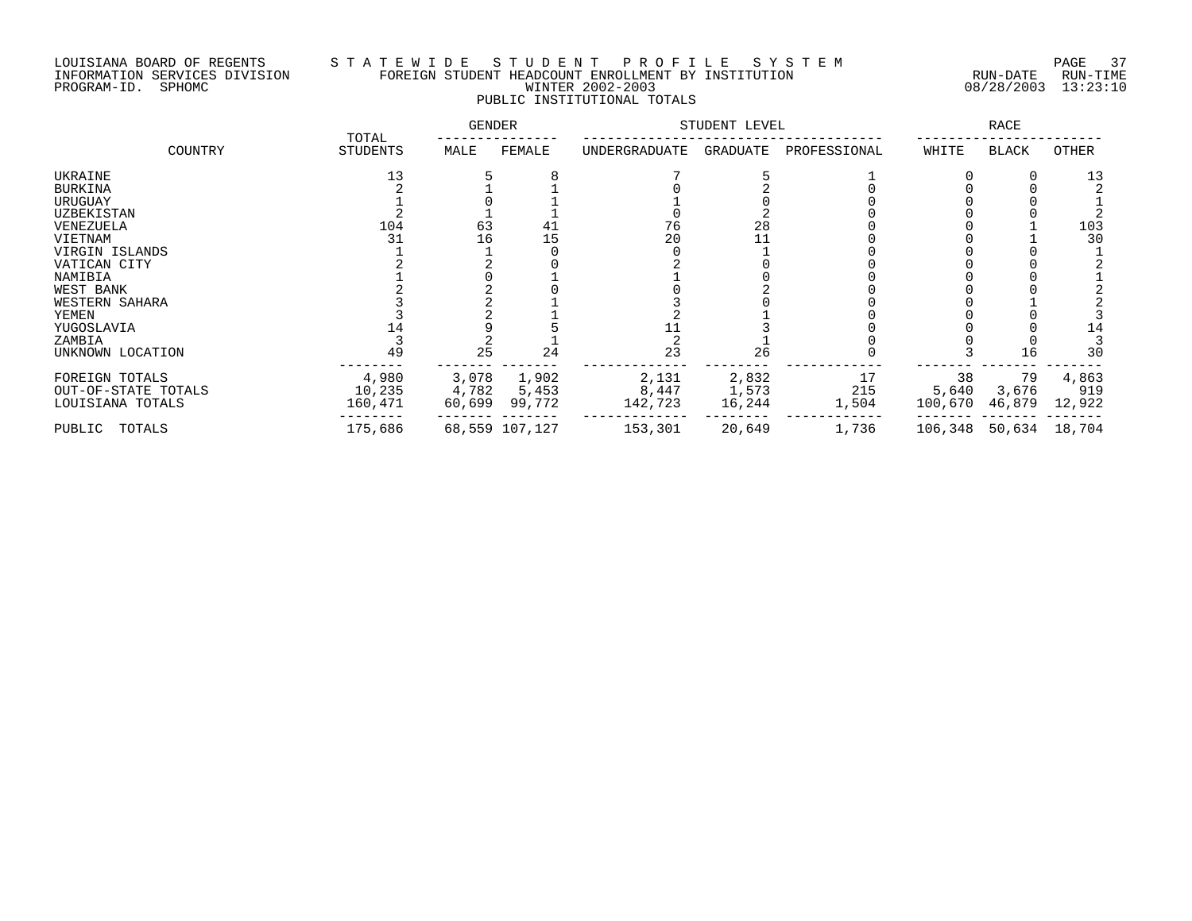LOUISIANA BOARD OF REGENTS
INFORMATION SERVICES DIVISION
PROGRAM-ID. SPHOMC

STATEWIDE STUDENT PROFILE SYSTEM
FOREIGN STUDENT HEADCOUNT ENROLLMENT BY INSTITUTION
WINTER 2002-2003
PUBLIC INSTITUTIONAL TOTALS

RUN-DATE 08/28/2003 RUN-TIME 13:23:10

| COUNTRY | TOTAL STUDENTS | GENDER | | STUDENT LEVEL | | | RACE | | |
|---|---|---|---|---|---|---|---|---|---|
| | | MALE | FEMALE | UNDERGRADUATE | GRADUATE | PROFESSIONAL | WHITE | BLACK | OTHER |
| UKRAINE | 13 | 5 | 8 | 7 | 5 | 1 | 0 | 0 | 13 |
| BURKINA | 2 | 1 | 1 | 0 | 2 | 0 | 0 | 0 | 2 |
| URUGUAY | 1 | 0 | 1 | 1 | 0 | 0 | 0 | 0 | 1 |
| UZBEKISTAN | 2 | 1 | 1 | 0 | 2 | 0 | 0 | 0 | 2 |
| VENEZUELA | 104 | 63 | 41 | 76 | 28 | 0 | 0 | 1 | 103 |
| VIETNAM | 31 | 16 | 15 | 20 | 11 | 0 | 0 | 1 | 30 |
| VIRGIN ISLANDS | 1 | 1 | 0 | 0 | 1 | 0 | 0 | 0 | 1 |
| VATICAN CITY | 2 | 2 | 0 | 2 | 0 | 0 | 0 | 0 | 2 |
| NAMIBIA | 1 | 0 | 1 | 1 | 0 | 0 | 0 | 0 | 1 |
| WEST BANK | 2 | 2 | 0 | 0 | 2 | 0 | 0 | 0 | 2 |
| WESTERN SAHARA | 3 | 2 | 1 | 3 | 0 | 0 | 0 | 1 | 2 |
| YEMEN | 3 | 2 | 1 | 2 | 1 | 0 | 0 | 0 | 3 |
| YUGOSLAVIA | 14 | 9 | 5 | 11 | 3 | 0 | 0 | 0 | 14 |
| ZAMBIA | 3 | 2 | 1 | 2 | 1 | 0 | 0 | 0 | 3 |
| UNKNOWN LOCATION | 49 | 25 | 24 | 23 | 26 | 0 | 3 | 16 | 30 |
| FOREIGN TOTALS | 4,980 | 3,078 | 1,902 | 2,131 | 2,832 | 17 | 38 | 79 | 4,863 |
| OUT-OF-STATE TOTALS | 10,235 | 4,782 | 5,453 | 8,447 | 1,573 | 215 | 5,640 | 3,676 | 919 |
| LOUISIANA TOTALS | 160,471 | 60,699 | 99,772 | 142,723 | 16,244 | 1,504 | 100,670 | 46,879 | 12,922 |
| PUBLIC TOTALS | 175,686 | 68,559 | 107,127 | 153,301 | 20,649 | 1,736 | 106,348 | 50,634 | 18,704 |